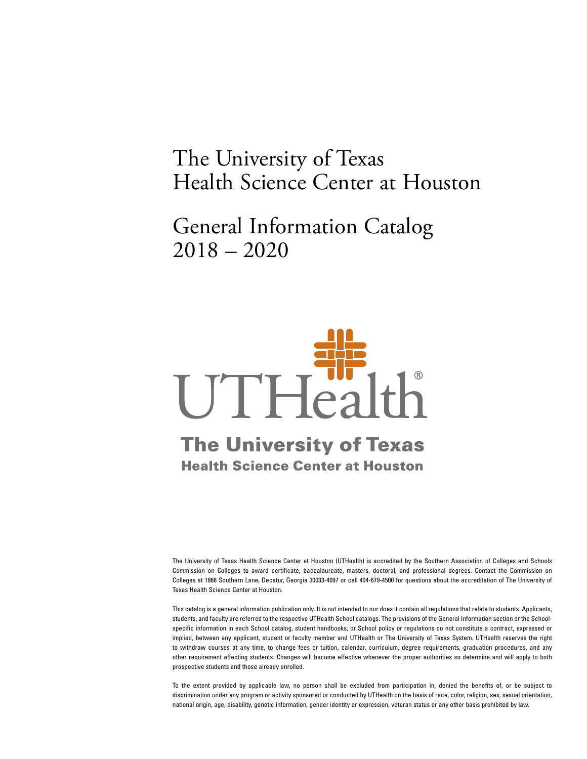# The University of Texas Health Science Center at Houston

# General Information Catalog 2018 – 2020

UTHealth®

**The University of Texas**
**Health Science Center at Houston**

The University of Texas Health Science Center at Houston (UTHealth) is accredited by the Southern Association of Colleges and Schools Commission on Colleges to award certificate, baccalaureate, masters, doctoral, and professional degrees. Contact the Commission on Colleges at 1866 Southern Lane, Decatur, Georgia 30033-4097 or call 404-679-4500 for questions about the accreditation of The University of Texas Health Science Center at Houston.

This catalog is a general information publication only. It is not intended to nor does it contain all regulations that relate to students. Applicants, students, and faculty are referred to the respective UTHealth School catalogs. The provisions of the General Information section or the School-specific information in each School catalog, student handbooks, or School policy or regulations do not constitute a contract, expressed or implied, between any applicant, student or faculty member and UTHealth or The University of Texas System. UTHealth reserves the right to withdraw courses at any time, to change fees or tuition, calendar, curriculum, degree requirements, graduation procedures, and any other requirement affecting students. Changes will become effective whenever the proper authorities so determine and will apply to both prospective students and those already enrolled.

To the extent provided by applicable law, no person shall be excluded from participation in, denied the benefits of, or be subject to discrimination under any program or activity sponsored or conducted by UTHealth on the basis of race, color, religion, sex, sexual orientation, national origin, age, disability, genetic information, gender identity or expression, veteran status or any other basis prohibited by law.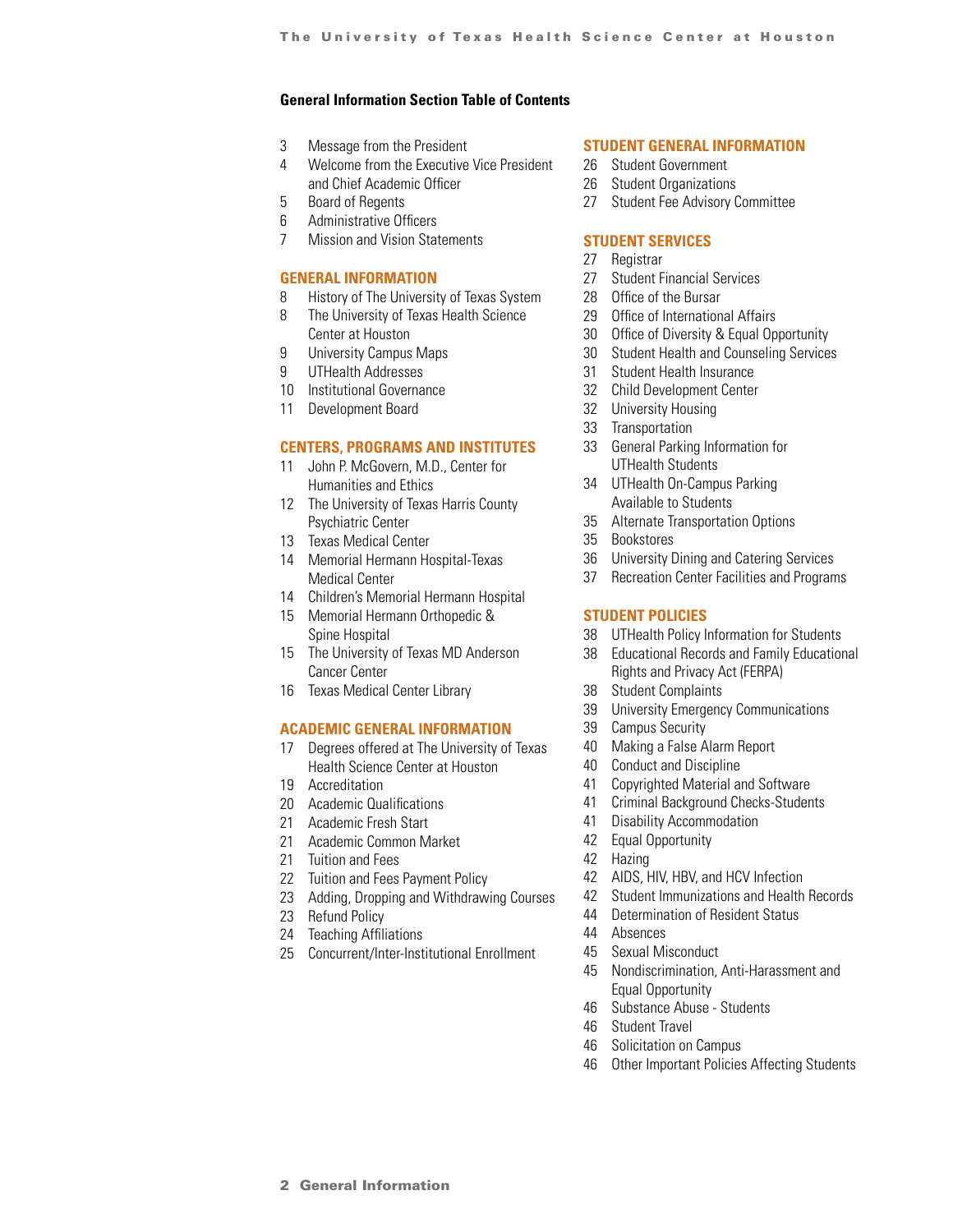## General Information Section Table of Contents

- 3 Message from the President
- 4 Welcome from the Executive Vice President and Chief Academic Officer
- 5 Board of Regents
- 6 Administrative Officers
- 7 Mission and Vision Statements

### GENERAL INFORMATION

- 8 History of The University of Texas System
- 8 The University of Texas Health Science Center at Houston
- 9 University Campus Maps
- 9 UTHealth Addresses
- 10 Institutional Governance
- 11 Development Board

### CENTERS, PROGRAMS AND INSTITUTES

- 11 John P. McGovern, M.D., Center for Humanities and Ethics
- 12 The University of Texas Harris County Psychiatric Center
- 13 Texas Medical Center
- 14 Memorial Hermann Hospital-Texas Medical Center
- 14 Children's Memorial Hermann Hospital
- 15 Memorial Hermann Orthopedic & Spine Hospital
- 15 The University of Texas MD Anderson Cancer Center
- 16 Texas Medical Center Library

### ACADEMIC GENERAL INFORMATION

- 17 Degrees offered at The University of Texas Health Science Center at Houston
- 19 Accreditation
- 20 Academic Qualifications
- 21 Academic Fresh Start
- 21 Academic Common Market
- 21 Tuition and Fees
- 22 Tuition and Fees Payment Policy
- 23 Adding, Dropping and Withdrawing Courses
- 23 Refund Policy
- 24 Teaching Affiliations
- 25 Concurrent/Inter-Institutional Enrollment

### STUDENT GENERAL INFORMATION

- 26 Student Government
- 26 Student Organizations
- 27 Student Fee Advisory Committee

### STUDENT SERVICES

- 27 Registrar
- 27 Student Financial Services
- 28 Office of the Bursar
- 29 Office of International Affairs
- 30 Office of Diversity & Equal Opportunity
- 30 Student Health and Counseling Services
- 31 Student Health Insurance
- 32 Child Development Center
- 32 University Housing
- 33 Transportation
- 33 General Parking Information for UTHealth Students
- 34 UTHealth On-Campus Parking Available to Students
- 35 Alternate Transportation Options
- 35 Bookstores
- 36 University Dining and Catering Services
- 37 Recreation Center Facilities and Programs

### STUDENT POLICIES

- 38 UTHealth Policy Information for Students
- 38 Educational Records and Family Educational Rights and Privacy Act (FERPA)
- 38 Student Complaints
- 39 University Emergency Communications
- 39 Campus Security
- 40 Making a False Alarm Report
- 40 Conduct and Discipline
- 41 Copyrighted Material and Software
- 41 Criminal Background Checks-Students
- 41 Disability Accommodation
- 42 Equal Opportunity
- 42 Hazing
- 42 AIDS, HIV, HBV, and HCV Infection
- 42 Student Immunizations and Health Records
- 44 Determination of Resident Status
- 44 Absences
- 45 Sexual Misconduct
- 45 Nondiscrimination, Anti-Harassment and Equal Opportunity
- 46 Substance Abuse - Students
- 46 Student Travel
- 46 Solicitation on Campus
- 46 Other Important Policies Affecting Students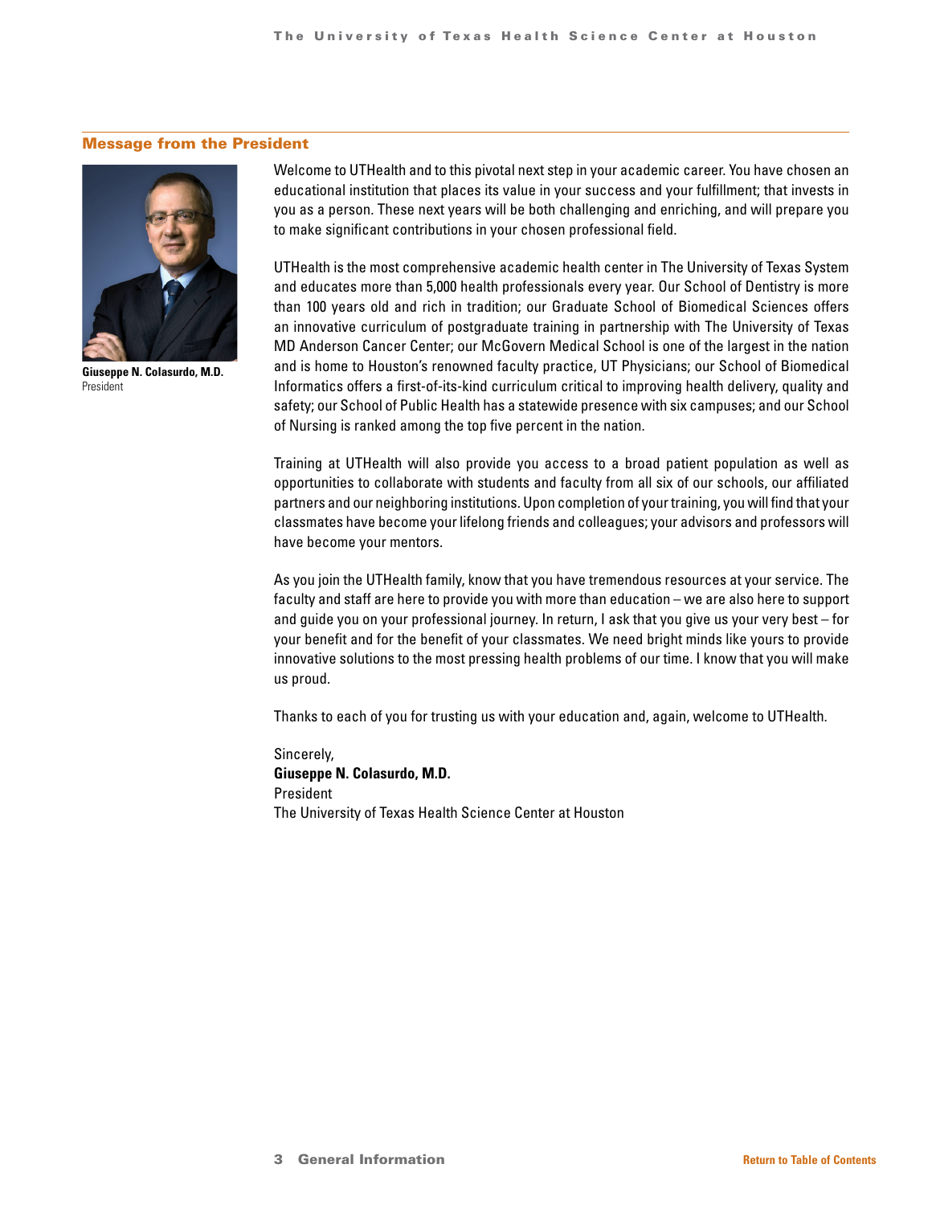## Message from the President

**Giuseppe N. Colasurdo, M.D.**
President

Welcome to UTHealth and to this pivotal next step in your academic career. You have chosen an educational institution that places its value in your success and your fulfillment; that invests in you as a person. These next years will be both challenging and enriching, and will prepare you to make significant contributions in your chosen professional field.

UTHealth is the most comprehensive academic health center in The University of Texas System and educates more than 5,000 health professionals every year. Our School of Dentistry is more than 100 years old and rich in tradition; our Graduate School of Biomedical Sciences offers an innovative curriculum of postgraduate training in partnership with The University of Texas MD Anderson Cancer Center; our McGovern Medical School is one of the largest in the nation and is home to Houston's renowned faculty practice, UT Physicians; our School of Biomedical Informatics offers a first-of-its-kind curriculum critical to improving health delivery, quality and safety; our School of Public Health has a statewide presence with six campuses; and our School of Nursing is ranked among the top five percent in the nation.

Training at UTHealth will also provide you access to a broad patient population as well as opportunities to collaborate with students and faculty from all six of our schools, our affiliated partners and our neighboring institutions. Upon completion of your training, you will find that your classmates have become your lifelong friends and colleagues; your advisors and professors will have become your mentors.

As you join the UTHealth family, know that you have tremendous resources at your service. The faculty and staff are here to provide you with more than education – we are also here to support and guide you on your professional journey. In return, I ask that you give us your very best – for your benefit and for the benefit of your classmates. We need bright minds like yours to provide innovative solutions to the most pressing health problems of our time. I know that you will make us proud.

Thanks to each of you for trusting us with your education and, again, welcome to UTHealth.

Sincerely,
**Giuseppe N. Colasurdo, M.D.**
President
The University of Texas Health Science Center at Houston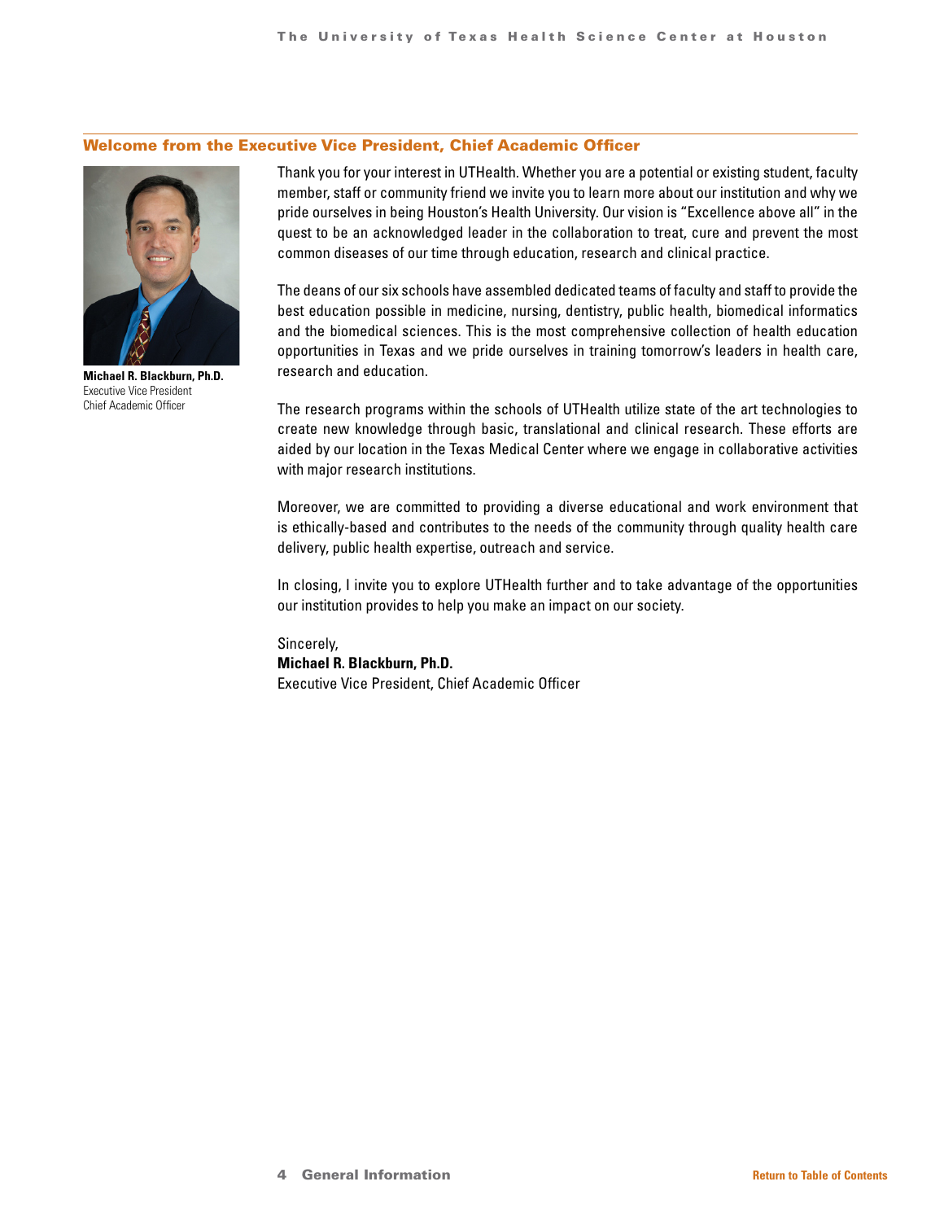## Welcome from the Executive Vice President, Chief Academic Officer

**Michael R. Blackburn, Ph.D.**
Executive Vice President
Chief Academic Officer

Thank you for your interest in UTHealth. Whether you are a potential or existing student, faculty member, staff or community friend we invite you to learn more about our institution and why we pride ourselves in being Houston's Health University. Our vision is "Excellence above all" in the quest to be an acknowledged leader in the collaboration to treat, cure and prevent the most common diseases of our time through education, research and clinical practice.

The deans of our six schools have assembled dedicated teams of faculty and staff to provide the best education possible in medicine, nursing, dentistry, public health, biomedical informatics and the biomedical sciences. This is the most comprehensive collection of health education opportunities in Texas and we pride ourselves in training tomorrow's leaders in health care, research and education.

The research programs within the schools of UTHealth utilize state of the art technologies to create new knowledge through basic, translational and clinical research. These efforts are aided by our location in the Texas Medical Center where we engage in collaborative activities with major research institutions.

Moreover, we are committed to providing a diverse educational and work environment that is ethically-based and contributes to the needs of the community through quality health care delivery, public health expertise, outreach and service.

In closing, I invite you to explore UTHealth further and to take advantage of the opportunities our institution provides to help you make an impact on our society.

Sincerely,
**Michael R. Blackburn, Ph.D.**
Executive Vice President, Chief Academic Officer

Return to Table of Contents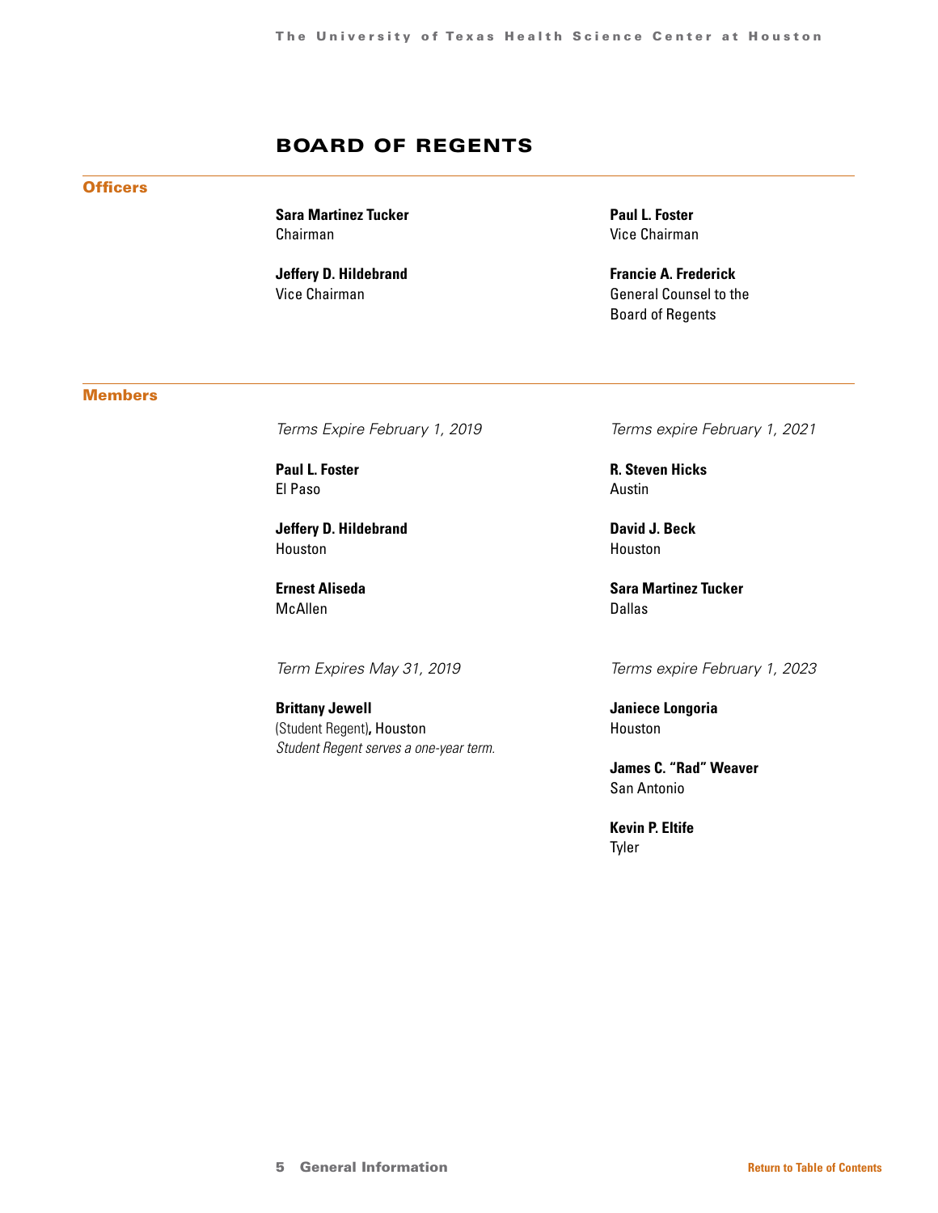# BOARD OF REGENTS

## Officers

**Sara Martinez Tucker**
Chairman

**Jeffery D. Hildebrand**
Vice Chairman

**Paul L. Foster**
Vice Chairman

**Francie A. Frederick**
General Counsel to the Board of Regents

## Members

*Terms Expire February 1, 2019*

**Paul L. Foster**
El Paso

**Jeffery D. Hildebrand**
Houston

**Ernest Aliseda**
McAllen

*Term Expires May 31, 2019*

**Brittany Jewell**
(Student Regent), Houston
*Student Regent serves a one-year term.*

*Terms expire February 1, 2021*

**R. Steven Hicks**
Austin

**David J. Beck**
Houston

**Sara Martinez Tucker**
Dallas

*Terms expire February 1, 2023*

**Janiece Longoria**
Houston

**James C. "Rad" Weaver**
San Antonio

**Kevin P. Eltife**
Tyler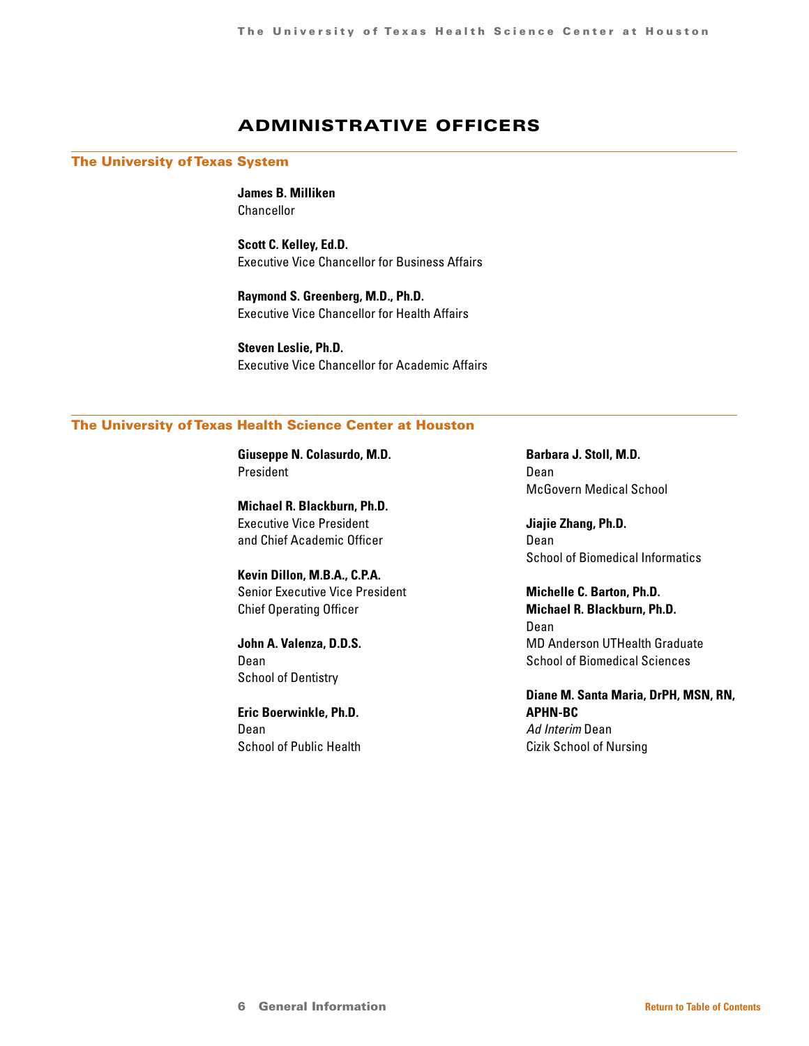# ADMINISTRATIVE OFFICERS

## The University of Texas System

**James B. Milliken**
Chancellor

**Scott C. Kelley, Ed.D.**
Executive Vice Chancellor for Business Affairs

**Raymond S. Greenberg, M.D., Ph.D.**
Executive Vice Chancellor for Health Affairs

**Steven Leslie, Ph.D.**
Executive Vice Chancellor for Academic Affairs

## The University of Texas Health Science Center at Houston

**Giuseppe N. Colasurdo, M.D.**
President

**Michael R. Blackburn, Ph.D.**
Executive Vice President
and Chief Academic Officer

**Kevin Dillon, M.B.A., C.P.A.**
Senior Executive Vice President
Chief Operating Officer

**John A. Valenza, D.D.S.**
Dean
School of Dentistry

**Eric Boerwinkle, Ph.D.**
Dean
School of Public Health

**Barbara J. Stoll, M.D.**
Dean
McGovern Medical School

**Jiajie Zhang, Ph.D.**
Dean
School of Biomedical Informatics

**Michelle C. Barton, Ph.D.**
**Michael R. Blackburn, Ph.D.**
Dean
MD Anderson UTHealth Graduate
School of Biomedical Sciences

**Diane M. Santa Maria, DrPH, MSN, RN, APHN-BC**
*Ad Interim* Dean
Cizik School of Nursing

Return to Table of Contents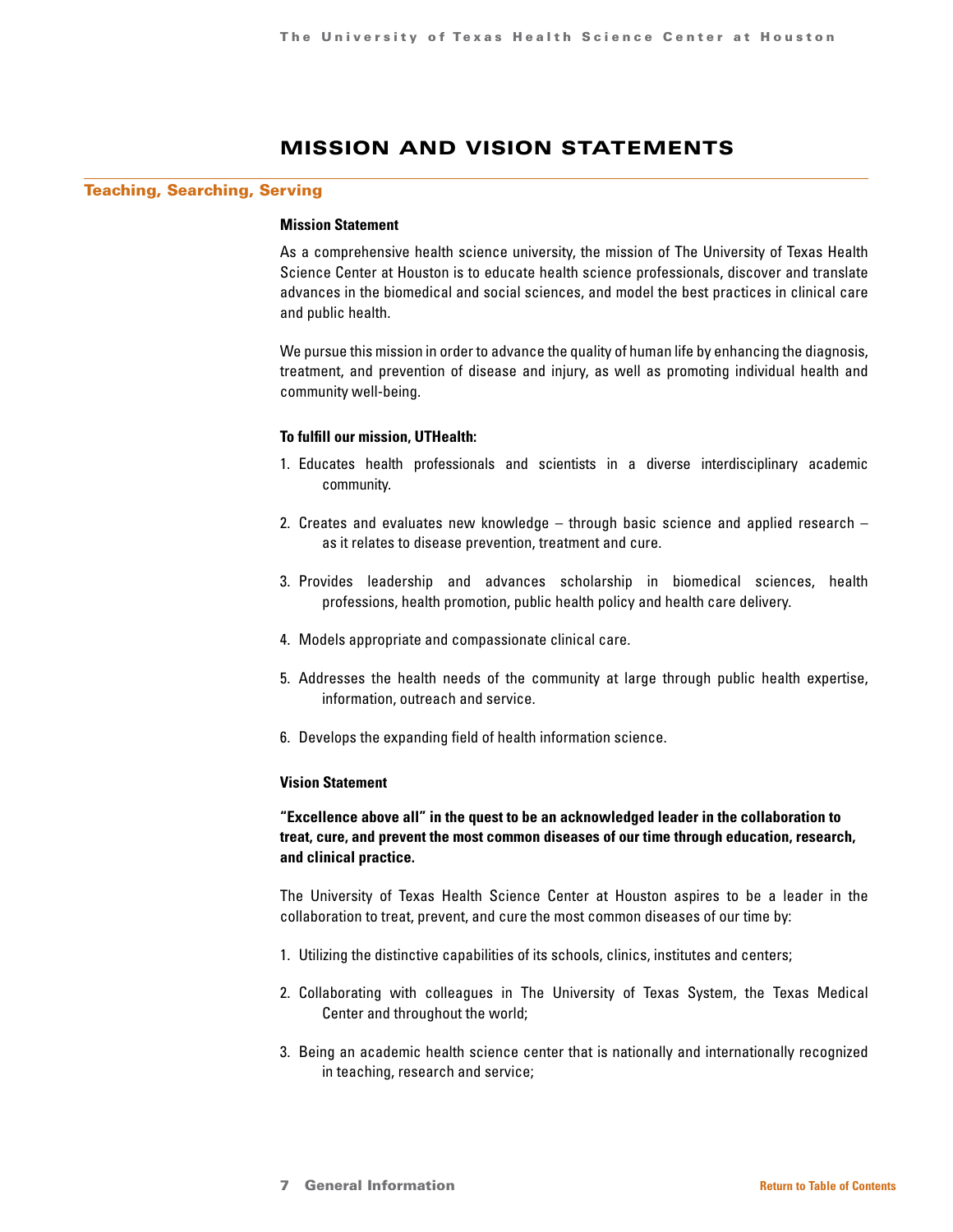# MISSION AND VISION STATEMENTS

## Teaching, Searching, Serving

### Mission Statement

As a comprehensive health science university, the mission of The University of Texas Health Science Center at Houston is to educate health science professionals, discover and translate advances in the biomedical and social sciences, and model the best practices in clinical care and public health.

We pursue this mission in order to advance the quality of human life by enhancing the diagnosis, treatment, and prevention of disease and injury, as well as promoting individual health and community well-being.

**To fulfill our mission, UTHealth:**

1. Educates health professionals and scientists in a diverse interdisciplinary academic community.
2. Creates and evaluates new knowledge – through basic science and applied research – as it relates to disease prevention, treatment and cure.
3. Provides leadership and advances scholarship in biomedical sciences, health professions, health promotion, public health policy and health care delivery.
4. Models appropriate and compassionate clinical care.
5. Addresses the health needs of the community at large through public health expertise, information, outreach and service.
6. Develops the expanding field of health information science.

### Vision Statement

**"Excellence above all" in the quest to be an acknowledged leader in the collaboration to treat, cure, and prevent the most common diseases of our time through education, research, and clinical practice.**

The University of Texas Health Science Center at Houston aspires to be a leader in the collaboration to treat, prevent, and cure the most common diseases of our time by:

1. Utilizing the distinctive capabilities of its schools, clinics, institutes and centers;
2. Collaborating with colleagues in The University of Texas System, the Texas Medical Center and throughout the world;
3. Being an academic health science center that is nationally and internationally recognized in teaching, research and service;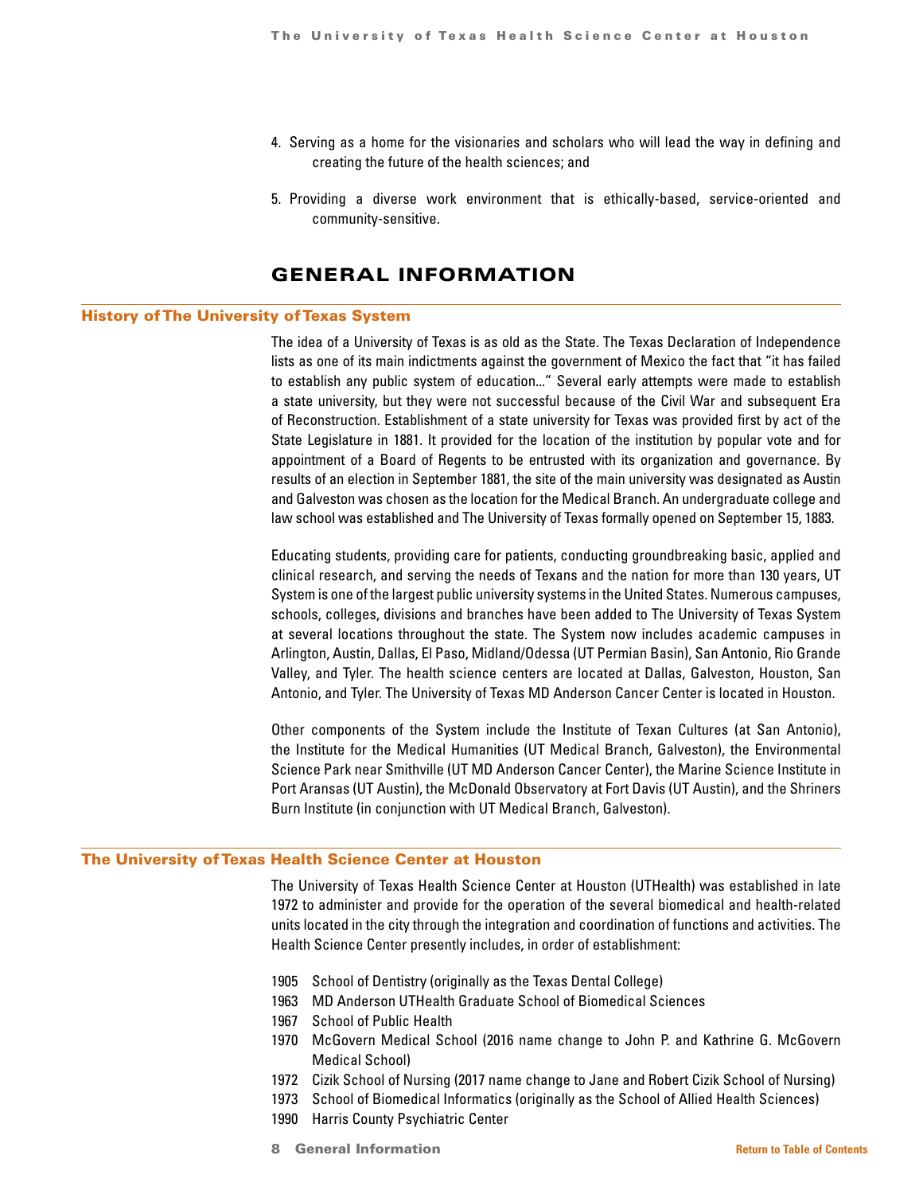4. Serving as a home for the visionaries and scholars who will lead the way in defining and creating the future of the health sciences; and

5. Providing a diverse work environment that is ethically-based, service-oriented and community-sensitive.

# GENERAL INFORMATION

## History of The University of Texas System

The idea of a University of Texas is as old as the State. The Texas Declaration of Independence lists as one of its main indictments against the government of Mexico the fact that "it has failed to establish any public system of education..." Several early attempts were made to establish a state university, but they were not successful because of the Civil War and subsequent Era of Reconstruction. Establishment of a state university for Texas was provided first by act of the State Legislature in 1881. It provided for the location of the institution by popular vote and for appointment of a Board of Regents to be entrusted with its organization and governance. By results of an election in September 1881, the site of the main university was designated as Austin and Galveston was chosen as the location for the Medical Branch. An undergraduate college and law school was established and The University of Texas formally opened on September 15, 1883.

Educating students, providing care for patients, conducting groundbreaking basic, applied and clinical research, and serving the needs of Texans and the nation for more than 130 years, UT System is one of the largest public university systems in the United States. Numerous campuses, schools, colleges, divisions and branches have been added to The University of Texas System at several locations throughout the state. The System now includes academic campuses in Arlington, Austin, Dallas, El Paso, Midland/Odessa (UT Permian Basin), San Antonio, Rio Grande Valley, and Tyler. The health science centers are located at Dallas, Galveston, Houston, San Antonio, and Tyler. The University of Texas MD Anderson Cancer Center is located in Houston.

Other components of the System include the Institute of Texan Cultures (at San Antonio), the Institute for the Medical Humanities (UT Medical Branch, Galveston), the Environmental Science Park near Smithville (UT MD Anderson Cancer Center), the Marine Science Institute in Port Aransas (UT Austin), the McDonald Observatory at Fort Davis (UT Austin), and the Shriners Burn Institute (in conjunction with UT Medical Branch, Galveston).

## The University of Texas Health Science Center at Houston

The University of Texas Health Science Center at Houston (UTHealth) was established in late 1972 to administer and provide for the operation of the several biomedical and health-related units located in the city through the integration and coordination of functions and activities. The Health Science Center presently includes, in order of establishment:

- 1905 School of Dentistry (originally as the Texas Dental College)
- 1963 MD Anderson UTHealth Graduate School of Biomedical Sciences
- 1967 School of Public Health
- 1970 McGovern Medical School (2016 name change to John P. and Kathrine G. McGovern Medical School)
- 1972 Cizik School of Nursing (2017 name change to Jane and Robert Cizik School of Nursing)
- 1973 School of Biomedical Informatics (originally as the School of Allied Health Sciences)
- 1990 Harris County Psychiatric Center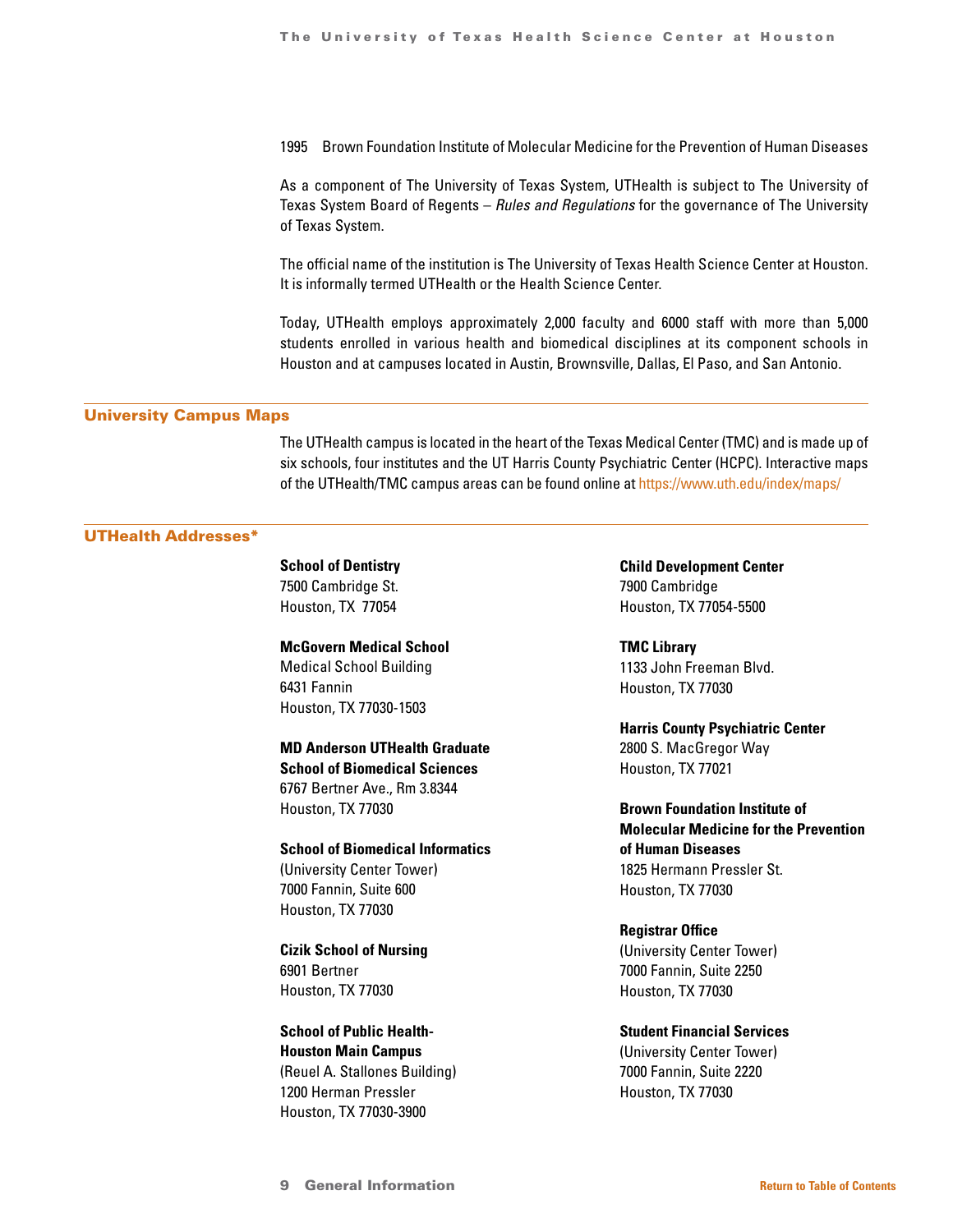1995 Brown Foundation Institute of Molecular Medicine for the Prevention of Human Diseases

As a component of The University of Texas System, UTHealth is subject to The University of Texas System Board of Regents – *Rules and Regulations* for the governance of The University of Texas System.

The official name of the institution is The University of Texas Health Science Center at Houston. It is informally termed UTHealth or the Health Science Center.

Today, UTHealth employs approximately 2,000 faculty and 6000 staff with more than 5,000 students enrolled in various health and biomedical disciplines at its component schools in Houston and at campuses located in Austin, Brownsville, Dallas, El Paso, and San Antonio.

## University Campus Maps

The UTHealth campus is located in the heart of the Texas Medical Center (TMC) and is made up of six schools, four institutes and the UT Harris County Psychiatric Center (HCPC). Interactive maps of the UTHealth/TMC campus areas can be found online at https://www.uth.edu/index/maps/

## UTHealth Addresses*

**School of Dentistry**
7500 Cambridge St.
Houston, TX 77054

**McGovern Medical School**
Medical School Building
6431 Fannin
Houston, TX 77030-1503

**MD Anderson UTHealth Graduate School of Biomedical Sciences**
6767 Bertner Ave., Rm 3.8344
Houston, TX 77030

**School of Biomedical Informatics**
(University Center Tower)
7000 Fannin, Suite 600
Houston, TX 77030

**Cizik School of Nursing**
6901 Bertner
Houston, TX 77030

**School of Public Health-Houston Main Campus**
(Reuel A. Stallones Building)
1200 Herman Pressler
Houston, TX 77030-3900

**Child Development Center**
7900 Cambridge
Houston, TX 77054-5500

**TMC Library**
1133 John Freeman Blvd.
Houston, TX 77030

**Harris County Psychiatric Center**
2800 S. MacGregor Way
Houston, TX 77021

**Brown Foundation Institute of Molecular Medicine for the Prevention of Human Diseases**
1825 Hermann Pressler St.
Houston, TX 77030

**Registrar Office**
(University Center Tower)
7000 Fannin, Suite 2250
Houston, TX 77030

**Student Financial Services**
(University Center Tower)
7000 Fannin, Suite 2220
Houston, TX 77030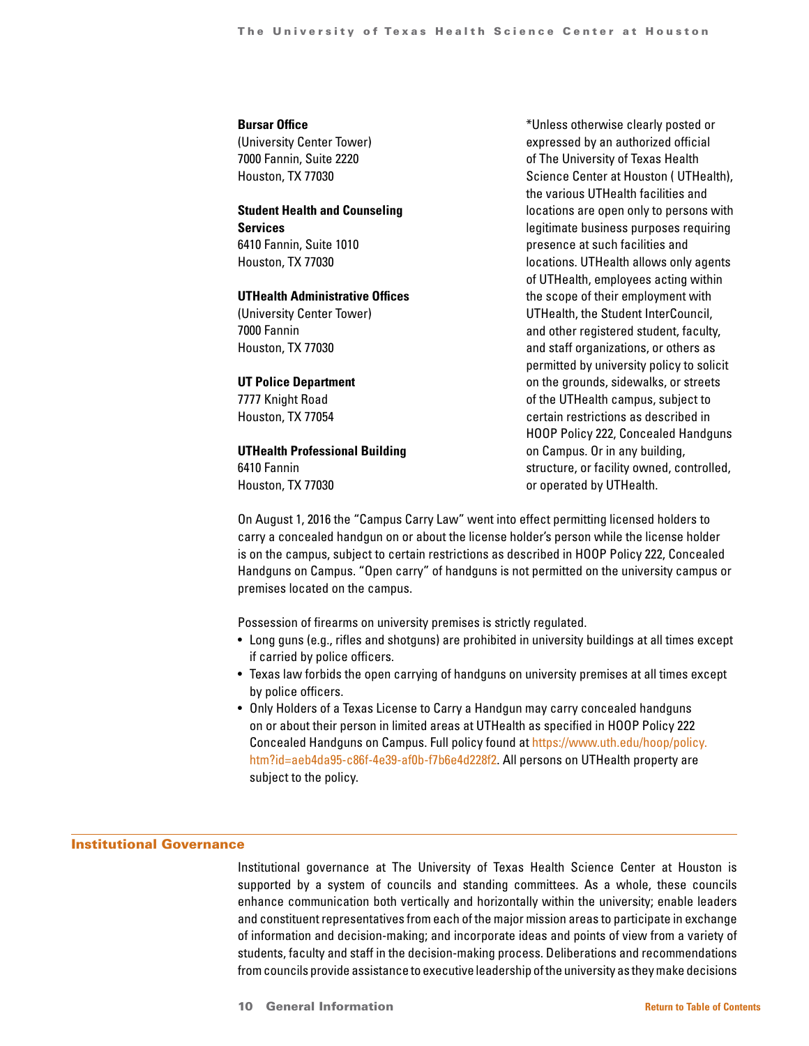**Bursar Office**
(University Center Tower)
7000 Fannin, Suite 2220
Houston, TX 77030

**Student Health and Counseling Services**
6410 Fannin, Suite 1010
Houston, TX 77030

**UTHealth Administrative Offices**
(University Center Tower)
7000 Fannin
Houston, TX 77030

**UT Police Department**
7777 Knight Road
Houston, TX 77054

**UTHealth Professional Building**
6410 Fannin
Houston, TX 77030

*Unless otherwise clearly posted or expressed by an authorized official of The University of Texas Health Science Center at Houston ( UTHealth), the various UTHealth facilities and locations are open only to persons with legitimate business purposes requiring presence at such facilities and locations. UTHealth allows only agents of UTHealth, employees acting within the scope of their employment with UTHealth, the Student InterCouncil, and other registered student, faculty, and staff organizations, or others as permitted by university policy to solicit on the grounds, sidewalks, or streets of the UTHealth campus, subject to certain restrictions as described in HOOP Policy 222, Concealed Handguns on Campus. Or in any building, structure, or facility owned, controlled, or operated by UTHealth.

On August 1, 2016 the "Campus Carry Law" went into effect permitting licensed holders to carry a concealed handgun on or about the license holder's person while the license holder is on the campus, subject to certain restrictions as described in HOOP Policy 222, Concealed Handguns on Campus. "Open carry" of handguns is not permitted on the university campus or premises located on the campus.

Possession of firearms on university premises is strictly regulated.

- Long guns (e.g., rifles and shotguns) are prohibited in university buildings at all times except if carried by police officers.
- Texas law forbids the open carrying of handguns on university premises at all times except by police officers.
- Only Holders of a Texas License to Carry a Handgun may carry concealed handguns on or about their person in limited areas at UTHealth as specified in HOOP Policy 222 Concealed Handguns on Campus. Full policy found at https://www.uth.edu/hoop/policy.htm?id=aeb4da95-c86f-4e39-af0b-f7b6e4d228f2. All persons on UTHealth property are subject to the policy.

## Institutional Governance

Institutional governance at The University of Texas Health Science Center at Houston is supported by a system of councils and standing committees. As a whole, these councils enhance communication both vertically and horizontally within the university; enable leaders and constituent representatives from each of the major mission areas to participate in exchange of information and decision-making; and incorporate ideas and points of view from a variety of students, faculty and staff in the decision-making process. Deliberations and recommendations from councils provide assistance to executive leadership of the university as they make decisions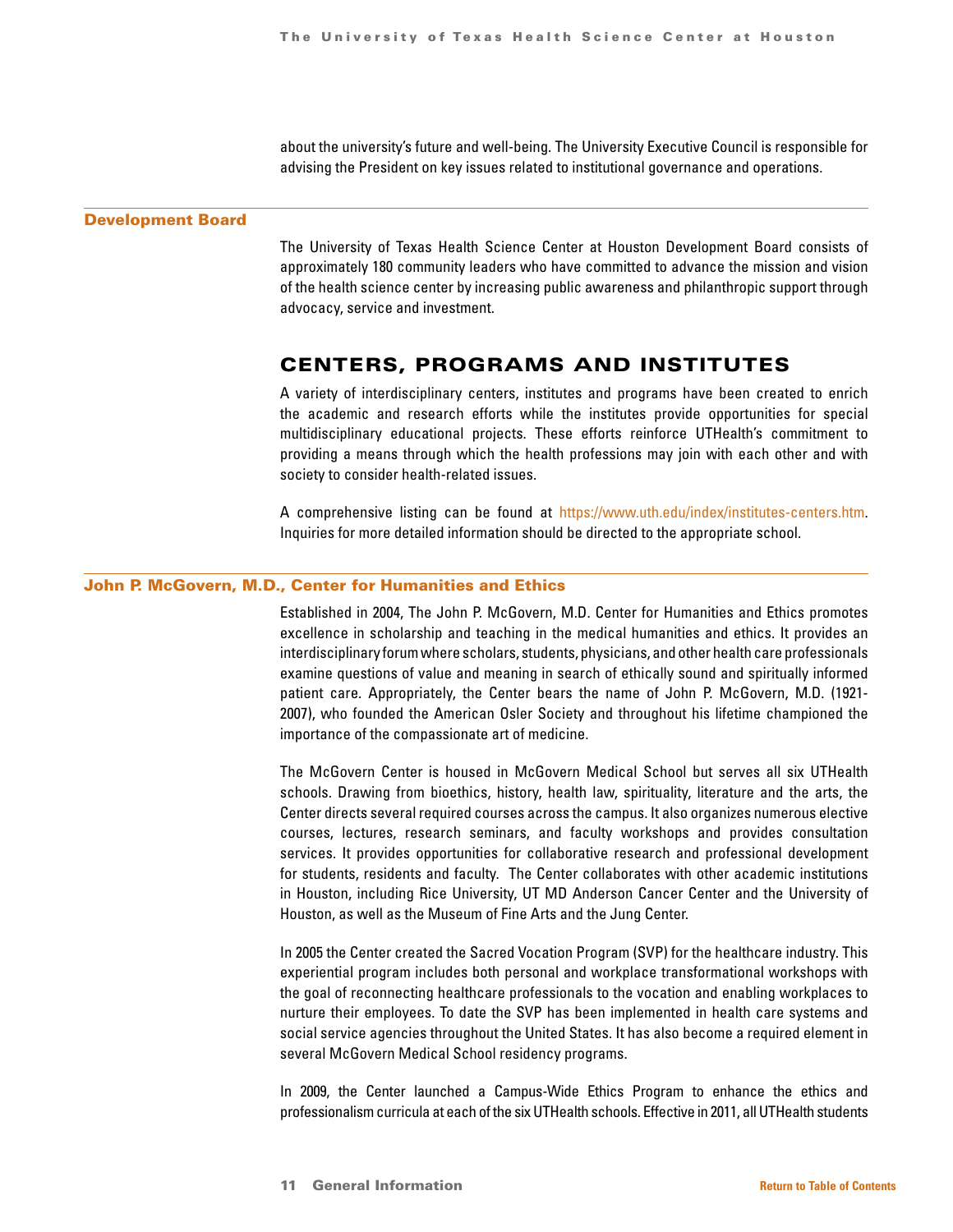about the university's future and well-being. The University Executive Council is responsible for advising the President on key issues related to institutional governance and operations.

### Development Board

The University of Texas Health Science Center at Houston Development Board consists of approximately 180 community leaders who have committed to advance the mission and vision of the health science center by increasing public awareness and philanthropic support through advocacy, service and investment.

## CENTERS, PROGRAMS AND INSTITUTES

A variety of interdisciplinary centers, institutes and programs have been created to enrich the academic and research efforts while the institutes provide opportunities for special multidisciplinary educational projects. These efforts reinforce UTHealth's commitment to providing a means through which the health professions may join with each other and with society to consider health-related issues.

A comprehensive listing can be found at https://www.uth.edu/index/institutes-centers.htm. Inquiries for more detailed information should be directed to the appropriate school.

### John P. McGovern, M.D., Center for Humanities and Ethics

Established in 2004, The John P. McGovern, M.D. Center for Humanities and Ethics promotes excellence in scholarship and teaching in the medical humanities and ethics. It provides an interdisciplinary forum where scholars, students, physicians, and other health care professionals examine questions of value and meaning in search of ethically sound and spiritually informed patient care. Appropriately, the Center bears the name of John P. McGovern, M.D. (1921-2007), who founded the American Osler Society and throughout his lifetime championed the importance of the compassionate art of medicine.

The McGovern Center is housed in McGovern Medical School but serves all six UTHealth schools. Drawing from bioethics, history, health law, spirituality, literature and the arts, the Center directs several required courses across the campus. It also organizes numerous elective courses, lectures, research seminars, and faculty workshops and provides consultation services. It provides opportunities for collaborative research and professional development for students, residents and faculty. The Center collaborates with other academic institutions in Houston, including Rice University, UT MD Anderson Cancer Center and the University of Houston, as well as the Museum of Fine Arts and the Jung Center.

In 2005 the Center created the Sacred Vocation Program (SVP) for the healthcare industry. This experiential program includes both personal and workplace transformational workshops with the goal of reconnecting healthcare professionals to the vocation and enabling workplaces to nurture their employees. To date the SVP has been implemented in health care systems and social service agencies throughout the United States. It has also become a required element in several McGovern Medical School residency programs.

In 2009, the Center launched a Campus-Wide Ethics Program to enhance the ethics and professionalism curricula at each of the six UTHealth schools. Effective in 2011, all UTHealth students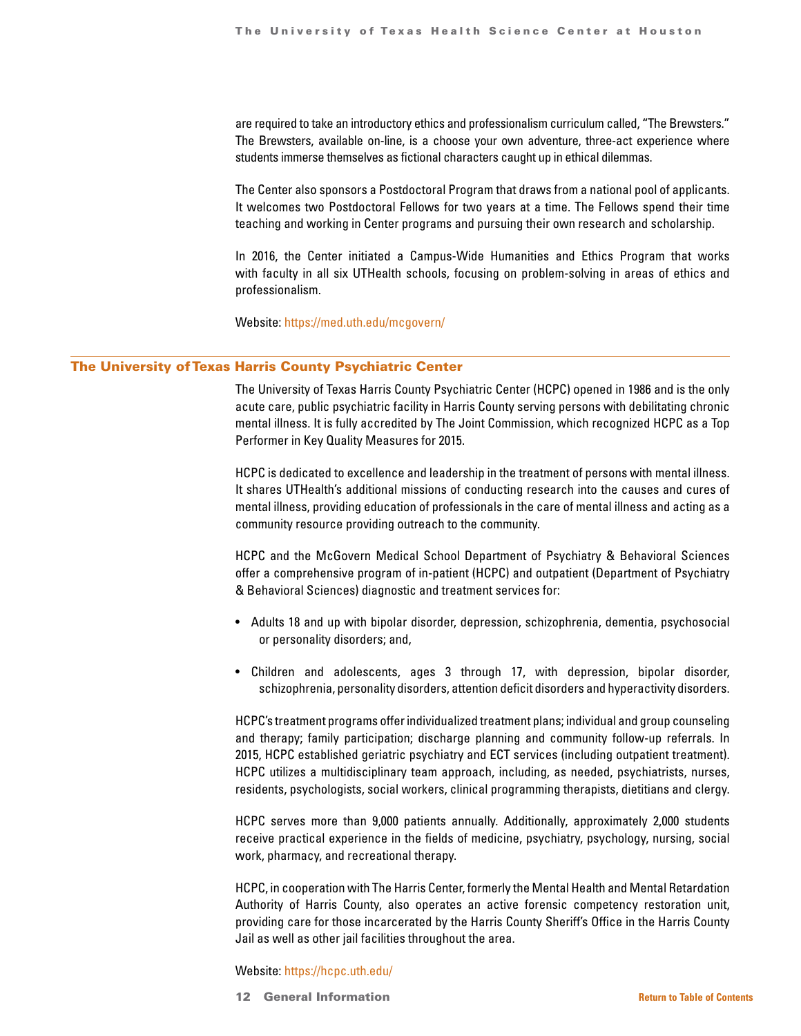are required to take an introductory ethics and professionalism curriculum called, "The Brewsters." The Brewsters, available on-line, is a choose your own adventure, three-act experience where students immerse themselves as fictional characters caught up in ethical dilemmas.

The Center also sponsors a Postdoctoral Program that draws from a national pool of applicants. It welcomes two Postdoctoral Fellows for two years at a time. The Fellows spend their time teaching and working in Center programs and pursuing their own research and scholarship.

In 2016, the Center initiated a Campus-Wide Humanities and Ethics Program that works with faculty in all six UTHealth schools, focusing on problem-solving in areas of ethics and professionalism.

Website: https://med.uth.edu/mcgovern/

## The University of Texas Harris County Psychiatric Center

The University of Texas Harris County Psychiatric Center (HCPC) opened in 1986 and is the only acute care, public psychiatric facility in Harris County serving persons with debilitating chronic mental illness. It is fully accredited by The Joint Commission, which recognized HCPC as a Top Performer in Key Quality Measures for 2015.

HCPC is dedicated to excellence and leadership in the treatment of persons with mental illness. It shares UTHealth's additional missions of conducting research into the causes and cures of mental illness, providing education of professionals in the care of mental illness and acting as a community resource providing outreach to the community.

HCPC and the McGovern Medical School Department of Psychiatry & Behavioral Sciences offer a comprehensive program of in-patient (HCPC) and outpatient (Department of Psychiatry & Behavioral Sciences) diagnostic and treatment services for:

- Adults 18 and up with bipolar disorder, depression, schizophrenia, dementia, psychosocial or personality disorders; and,
- Children and adolescents, ages 3 through 17, with depression, bipolar disorder, schizophrenia, personality disorders, attention deficit disorders and hyperactivity disorders.

HCPC's treatment programs offer individualized treatment plans; individual and group counseling and therapy; family participation; discharge planning and community follow-up referrals. In 2015, HCPC established geriatric psychiatry and ECT services (including outpatient treatment). HCPC utilizes a multidisciplinary team approach, including, as needed, psychiatrists, nurses, residents, psychologists, social workers, clinical programming therapists, dietitians and clergy.

HCPC serves more than 9,000 patients annually. Additionally, approximately 2,000 students receive practical experience in the fields of medicine, psychiatry, psychology, nursing, social work, pharmacy, and recreational therapy.

HCPC, in cooperation with The Harris Center, formerly the Mental Health and Mental Retardation Authority of Harris County, also operates an active forensic competency restoration unit, providing care for those incarcerated by the Harris County Sheriff's Office in the Harris County Jail as well as other jail facilities throughout the area.

Website: https://hcpc.uth.edu/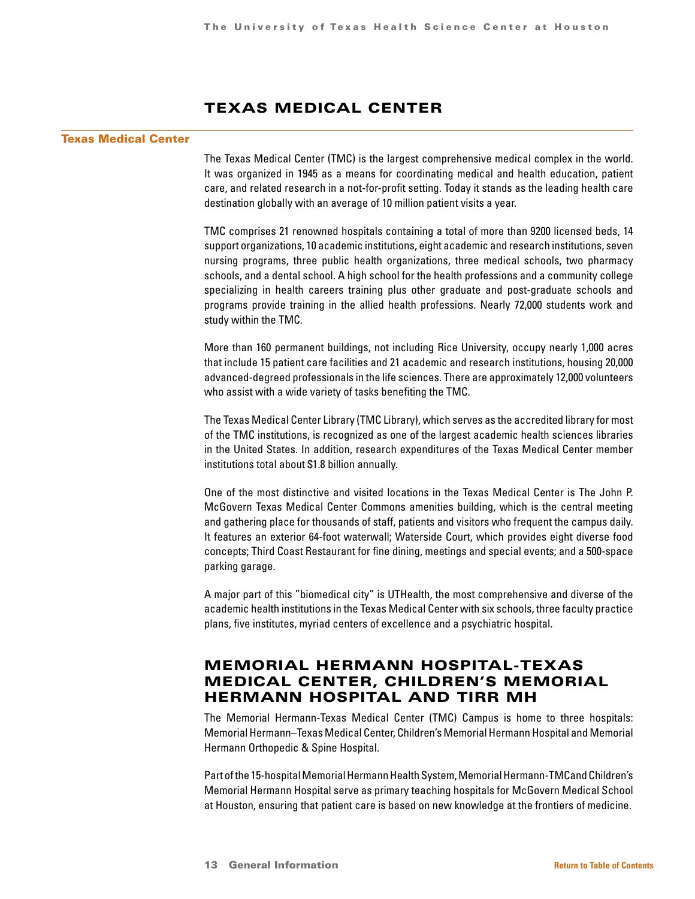# TEXAS MEDICAL CENTER

## Texas Medical Center

The Texas Medical Center (TMC) is the largest comprehensive medical complex in the world. It was organized in 1945 as a means for coordinating medical and health education, patient care, and related research in a not-for-profit setting. Today it stands as the leading health care destination globally with an average of 10 million patient visits a year.

TMC comprises 21 renowned hospitals containing a total of more than 9200 licensed beds, 14 support organizations, 10 academic institutions, eight academic and research institutions, seven nursing programs, three public health organizations, three medical schools, two pharmacy schools, and a dental school. A high school for the health professions and a community college specializing in health careers training plus other graduate and post-graduate schools and programs provide training in the allied health professions. Nearly 72,000 students work and study within the TMC.

More than 160 permanent buildings, not including Rice University, occupy nearly 1,000 acres that include 15 patient care facilities and 21 academic and research institutions, housing 20,000 advanced-degreed professionals in the life sciences. There are approximately 12,000 volunteers who assist with a wide variety of tasks benefiting the TMC.

The Texas Medical Center Library (TMC Library), which serves as the accredited library for most of the TMC institutions, is recognized as one of the largest academic health sciences libraries in the United States. In addition, research expenditures of the Texas Medical Center member institutions total about $1.8 billion annually.

One of the most distinctive and visited locations in the Texas Medical Center is The John P. McGovern Texas Medical Center Commons amenities building, which is the central meeting and gathering place for thousands of staff, patients and visitors who frequent the campus daily. It features an exterior 64-foot waterwall; Waterside Court, which provides eight diverse food concepts; Third Coast Restaurant for fine dining, meetings and special events; and a 500-space parking garage.

A major part of this "biomedical city" is UTHealth, the most comprehensive and diverse of the academic health institutions in the Texas Medical Center with six schools, three faculty practice plans, five institutes, myriad centers of excellence and a psychiatric hospital.

# MEMORIAL HERMANN HOSPITAL-TEXAS MEDICAL CENTER, CHILDREN'S MEMORIAL HERMANN HOSPITAL AND TIRR MH

The Memorial Hermann-Texas Medical Center (TMC) Campus is home to three hospitals: Memorial Hermann–Texas Medical Center, Children's Memorial Hermann Hospital and Memorial Hermann Orthopedic & Spine Hospital.

Part of the 15-hospital Memorial Hermann Health System, Memorial Hermann-TMCand Children's Memorial Hermann Hospital serve as primary teaching hospitals for McGovern Medical School at Houston, ensuring that patient care is based on new knowledge at the frontiers of medicine.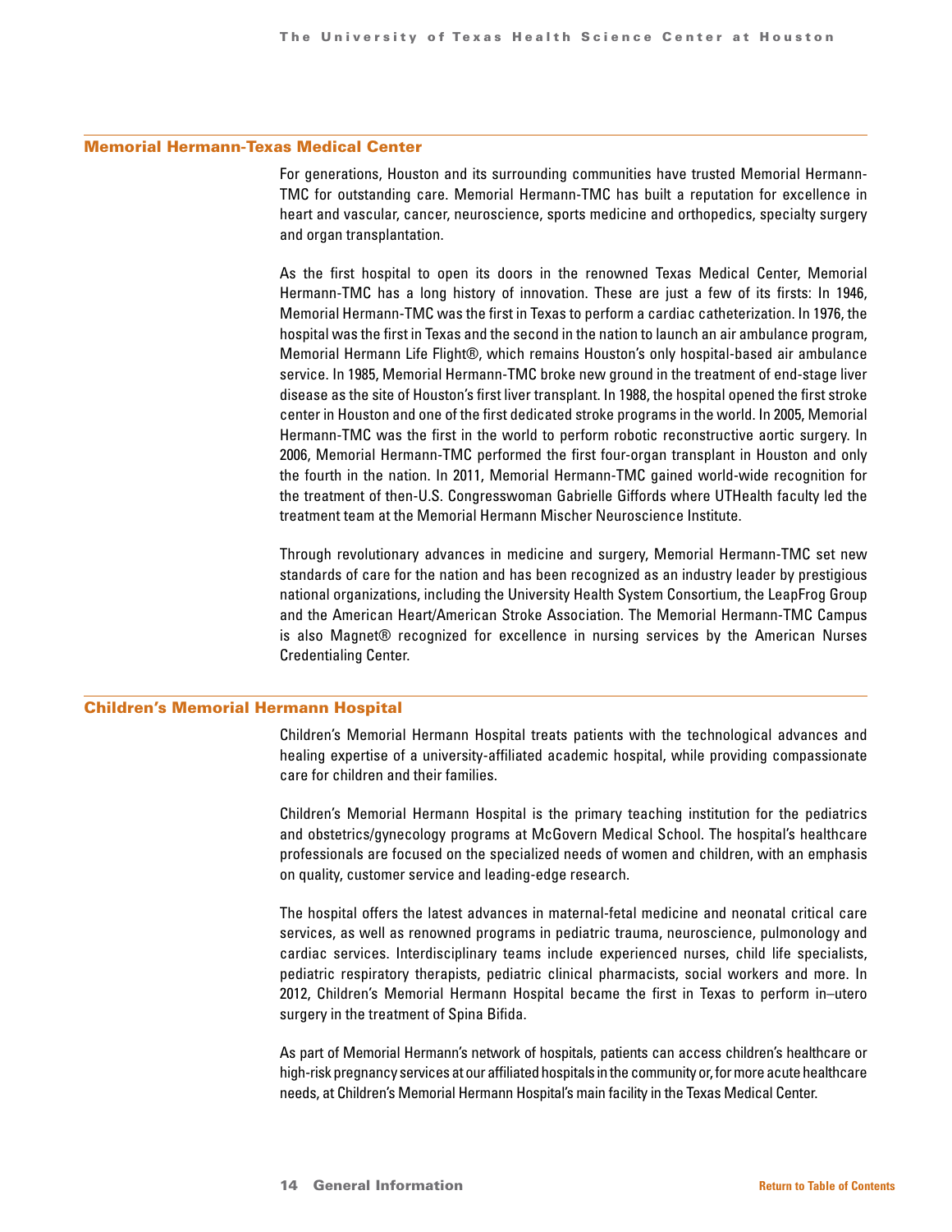## Memorial Hermann-Texas Medical Center

For generations, Houston and its surrounding communities have trusted Memorial Hermann-TMC for outstanding care. Memorial Hermann-TMC has built a reputation for excellence in heart and vascular, cancer, neuroscience, sports medicine and orthopedics, specialty surgery and organ transplantation.

As the first hospital to open its doors in the renowned Texas Medical Center, Memorial Hermann-TMC has a long history of innovation. These are just a few of its firsts: In 1946, Memorial Hermann-TMC was the first in Texas to perform a cardiac catheterization. In 1976, the hospital was the first in Texas and the second in the nation to launch an air ambulance program, Memorial Hermann Life Flight®, which remains Houston's only hospital-based air ambulance service. In 1985, Memorial Hermann-TMC broke new ground in the treatment of end-stage liver disease as the site of Houston's first liver transplant. In 1988, the hospital opened the first stroke center in Houston and one of the first dedicated stroke programs in the world. In 2005, Memorial Hermann-TMC was the first in the world to perform robotic reconstructive aortic surgery. In 2006, Memorial Hermann-TMC performed the first four-organ transplant in Houston and only the fourth in the nation. In 2011, Memorial Hermann-TMC gained world-wide recognition for the treatment of then-U.S. Congresswoman Gabrielle Giffords where UTHealth faculty led the treatment team at the Memorial Hermann Mischer Neuroscience Institute.

Through revolutionary advances in medicine and surgery, Memorial Hermann-TMC set new standards of care for the nation and has been recognized as an industry leader by prestigious national organizations, including the University Health System Consortium, the LeapFrog Group and the American Heart/American Stroke Association. The Memorial Hermann-TMC Campus is also Magnet® recognized for excellence in nursing services by the American Nurses Credentialing Center.

## Children's Memorial Hermann Hospital

Children's Memorial Hermann Hospital treats patients with the technological advances and healing expertise of a university-affiliated academic hospital, while providing compassionate care for children and their families.

Children's Memorial Hermann Hospital is the primary teaching institution for the pediatrics and obstetrics/gynecology programs at McGovern Medical School. The hospital's healthcare professionals are focused on the specialized needs of women and children, with an emphasis on quality, customer service and leading-edge research.

The hospital offers the latest advances in maternal-fetal medicine and neonatal critical care services, as well as renowned programs in pediatric trauma, neuroscience, pulmonology and cardiac services. Interdisciplinary teams include experienced nurses, child life specialists, pediatric respiratory therapists, pediatric clinical pharmacists, social workers and more. In 2012, Children's Memorial Hermann Hospital became the first in Texas to perform in–utero surgery in the treatment of Spina Bifida.

As part of Memorial Hermann's network of hospitals, patients can access children's healthcare or high-risk pregnancy services at our affiliated hospitals in the community or, for more acute healthcare needs, at Children's Memorial Hermann Hospital's main facility in the Texas Medical Center.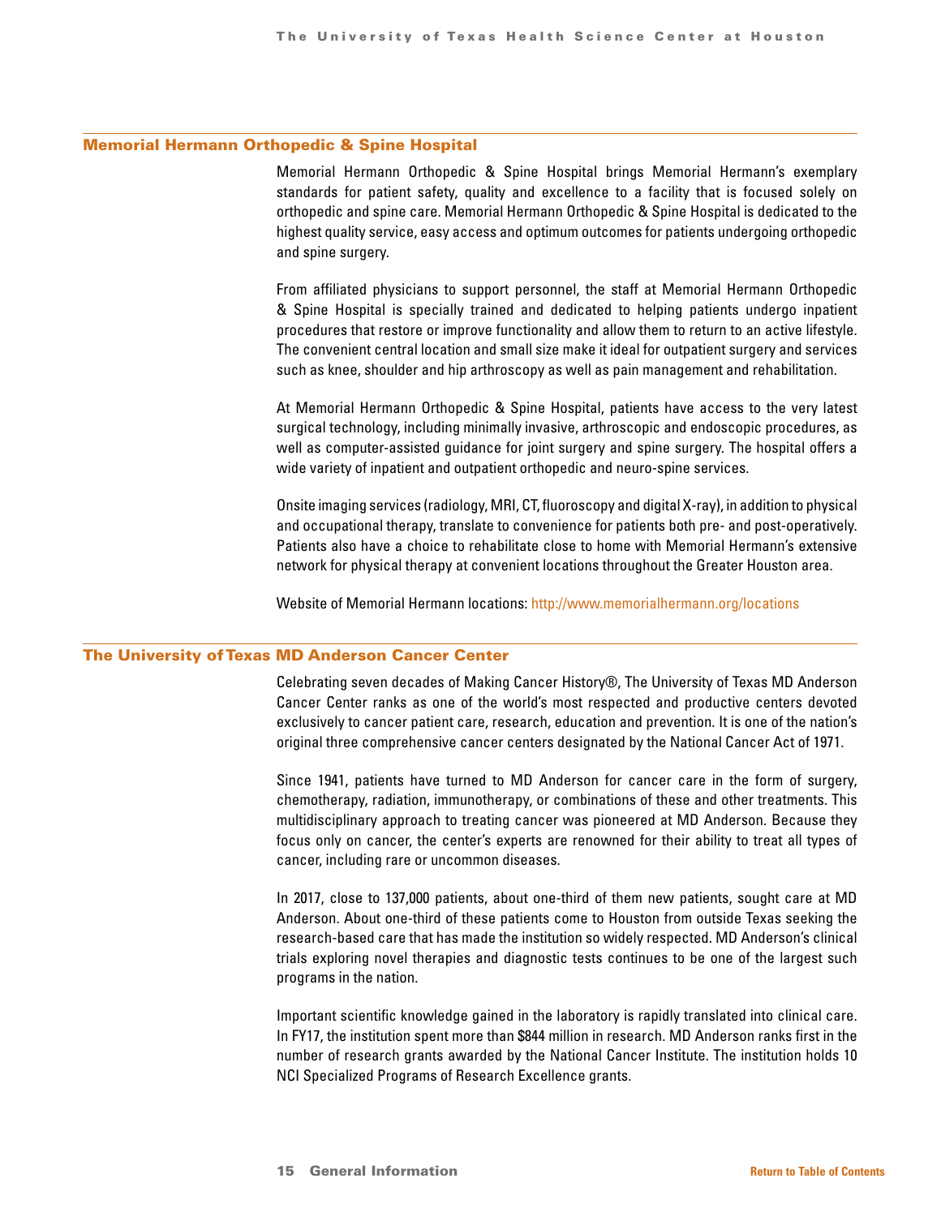## Memorial Hermann Orthopedic & Spine Hospital

Memorial Hermann Orthopedic & Spine Hospital brings Memorial Hermann's exemplary standards for patient safety, quality and excellence to a facility that is focused solely on orthopedic and spine care. Memorial Hermann Orthopedic & Spine Hospital is dedicated to the highest quality service, easy access and optimum outcomes for patients undergoing orthopedic and spine surgery.

From affiliated physicians to support personnel, the staff at Memorial Hermann Orthopedic & Spine Hospital is specially trained and dedicated to helping patients undergo inpatient procedures that restore or improve functionality and allow them to return to an active lifestyle. The convenient central location and small size make it ideal for outpatient surgery and services such as knee, shoulder and hip arthroscopy as well as pain management and rehabilitation.

At Memorial Hermann Orthopedic & Spine Hospital, patients have access to the very latest surgical technology, including minimally invasive, arthroscopic and endoscopic procedures, as well as computer-assisted guidance for joint surgery and spine surgery. The hospital offers a wide variety of inpatient and outpatient orthopedic and neuro-spine services.

Onsite imaging services (radiology, MRI, CT, fluoroscopy and digital X-ray), in addition to physical and occupational therapy, translate to convenience for patients both pre- and post-operatively. Patients also have a choice to rehabilitate close to home with Memorial Hermann's extensive network for physical therapy at convenient locations throughout the Greater Houston area.

Website of Memorial Hermann locations: http://www.memorialhermann.org/locations

## The University of Texas MD Anderson Cancer Center

Celebrating seven decades of Making Cancer History®, The University of Texas MD Anderson Cancer Center ranks as one of the world's most respected and productive centers devoted exclusively to cancer patient care, research, education and prevention. It is one of the nation's original three comprehensive cancer centers designated by the National Cancer Act of 1971.

Since 1941, patients have turned to MD Anderson for cancer care in the form of surgery, chemotherapy, radiation, immunotherapy, or combinations of these and other treatments. This multidisciplinary approach to treating cancer was pioneered at MD Anderson. Because they focus only on cancer, the center's experts are renowned for their ability to treat all types of cancer, including rare or uncommon diseases.

In 2017, close to 137,000 patients, about one-third of them new patients, sought care at MD Anderson. About one-third of these patients come to Houston from outside Texas seeking the research-based care that has made the institution so widely respected. MD Anderson's clinical trials exploring novel therapies and diagnostic tests continues to be one of the largest such programs in the nation.

Important scientific knowledge gained in the laboratory is rapidly translated into clinical care. In FY17, the institution spent more than $844 million in research. MD Anderson ranks first in the number of research grants awarded by the National Cancer Institute. The institution holds 10 NCI Specialized Programs of Research Excellence grants.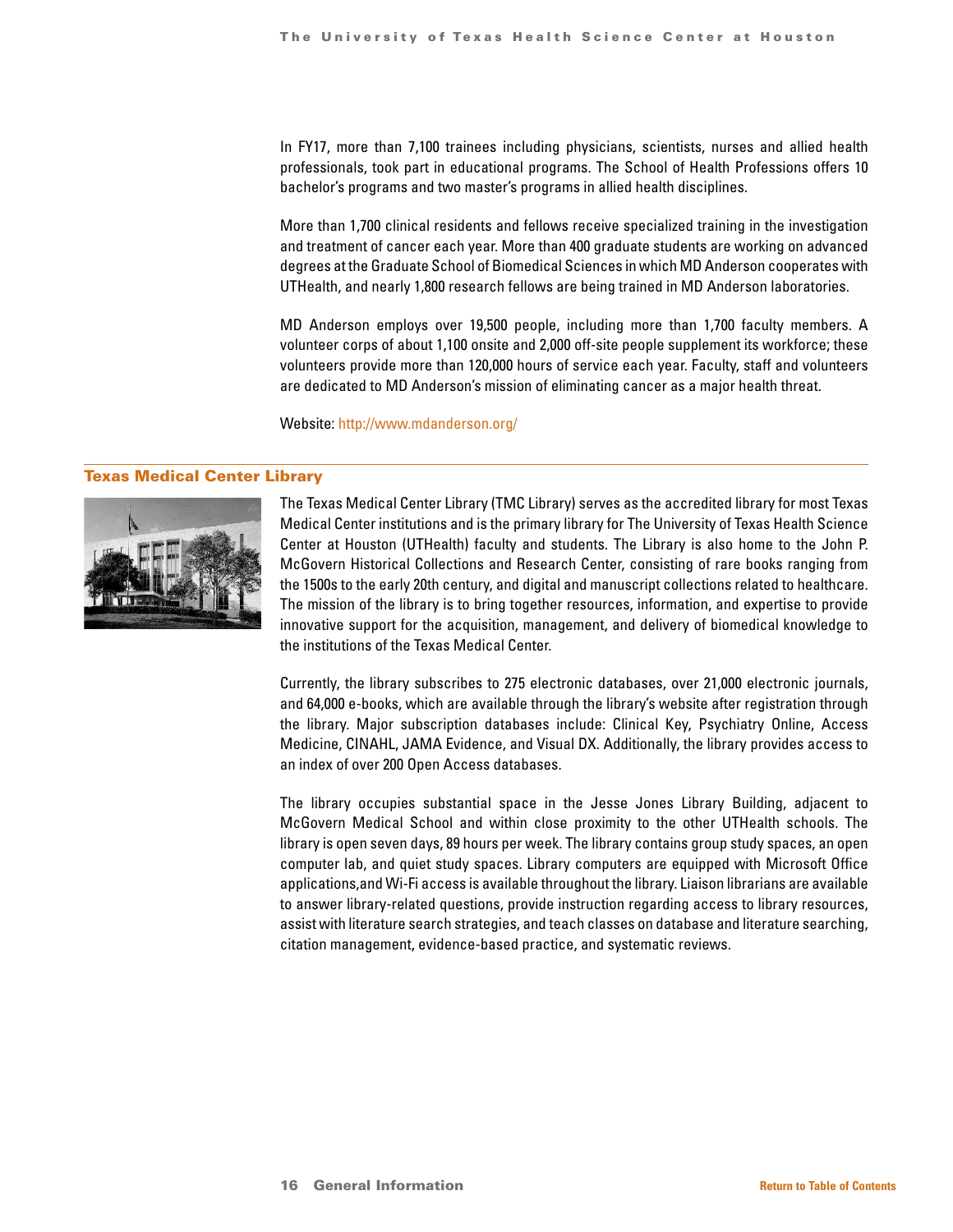In FY17, more than 7,100 trainees including physicians, scientists, nurses and allied health professionals, took part in educational programs. The School of Health Professions offers 10 bachelor's programs and two master's programs in allied health disciplines.

More than 1,700 clinical residents and fellows receive specialized training in the investigation and treatment of cancer each year. More than 400 graduate students are working on advanced degrees at the Graduate School of Biomedical Sciences in which MD Anderson cooperates with UTHealth, and nearly 1,800 research fellows are being trained in MD Anderson laboratories.

MD Anderson employs over 19,500 people, including more than 1,700 faculty members. A volunteer corps of about 1,100 onsite and 2,000 off-site people supplement its workforce; these volunteers provide more than 120,000 hours of service each year. Faculty, staff and volunteers are dedicated to MD Anderson's mission of eliminating cancer as a major health threat.

Website: http://www.mdanderson.org/

## Texas Medical Center Library

The Texas Medical Center Library (TMC Library) serves as the accredited library for most Texas Medical Center institutions and is the primary library for The University of Texas Health Science Center at Houston (UTHealth) faculty and students. The Library is also home to the John P. McGovern Historical Collections and Research Center, consisting of rare books ranging from the 1500s to the early 20th century, and digital and manuscript collections related to healthcare. The mission of the library is to bring together resources, information, and expertise to provide innovative support for the acquisition, management, and delivery of biomedical knowledge to the institutions of the Texas Medical Center.

Currently, the library subscribes to 275 electronic databases, over 21,000 electronic journals, and 64,000 e-books, which are available through the library's website after registration through the library. Major subscription databases include: Clinical Key, Psychiatry Online, Access Medicine, CINAHL, JAMA Evidence, and Visual DX. Additionally, the library provides access to an index of over 200 Open Access databases.

The library occupies substantial space in the Jesse Jones Library Building, adjacent to McGovern Medical School and within close proximity to the other UTHealth schools. The library is open seven days, 89 hours per week. The library contains group study spaces, an open computer lab, and quiet study spaces. Library computers are equipped with Microsoft Office applications,and Wi-Fi access is available throughout the library. Liaison librarians are available to answer library-related questions, provide instruction regarding access to library resources, assist with literature search strategies, and teach classes on database and literature searching, citation management, evidence-based practice, and systematic reviews.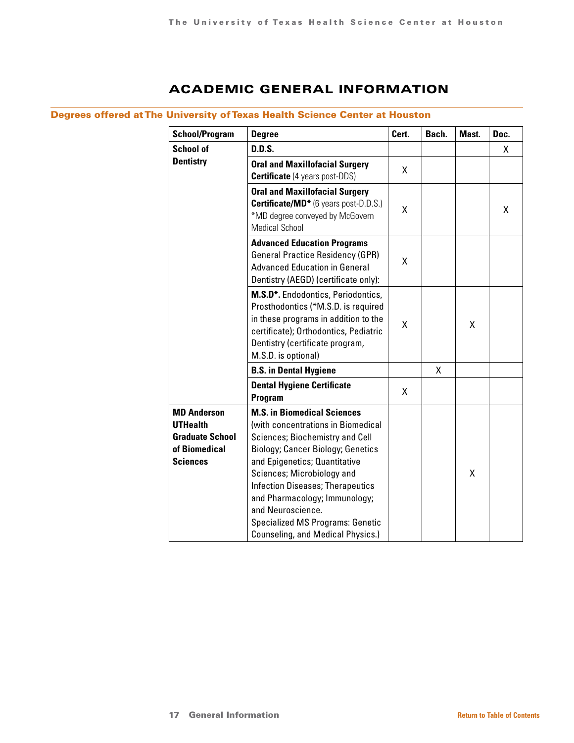# ACADEMIC GENERAL INFORMATION

## Degrees offered at The University of Texas Health Science Center at Houston

| School/Program | Degree | Cert. | Bach. | Mast. | Doc. |
|---|---|---|---|---|---|
| **School of Dentistry** | **D.D.S.** | | | | X |
| | **Oral and Maxillofacial Surgery Certificate** (4 years post-DDS) | X | | | |
| | **Oral and Maxillofacial Surgery Certificate/MD*** (6 years post-D.D.S.) *MD degree conveyed by McGovern Medical School | X | | | X |
| | **Advanced Education Programs** General Practice Residency (GPR) Advanced Education in General Dentistry (AEGD) (certificate only): | X | | | |
| | **M.S.D*.** Endodontics, Periodontics, Prosthodontics (*M.S.D. is required in these programs in addition to the certificate); Orthodontics, Pediatric Dentistry (certificate program, M.S.D. is optional) | X | | X | |
| | **B.S. in Dental Hygiene** | | X | | |
| | **Dental Hygiene Certificate Program** | X | | | |
| **MD Anderson UTHealth Graduate School of Biomedical Sciences** | **M.S. in Biomedical Sciences** (with concentrations in Biomedical Sciences; Biochemistry and Cell Biology; Cancer Biology; Genetics and Epigenetics; Quantitative Sciences; Microbiology and Infection Diseases; Therapeutics and Pharmacology; Immunology; and Neuroscience. Specialized MS Programs: Genetic Counseling, and Medical Physics.) | | | X | |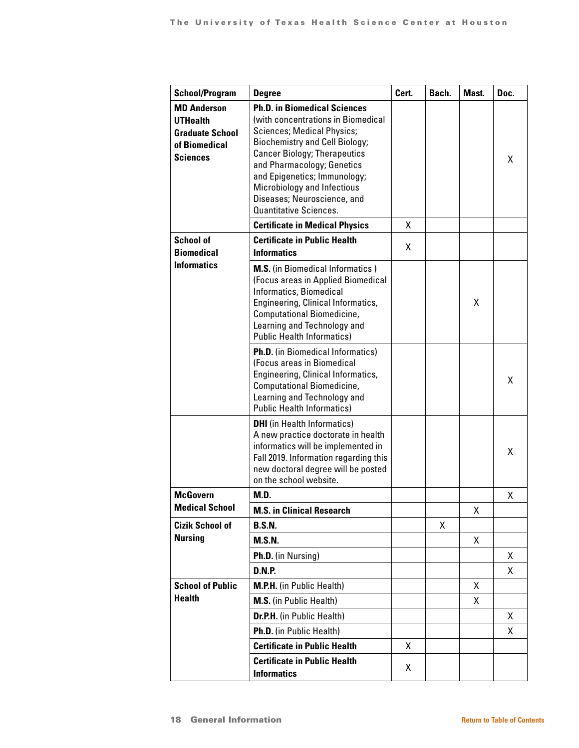| School/Program | Degree | Cert. | Bach. | Mast. | Doc. |
|---|---|---|---|---|---|
| **MD Anderson UTHealth Graduate School of Biomedical Sciences** | **Ph.D. in Biomedical Sciences** (with concentrations in Biomedical Sciences; Medical Physics; Biochemistry and Cell Biology; Cancer Biology; Therapeutics and Pharmacology; Genetics and Epigenetics; Immunology; Microbiology and Infectious Diseases; Neuroscience, and Quantitative Sciences. | | | | X |
| | **Certificate in Medical Physics** | X | | | |
| **School of Biomedical Informatics** | **Certificate in Public Health Informatics** | X | | | |
| | **M.S.** (in Biomedical Informatics ) (Focus areas in Applied Biomedical Informatics, Biomedical Engineering, Clinical Informatics, Computational Biomedicine, Learning and Technology and Public Health Informatics) | | | X | |
| | **Ph.D.** (in Biomedical Informatics) (Focus areas in Biomedical Engineering, Clinical Informatics, Computational Biomedicine, Learning and Technology and Public Health Informatics) | | | | X |
| | **DHI** (in Health Informatics) A new practice doctorate in health informatics will be implemented in Fall 2019. Information regarding this new doctoral degree will be posted on the school website. | | | | X |
| **McGovern Medical School** | **M.D.** | | | | X |
| | **M.S. in Clinical Research** | | | X | |
| **Cizik School of Nursing** | **B.S.N.** | | X | | |
| | **M.S.N.** | | | X | |
| | **Ph.D.** (in Nursing) | | | | X |
| | **D.N.P.** | | | | X |
| **School of Public Health** | **M.P.H.** (in Public Health) | | | X | |
| | **M.S.** (in Public Health) | | | X | |
| | **Dr.P.H.** (in Public Health) | | | | X |
| | **Ph.D.** (in Public Health) | | | | X |
| | **Certificate in Public Health** | X | | | |
| | **Certificate in Public Health Informatics** | X | | | |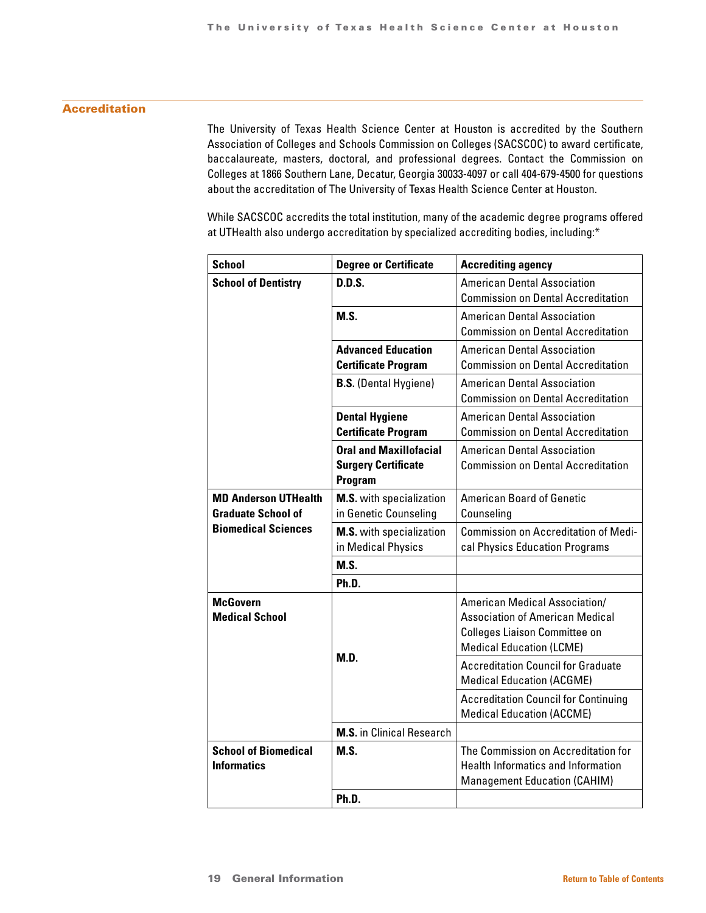## Accreditation

The University of Texas Health Science Center at Houston is accredited by the Southern Association of Colleges and Schools Commission on Colleges (SACSCOC) to award certificate, baccalaureate, masters, doctoral, and professional degrees. Contact the Commission on Colleges at 1866 Southern Lane, Decatur, Georgia 30033-4097 or call 404-679-4500 for questions about the accreditation of The University of Texas Health Science Center at Houston.

While SACSCOC accredits the total institution, many of the academic degree programs offered at UTHealth also undergo accreditation by specialized accrediting bodies, including:*

| School | Degree or Certificate | Accrediting agency |
|---|---|---|
| **School of Dentistry** | **D.D.S.** | American Dental Association Commission on Dental Accreditation |
| | **M.S.** | American Dental Association Commission on Dental Accreditation |
| | **Advanced Education Certificate Program** | American Dental Association Commission on Dental Accreditation |
| | **B.S.** (Dental Hygiene) | American Dental Association Commission on Dental Accreditation |
| | **Dental Hygiene Certificate Program** | American Dental Association Commission on Dental Accreditation |
| | **Oral and Maxillofacial Surgery Certificate Program** | American Dental Association Commission on Dental Accreditation |
| **MD Anderson UTHealth Graduate School of Biomedical Sciences** | **M.S.** with specialization in Genetic Counseling | American Board of Genetic Counseling |
| | **M.S.** with specialization in Medical Physics | Commission on Accreditation of Medical Physics Education Programs |
| | **M.S.** | |
| | **Ph.D.** | |
| **McGovern Medical School** | **M.D.** | American Medical Association/ Association of American Medical Colleges Liaison Committee on Medical Education (LCME) |
| | | Accreditation Council for Graduate Medical Education (ACGME) |
| | | Accreditation Council for Continuing Medical Education (ACCME) |
| | **M.S.** in Clinical Research | |
| **School of Biomedical Informatics** | **M.S.** | The Commission on Accreditation for Health Informatics and Information Management Education (CAHIM) |
| | **Ph.D.** | |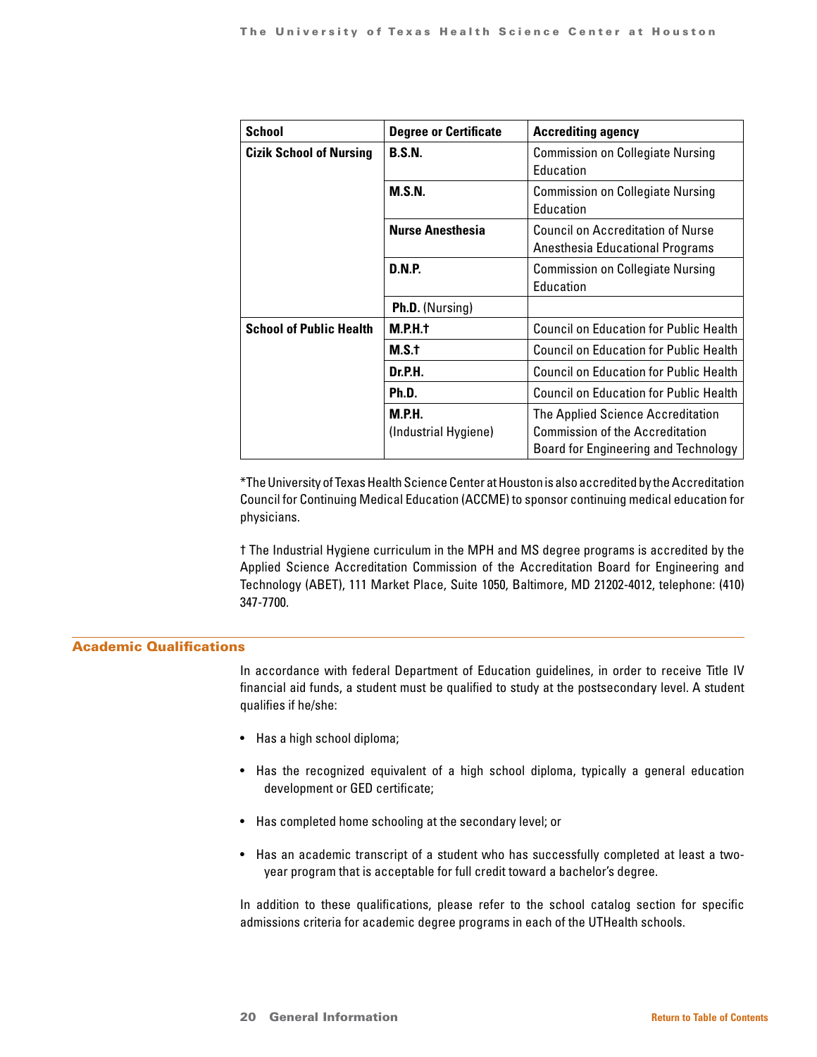| School | Degree or Certificate | Accrediting agency |
|---|---|---|
| **Cizik School of Nursing** | **B.S.N.** | Commission on Collegiate Nursing Education |
| | **M.S.N.** | Commission on Collegiate Nursing Education |
| | **Nurse Anesthesia** | Council on Accreditation of Nurse Anesthesia Educational Programs |
| | **D.N.P.** | Commission on Collegiate Nursing Education |
| | **Ph.D.** (Nursing) | |
| **School of Public Health** | **M.P.H.†** | Council on Education for Public Health |
| | **M.S.†** | Council on Education for Public Health |
| | **Dr.P.H.** | Council on Education for Public Health |
| | **Ph.D.** | Council on Education for Public Health |
| | **M.P.H.** (Industrial Hygiene) | The Applied Science Accreditation Commission of the Accreditation Board for Engineering and Technology |

*The University of Texas Health Science Center at Houston is also accredited by the Accreditation Council for Continuing Medical Education (ACCME) to sponsor continuing medical education for physicians.

† The Industrial Hygiene curriculum in the MPH and MS degree programs is accredited by the Applied Science Accreditation Commission of the Accreditation Board for Engineering and Technology (ABET), 111 Market Place, Suite 1050, Baltimore, MD 21202-4012, telephone: (410) 347-7700.

## Academic Qualifications

In accordance with federal Department of Education guidelines, in order to receive Title IV financial aid funds, a student must be qualified to study at the postsecondary level. A student qualifies if he/she:

- Has a high school diploma;
- Has the recognized equivalent of a high school diploma, typically a general education development or GED certificate;
- Has completed home schooling at the secondary level; or
- Has an academic transcript of a student who has successfully completed at least a two-year program that is acceptable for full credit toward a bachelor's degree.

In addition to these qualifications, please refer to the school catalog section for specific admissions criteria for academic degree programs in each of the UTHealth schools.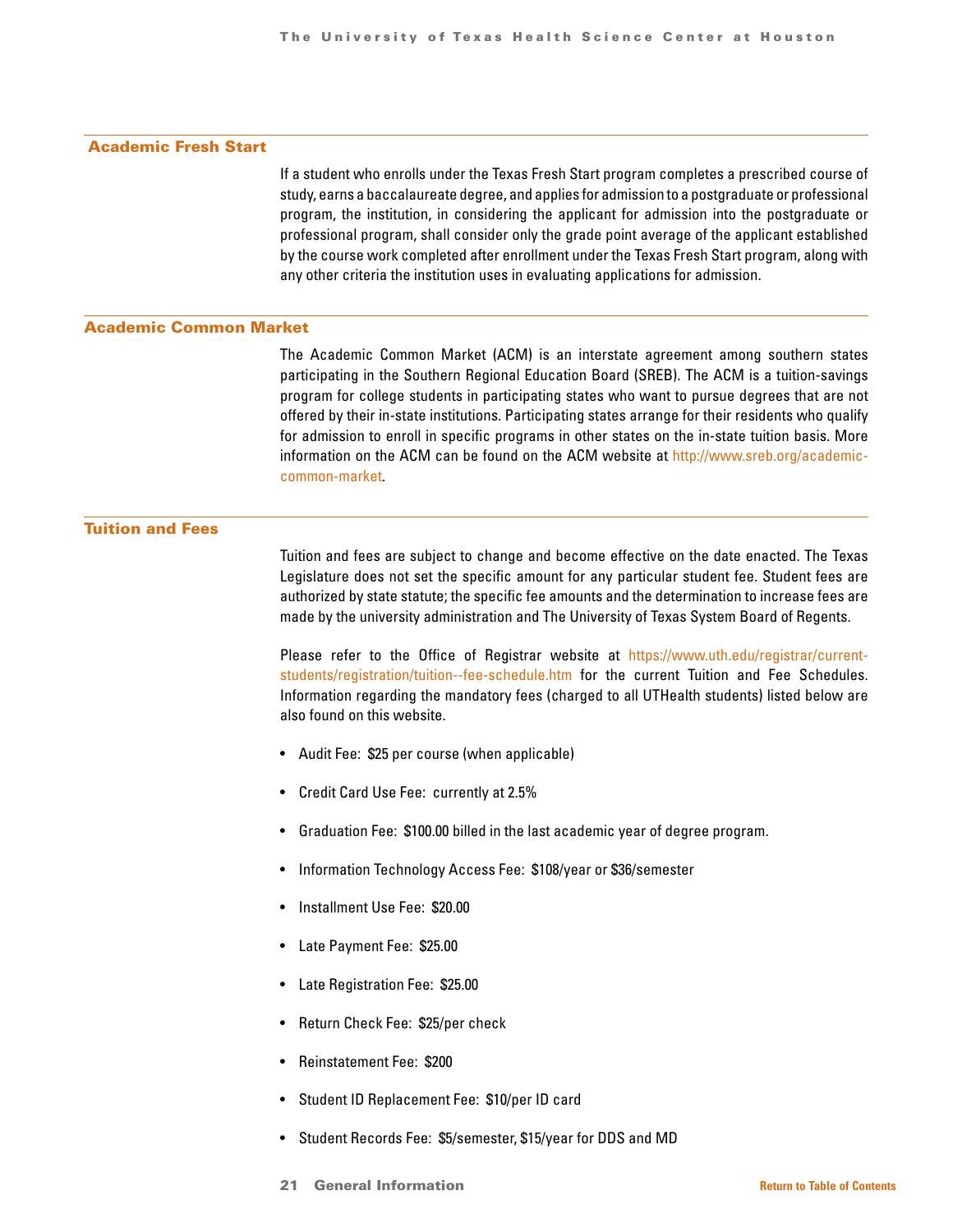## Academic Fresh Start

If a student who enrolls under the Texas Fresh Start program completes a prescribed course of study, earns a baccalaureate degree, and applies for admission to a postgraduate or professional program, the institution, in considering the applicant for admission into the postgraduate or professional program, shall consider only the grade point average of the applicant established by the course work completed after enrollment under the Texas Fresh Start program, along with any other criteria the institution uses in evaluating applications for admission.

## Academic Common Market

The Academic Common Market (ACM) is an interstate agreement among southern states participating in the Southern Regional Education Board (SREB). The ACM is a tuition-savings program for college students in participating states who want to pursue degrees that are not offered by their in-state institutions. Participating states arrange for their residents who qualify for admission to enroll in specific programs in other states on the in-state tuition basis. More information on the ACM can be found on the ACM website at http://www.sreb.org/academic-common-market.

## Tuition and Fees

Tuition and fees are subject to change and become effective on the date enacted. The Texas Legislature does not set the specific amount for any particular student fee. Student fees are authorized by state statute; the specific fee amounts and the determination to increase fees are made by the university administration and The University of Texas System Board of Regents.

Please refer to the Office of Registrar website at https://www.uth.edu/registrar/current-students/registration/tuition--fee-schedule.htm for the current Tuition and Fee Schedules. Information regarding the mandatory fees (charged to all UTHealth students) listed below are also found on this website.

- Audit Fee: $25 per course (when applicable)
- Credit Card Use Fee: currently at 2.5%
- Graduation Fee: $100.00 billed in the last academic year of degree program.
- Information Technology Access Fee: $108/year or $36/semester
- Installment Use Fee: $20.00
- Late Payment Fee: $25.00
- Late Registration Fee: $25.00
- Return Check Fee: $25/per check
- Reinstatement Fee: $200
- Student ID Replacement Fee: $10/per ID card
- Student Records Fee: $5/semester, $15/year for DDS and MD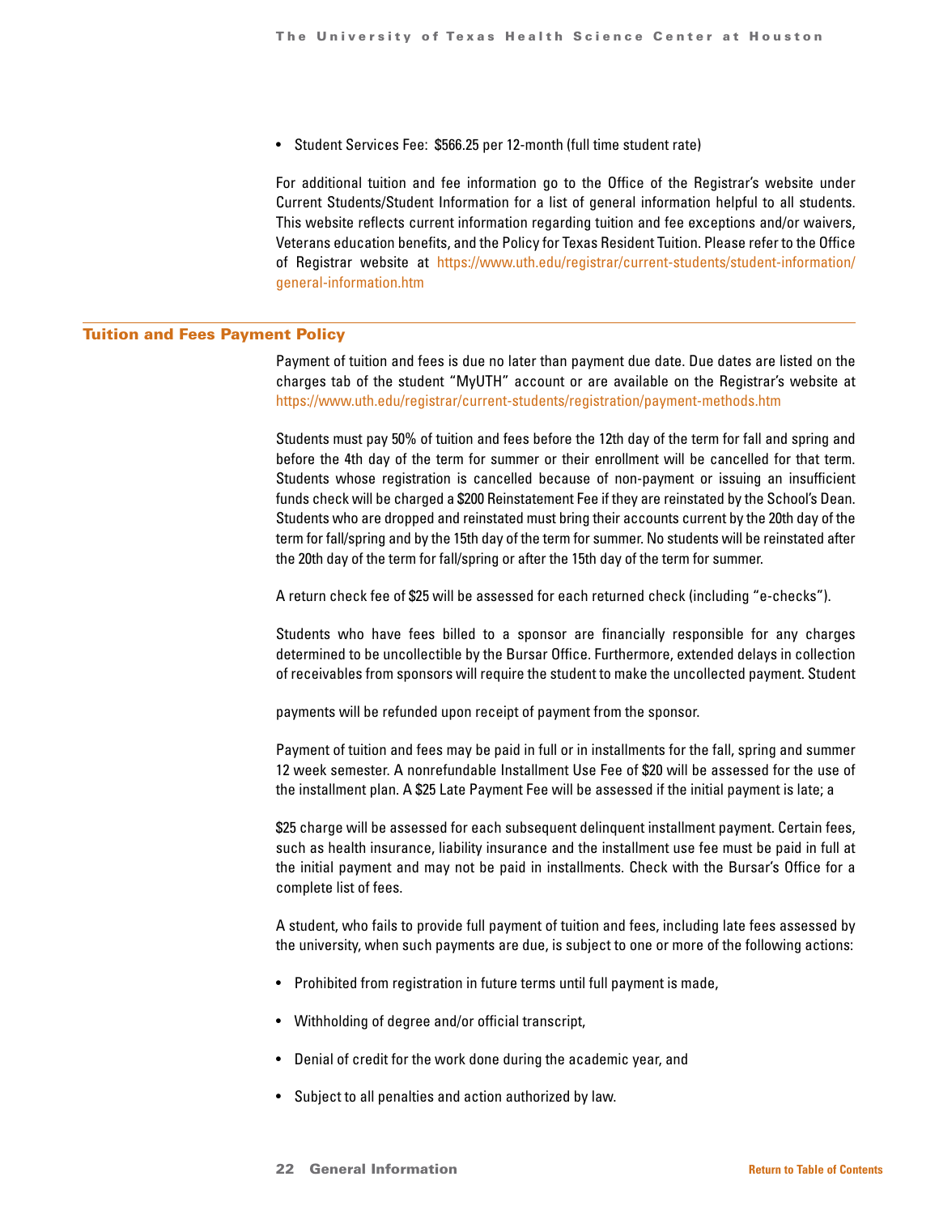- Student Services Fee: $566.25 per 12-month (full time student rate)

For additional tuition and fee information go to the Office of the Registrar's website under Current Students/Student Information for a list of general information helpful to all students. This website reflects current information regarding tuition and fee exceptions and/or waivers, Veterans education benefits, and the Policy for Texas Resident Tuition. Please refer to the Office of Registrar website at https://www.uth.edu/registrar/current-students/student-information/general-information.htm

## Tuition and Fees Payment Policy

Payment of tuition and fees is due no later than payment due date. Due dates are listed on the charges tab of the student "MyUTH" account or are available on the Registrar's website at https://www.uth.edu/registrar/current-students/registration/payment-methods.htm

Students must pay 50% of tuition and fees before the 12th day of the term for fall and spring and before the 4th day of the term for summer or their enrollment will be cancelled for that term. Students whose registration is cancelled because of non-payment or issuing an insufficient funds check will be charged a $200 Reinstatement Fee if they are reinstated by the School's Dean. Students who are dropped and reinstated must bring their accounts current by the 20th day of the term for fall/spring and by the 15th day of the term for summer. No students will be reinstated after the 20th day of the term for fall/spring or after the 15th day of the term for summer.

A return check fee of $25 will be assessed for each returned check (including "e-checks").

Students who have fees billed to a sponsor are financially responsible for any charges determined to be uncollectible by the Bursar Office. Furthermore, extended delays in collection of receivables from sponsors will require the student to make the uncollected payment. Student payments will be refunded upon receipt of payment from the sponsor.

Payment of tuition and fees may be paid in full or in installments for the fall, spring and summer 12 week semester. A nonrefundable Installment Use Fee of $20 will be assessed for the use of the installment plan. A $25 Late Payment Fee will be assessed if the initial payment is late; a $25 charge will be assessed for each subsequent delinquent installment payment. Certain fees, such as health insurance, liability insurance and the installment use fee must be paid in full at the initial payment and may not be paid in installments. Check with the Bursar's Office for a complete list of fees.

A student, who fails to provide full payment of tuition and fees, including late fees assessed by the university, when such payments are due, is subject to one or more of the following actions:

- Prohibited from registration in future terms until full payment is made,
- Withholding of degree and/or official transcript,
- Denial of credit for the work done during the academic year, and
- Subject to all penalties and action authorized by law.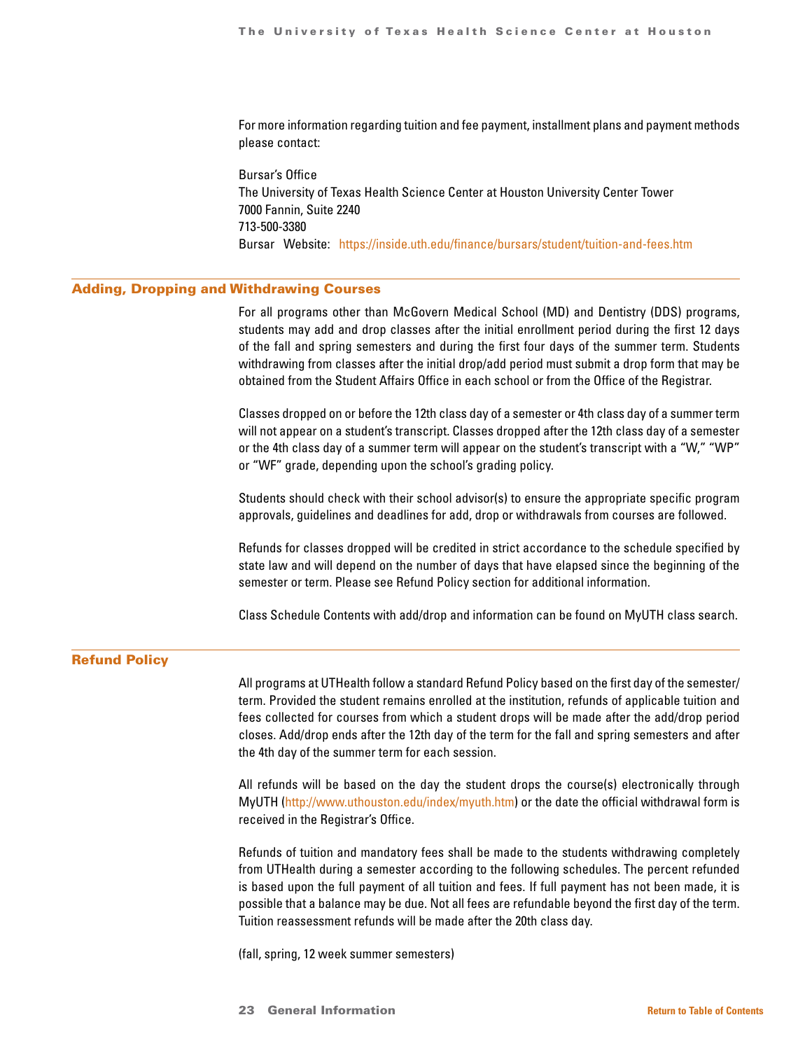For more information regarding tuition and fee payment, installment plans and payment methods please contact:

Bursar's Office
The University of Texas Health Science Center at Houston University Center Tower
7000 Fannin, Suite 2240
713-500-3380
Bursar Website: https://inside.uth.edu/finance/bursars/student/tuition-and-fees.htm

## Adding, Dropping and Withdrawing Courses

For all programs other than McGovern Medical School (MD) and Dentistry (DDS) programs, students may add and drop classes after the initial enrollment period during the first 12 days of the fall and spring semesters and during the first four days of the summer term. Students withdrawing from classes after the initial drop/add period must submit a drop form that may be obtained from the Student Affairs Office in each school or from the Office of the Registrar.

Classes dropped on or before the 12th class day of a semester or 4th class day of a summer term will not appear on a student's transcript. Classes dropped after the 12th class day of a semester or the 4th class day of a summer term will appear on the student's transcript with a "W," "WP" or "WF" grade, depending upon the school's grading policy.

Students should check with their school advisor(s) to ensure the appropriate specific program approvals, guidelines and deadlines for add, drop or withdrawals from courses are followed.

Refunds for classes dropped will be credited in strict accordance to the schedule specified by state law and will depend on the number of days that have elapsed since the beginning of the semester or term. Please see Refund Policy section for additional information.

Class Schedule Contents with add/drop and information can be found on MyUTH class search.

## Refund Policy

All programs at UTHealth follow a standard Refund Policy based on the first day of the semester/term. Provided the student remains enrolled at the institution, refunds of applicable tuition and fees collected for courses from which a student drops will be made after the add/drop period closes. Add/drop ends after the 12th day of the term for the fall and spring semesters and after the 4th day of the summer term for each session.

All refunds will be based on the day the student drops the course(s) electronically through MyUTH (http://www.uthouston.edu/index/myuth.htm) or the date the official withdrawal form is received in the Registrar's Office.

Refunds of tuition and mandatory fees shall be made to the students withdrawing completely from UTHealth during a semester according to the following schedules. The percent refunded is based upon the full payment of all tuition and fees. If full payment has not been made, it is possible that a balance may be due. Not all fees are refundable beyond the first day of the term. Tuition reassessment refunds will be made after the 20th class day.

(fall, spring, 12 week summer semesters)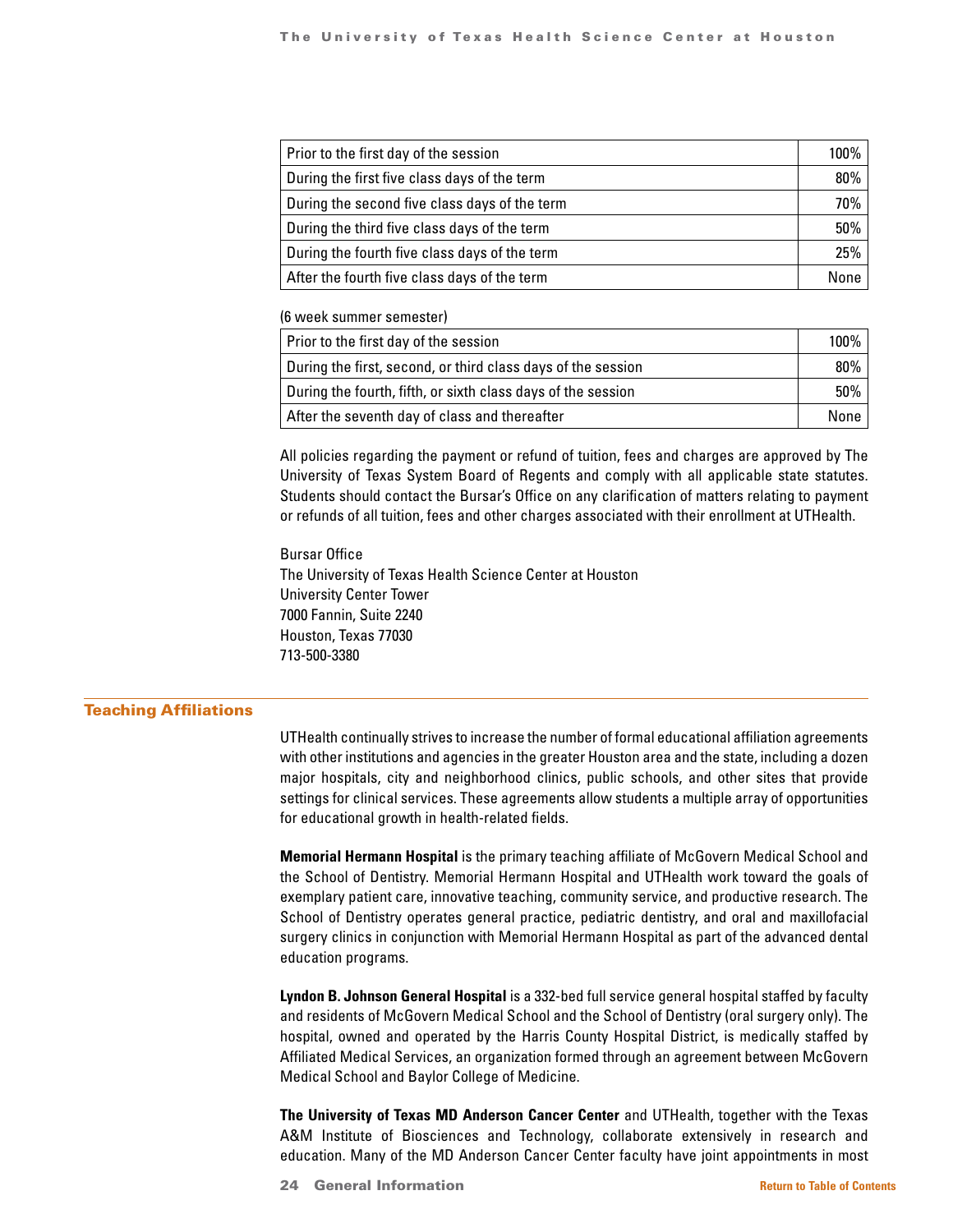| | |
|---|---|
| Prior to the first day of the session | 100% |
| During the first five class days of the term | 80% |
| During the second five class days of the term | 70% |
| During the third five class days of the term | 50% |
| During the fourth five class days of the term | 25% |
| After the fourth five class days of the term | None |

(6 week summer semester)

| | |
|---|---|
| Prior to the first day of the session | 100% |
| During the first, second, or third class days of the session | 80% |
| During the fourth, fifth, or sixth class days of the session | 50% |
| After the seventh day of class and thereafter | None |

All policies regarding the payment or refund of tuition, fees and charges are approved by The University of Texas System Board of Regents and comply with all applicable state statutes. Students should contact the Bursar's Office on any clarification of matters relating to payment or refunds of all tuition, fees and other charges associated with their enrollment at UTHealth.

Bursar Office
The University of Texas Health Science Center at Houston
University Center Tower
7000 Fannin, Suite 2240
Houston, Texas 77030
713-500-3380

## Teaching Affiliations

UTHealth continually strives to increase the number of formal educational affiliation agreements with other institutions and agencies in the greater Houston area and the state, including a dozen major hospitals, city and neighborhood clinics, public schools, and other sites that provide settings for clinical services. These agreements allow students a multiple array of opportunities for educational growth in health-related fields.

**Memorial Hermann Hospital** is the primary teaching affiliate of McGovern Medical School and the School of Dentistry. Memorial Hermann Hospital and UTHealth work toward the goals of exemplary patient care, innovative teaching, community service, and productive research. The School of Dentistry operates general practice, pediatric dentistry, and oral and maxillofacial surgery clinics in conjunction with Memorial Hermann Hospital as part of the advanced dental education programs.

**Lyndon B. Johnson General Hospital** is a 332-bed full service general hospital staffed by faculty and residents of McGovern Medical School and the School of Dentistry (oral surgery only). The hospital, owned and operated by the Harris County Hospital District, is medically staffed by Affiliated Medical Services, an organization formed through an agreement between McGovern Medical School and Baylor College of Medicine.

**The University of Texas MD Anderson Cancer Center** and UTHealth, together with the Texas A&M Institute of Biosciences and Technology, collaborate extensively in research and education. Many of the MD Anderson Cancer Center faculty have joint appointments in most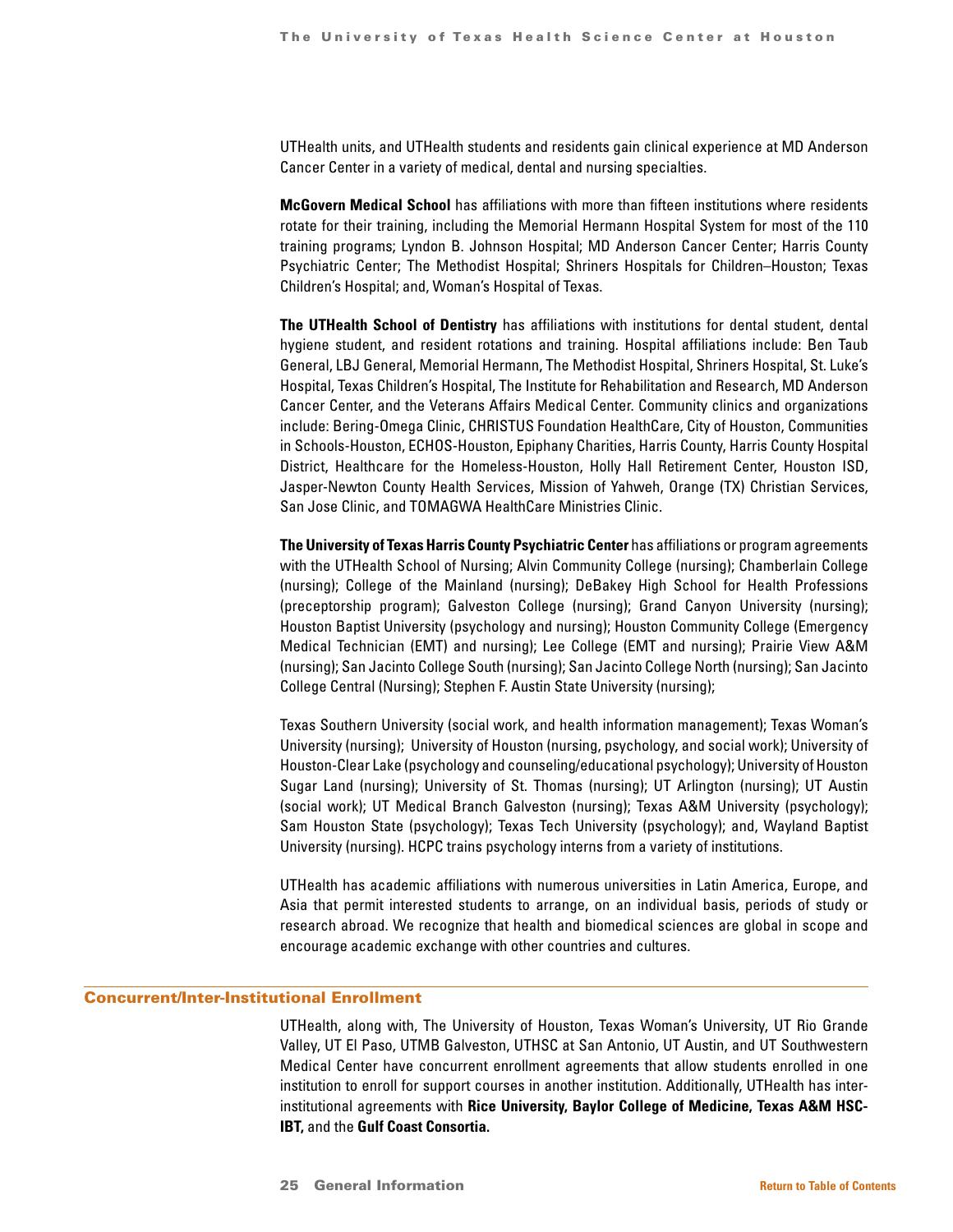UTHealth units, and UTHealth students and residents gain clinical experience at MD Anderson Cancer Center in a variety of medical, dental and nursing specialties.

**McGovern Medical School** has affiliations with more than fifteen institutions where residents rotate for their training, including the Memorial Hermann Hospital System for most of the 110 training programs; Lyndon B. Johnson Hospital; MD Anderson Cancer Center; Harris County Psychiatric Center; The Methodist Hospital; Shriners Hospitals for Children–Houston; Texas Children's Hospital; and, Woman's Hospital of Texas.

**The UTHealth School of Dentistry** has affiliations with institutions for dental student, dental hygiene student, and resident rotations and training. Hospital affiliations include: Ben Taub General, LBJ General, Memorial Hermann, The Methodist Hospital, Shriners Hospital, St. Luke's Hospital, Texas Children's Hospital, The Institute for Rehabilitation and Research, MD Anderson Cancer Center, and the Veterans Affairs Medical Center. Community clinics and organizations include: Bering-Omega Clinic, CHRISTUS Foundation HealthCare, City of Houston, Communities in Schools-Houston, ECHOS-Houston, Epiphany Charities, Harris County, Harris County Hospital District, Healthcare for the Homeless-Houston, Holly Hall Retirement Center, Houston ISD, Jasper-Newton County Health Services, Mission of Yahweh, Orange (TX) Christian Services, San Jose Clinic, and TOMAGWA HealthCare Ministries Clinic.

**The University of Texas Harris County Psychiatric Center** has affiliations or program agreements with the UTHealth School of Nursing; Alvin Community College (nursing); Chamberlain College (nursing); College of the Mainland (nursing); DeBakey High School for Health Professions (preceptorship program); Galveston College (nursing); Grand Canyon University (nursing); Houston Baptist University (psychology and nursing); Houston Community College (Emergency Medical Technician (EMT) and nursing); Lee College (EMT and nursing); Prairie View A&M (nursing); San Jacinto College South (nursing); San Jacinto College North (nursing); San Jacinto College Central (Nursing); Stephen F. Austin State University (nursing);

Texas Southern University (social work, and health information management); Texas Woman's University (nursing); University of Houston (nursing, psychology, and social work); University of Houston-Clear Lake (psychology and counseling/educational psychology); University of Houston Sugar Land (nursing); University of St. Thomas (nursing); UT Arlington (nursing); UT Austin (social work); UT Medical Branch Galveston (nursing); Texas A&M University (psychology); Sam Houston State (psychology); Texas Tech University (psychology); and, Wayland Baptist University (nursing). HCPC trains psychology interns from a variety of institutions.

UTHealth has academic affiliations with numerous universities in Latin America, Europe, and Asia that permit interested students to arrange, on an individual basis, periods of study or research abroad. We recognize that health and biomedical sciences are global in scope and encourage academic exchange with other countries and cultures.

## Concurrent/Inter-Institutional Enrollment

UTHealth, along with, The University of Houston, Texas Woman's University, UT Rio Grande Valley, UT El Paso, UTMB Galveston, UTHSC at San Antonio, UT Austin, and UT Southwestern Medical Center have concurrent enrollment agreements that allow students enrolled in one institution to enroll for support courses in another institution. Additionally, UTHealth has inter-institutional agreements with **Rice University, Baylor College of Medicine, Texas A&M HSC-IBT,** and the **Gulf Coast Consortia.**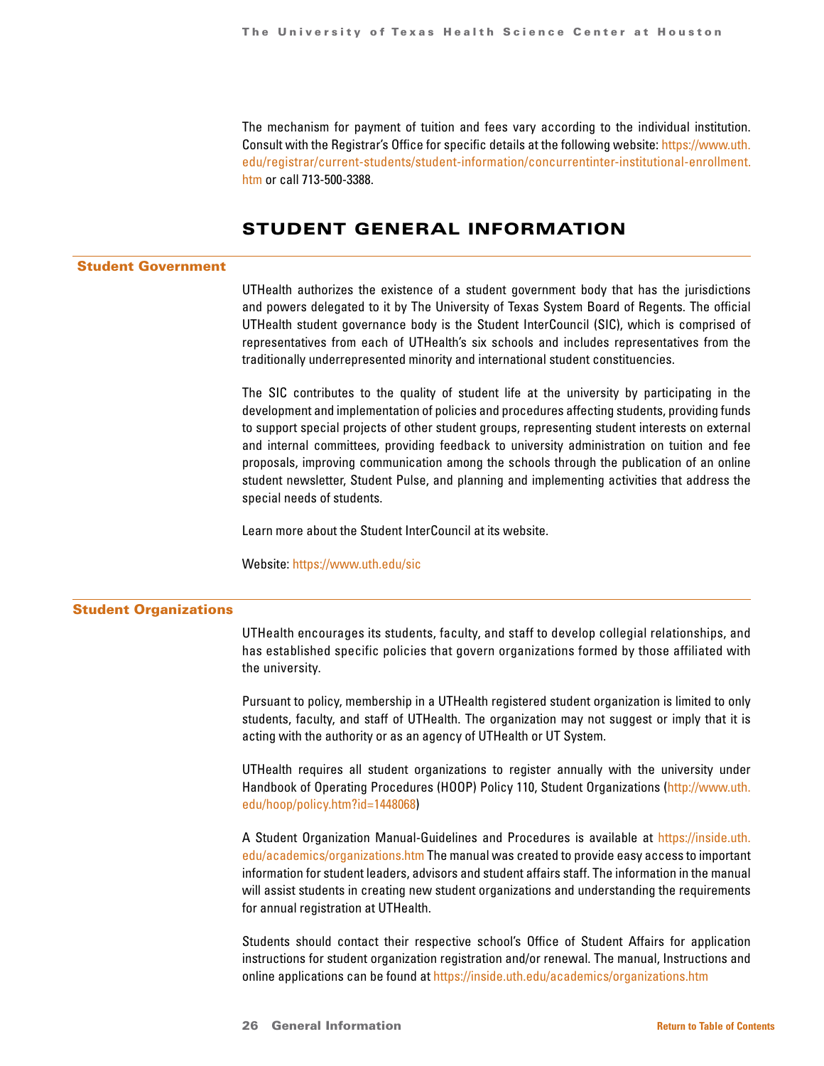The mechanism for payment of tuition and fees vary according to the individual institution. Consult with the Registrar's Office for specific details at the following website: https://www.uth.edu/registrar/current-students/student-information/concurrentinter-institutional-enrollment.htm or call 713-500-3388.

# STUDENT GENERAL INFORMATION

## Student Government

UTHealth authorizes the existence of a student government body that has the jurisdictions and powers delegated to it by The University of Texas System Board of Regents. The official UTHealth student governance body is the Student InterCouncil (SIC), which is comprised of representatives from each of UTHealth's six schools and includes representatives from the traditionally underrepresented minority and international student constituencies.

The SIC contributes to the quality of student life at the university by participating in the development and implementation of policies and procedures affecting students, providing funds to support special projects of other student groups, representing student interests on external and internal committees, providing feedback to university administration on tuition and fee proposals, improving communication among the schools through the publication of an online student newsletter, Student Pulse, and planning and implementing activities that address the special needs of students.

Learn more about the Student InterCouncil at its website.

Website: https://www.uth.edu/sic

## Student Organizations

UTHealth encourages its students, faculty, and staff to develop collegial relationships, and has established specific policies that govern organizations formed by those affiliated with the university.

Pursuant to policy, membership in a UTHealth registered student organization is limited to only students, faculty, and staff of UTHealth. The organization may not suggest or imply that it is acting with the authority or as an agency of UTHealth or UT System.

UTHealth requires all student organizations to register annually with the university under Handbook of Operating Procedures (HOOP) Policy 110, Student Organizations (http://www.uth.edu/hoop/policy.htm?id=1448068)

A Student Organization Manual-Guidelines and Procedures is available at https://inside.uth.edu/academics/organizations.htm The manual was created to provide easy access to important information for student leaders, advisors and student affairs staff. The information in the manual will assist students in creating new student organizations and understanding the requirements for annual registration at UTHealth.

Students should contact their respective school's Office of Student Affairs for application instructions for student organization registration and/or renewal. The manual, Instructions and online applications can be found at https://inside.uth.edu/academics/organizations.htm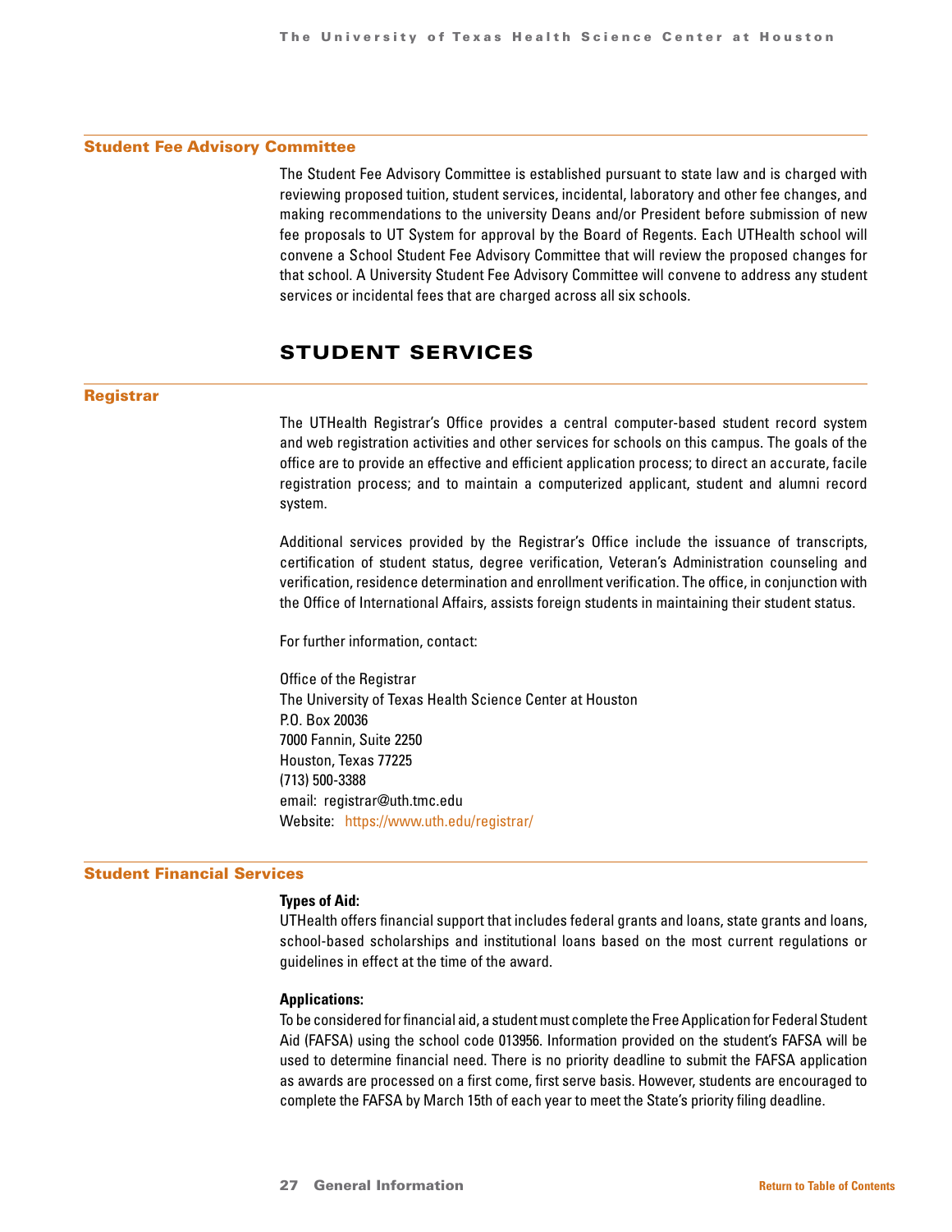### Student Fee Advisory Committee

The Student Fee Advisory Committee is established pursuant to state law and is charged with reviewing proposed tuition, student services, incidental, laboratory and other fee changes, and making recommendations to the university Deans and/or President before submission of new fee proposals to UT System for approval by the Board of Regents. Each UTHealth school will convene a School Student Fee Advisory Committee that will review the proposed changes for that school. A University Student Fee Advisory Committee will convene to address any student services or incidental fees that are charged across all six schools.

## STUDENT SERVICES

### Registrar

The UTHealth Registrar's Office provides a central computer-based student record system and web registration activities and other services for schools on this campus. The goals of the office are to provide an effective and efficient application process; to direct an accurate, facile registration process; and to maintain a computerized applicant, student and alumni record system.

Additional services provided by the Registrar's Office include the issuance of transcripts, certification of student status, degree verification, Veteran's Administration counseling and verification, residence determination and enrollment verification. The office, in conjunction with the Office of International Affairs, assists foreign students in maintaining their student status.

For further information, contact:

Office of the Registrar
The University of Texas Health Science Center at Houston
P.O. Box 20036
7000 Fannin, Suite 2250
Houston, Texas 77225
(713) 500-3388
email: registrar@uth.tmc.edu
Website: https://www.uth.edu/registrar/

### Student Financial Services

**Types of Aid:**
UTHealth offers financial support that includes federal grants and loans, state grants and loans, school-based scholarships and institutional loans based on the most current regulations or guidelines in effect at the time of the award.

**Applications:**
To be considered for financial aid, a student must complete the Free Application for Federal Student Aid (FAFSA) using the school code 013956. Information provided on the student's FAFSA will be used to determine financial need. There is no priority deadline to submit the FAFSA application as awards are processed on a first come, first serve basis. However, students are encouraged to complete the FAFSA by March 15th of each year to meet the State's priority filing deadline.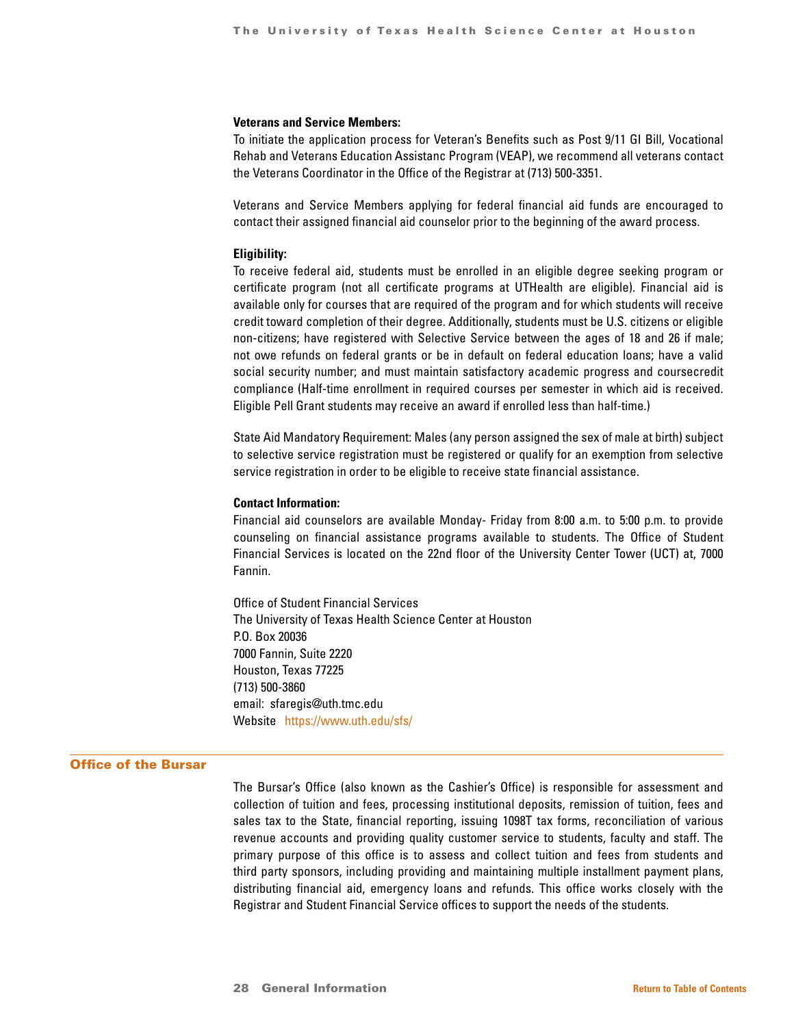**Veterans and Service Members:**

To initiate the application process for Veteran's Benefits such as Post 9/11 GI Bill, Vocational Rehab and Veterans Education Assistanc Program (VEAP), we recommend all veterans contact the Veterans Coordinator in the Office of the Registrar at (713) 500-3351.

Veterans and Service Members applying for federal financial aid funds are encouraged to contact their assigned financial aid counselor prior to the beginning of the award process.

**Eligibility:**

To receive federal aid, students must be enrolled in an eligible degree seeking program or certificate program (not all certificate programs at UTHealth are eligible). Financial aid is available only for courses that are required of the program and for which students will receive credit toward completion of their degree. Additionally, students must be U.S. citizens or eligible non-citizens; have registered with Selective Service between the ages of 18 and 26 if male; not owe refunds on federal grants or be in default on federal education loans; have a valid social security number; and must maintain satisfactory academic progress and coursecredit compliance (Half-time enrollment in required courses per semester in which aid is received. Eligible Pell Grant students may receive an award if enrolled less than half-time.)

State Aid Mandatory Requirement: Males (any person assigned the sex of male at birth) subject to selective service registration must be registered or qualify for an exemption from selective service registration in order to be eligible to receive state financial assistance.

**Contact Information:**

Financial aid counselors are available Monday- Friday from 8:00 a.m. to 5:00 p.m. to provide counseling on financial assistance programs available to students. The Office of Student Financial Services is located on the 22nd floor of the University Center Tower (UCT) at, 7000 Fannin.

Office of Student Financial Services
The University of Texas Health Science Center at Houston
P.O. Box 20036
7000 Fannin, Suite 2220
Houston, Texas 77225
(713) 500-3860
email: sfaregis@uth.tmc.edu
Website https://www.uth.edu/sfs/

## Office of the Bursar

The Bursar's Office (also known as the Cashier's Office) is responsible for assessment and collection of tuition and fees, processing institutional deposits, remission of tuition, fees and sales tax to the State, financial reporting, issuing 1098T tax forms, reconciliation of various revenue accounts and providing quality customer service to students, faculty and staff. The primary purpose of this office is to assess and collect tuition and fees from students and third party sponsors, including providing and maintaining multiple installment payment plans, distributing financial aid, emergency loans and refunds. This office works closely with the Registrar and Student Financial Service offices to support the needs of the students.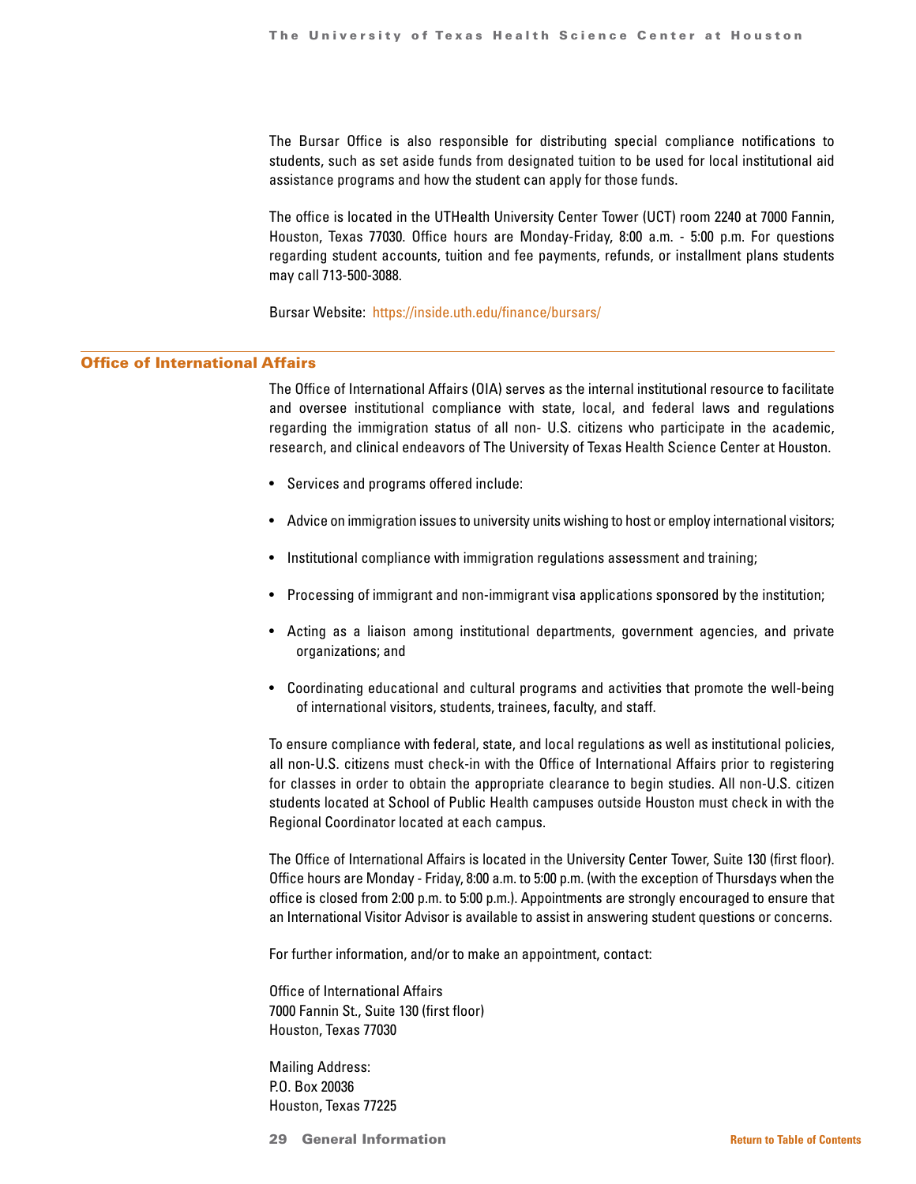The Bursar Office is also responsible for distributing special compliance notifications to students, such as set aside funds from designated tuition to be used for local institutional aid assistance programs and how the student can apply for those funds.

The office is located in the UTHealth University Center Tower (UCT) room 2240 at 7000 Fannin, Houston, Texas 77030. Office hours are Monday-Friday, 8:00 a.m. - 5:00 p.m. For questions regarding student accounts, tuition and fee payments, refunds, or installment plans students may call 713-500-3088.

Bursar Website: https://inside.uth.edu/finance/bursars/

## Office of International Affairs

The Office of International Affairs (OIA) serves as the internal institutional resource to facilitate and oversee institutional compliance with state, local, and federal laws and regulations regarding the immigration status of all non- U.S. citizens who participate in the academic, research, and clinical endeavors of The University of Texas Health Science Center at Houston.

- Services and programs offered include:
- Advice on immigration issues to university units wishing to host or employ international visitors;
- Institutional compliance with immigration regulations assessment and training;
- Processing of immigrant and non-immigrant visa applications sponsored by the institution;
- Acting as a liaison among institutional departments, government agencies, and private organizations; and
- Coordinating educational and cultural programs and activities that promote the well-being of international visitors, students, trainees, faculty, and staff.

To ensure compliance with federal, state, and local regulations as well as institutional policies, all non-U.S. citizens must check-in with the Office of International Affairs prior to registering for classes in order to obtain the appropriate clearance to begin studies. All non-U.S. citizen students located at School of Public Health campuses outside Houston must check in with the Regional Coordinator located at each campus.

The Office of International Affairs is located in the University Center Tower, Suite 130 (first floor). Office hours are Monday - Friday, 8:00 a.m. to 5:00 p.m. (with the exception of Thursdays when the office is closed from 2:00 p.m. to 5:00 p.m.). Appointments are strongly encouraged to ensure that an International Visitor Advisor is available to assist in answering student questions or concerns.

For further information, and/or to make an appointment, contact:

Office of International Affairs
7000 Fannin St., Suite 130 (first floor)
Houston, Texas 77030

Mailing Address:
P.O. Box 20036
Houston, Texas 77225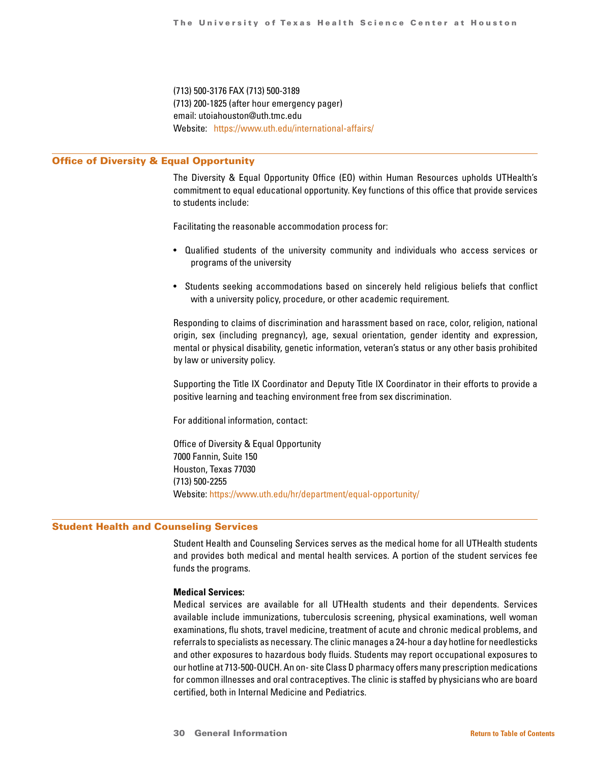(713) 500-3176 FAX (713) 500-3189
(713) 200-1825 (after hour emergency pager)
email: utoiahouston@uth.tmc.edu
Website: https://www.uth.edu/international-affairs/

## Office of Diversity & Equal Opportunity

The Diversity & Equal Opportunity Office (EO) within Human Resources upholds UTHealth's commitment to equal educational opportunity. Key functions of this office that provide services to students include:

Facilitating the reasonable accommodation process for:

- Qualified students of the university community and individuals who access services or programs of the university
- Students seeking accommodations based on sincerely held religious beliefs that conflict with a university policy, procedure, or other academic requirement.

Responding to claims of discrimination and harassment based on race, color, religion, national origin, sex (including pregnancy), age, sexual orientation, gender identity and expression, mental or physical disability, genetic information, veteran's status or any other basis prohibited by law or university policy.

Supporting the Title IX Coordinator and Deputy Title IX Coordinator in their efforts to provide a positive learning and teaching environment free from sex discrimination.

For additional information, contact:

Office of Diversity & Equal Opportunity
7000 Fannin, Suite 150
Houston, Texas 77030
(713) 500-2255
Website: https://www.uth.edu/hr/department/equal-opportunity/

## Student Health and Counseling Services

Student Health and Counseling Services serves as the medical home for all UTHealth students and provides both medical and mental health services. A portion of the student services fee funds the programs.

**Medical Services:**
Medical services are available for all UTHealth students and their dependents. Services available include immunizations, tuberculosis screening, physical examinations, well woman examinations, flu shots, travel medicine, treatment of acute and chronic medical problems, and referrals to specialists as necessary. The clinic manages a 24-hour a day hotline for needlesticks and other exposures to hazardous body fluids. Students may report occupational exposures to our hotline at 713-500-OUCH. An on- site Class D pharmacy offers many prescription medications for common illnesses and oral contraceptives. The clinic is staffed by physicians who are board certified, both in Internal Medicine and Pediatrics.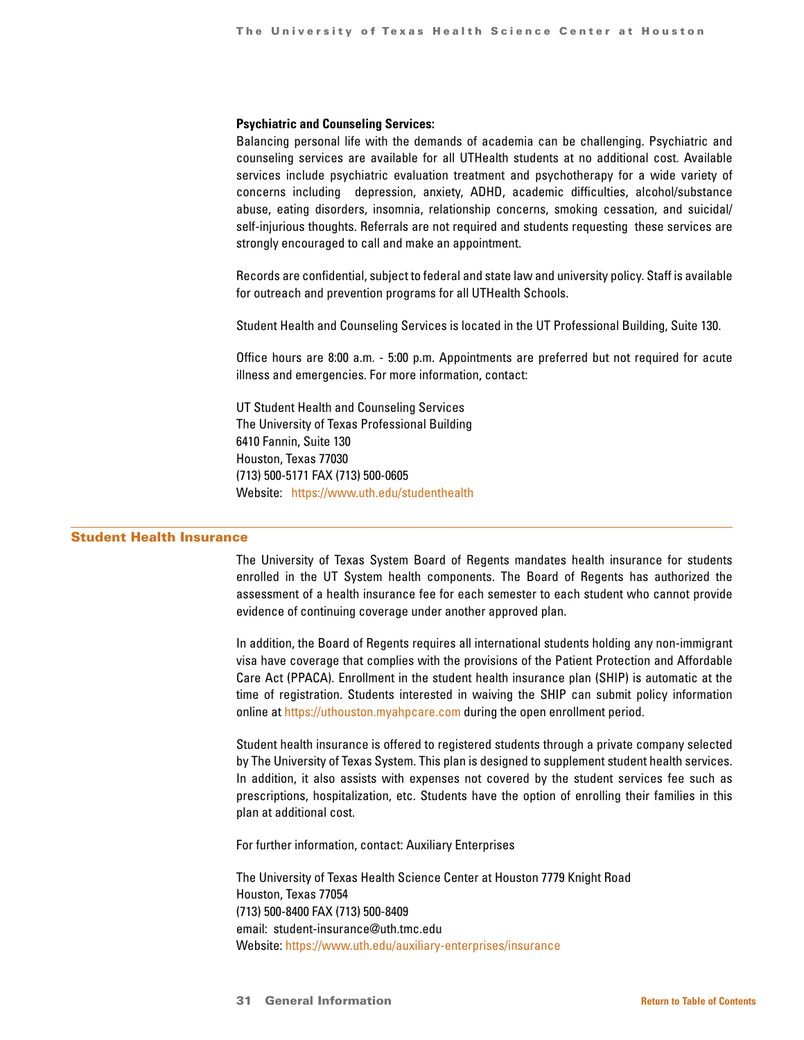**Psychiatric and Counseling Services:**

Balancing personal life with the demands of academia can be challenging. Psychiatric and counseling services are available for all UTHealth students at no additional cost. Available services include psychiatric evaluation treatment and psychotherapy for a wide variety of concerns including depression, anxiety, ADHD, academic difficulties, alcohol/substance abuse, eating disorders, insomnia, relationship concerns, smoking cessation, and suicidal/self-injurious thoughts. Referrals are not required and students requesting these services are strongly encouraged to call and make an appointment.

Records are confidential, subject to federal and state law and university policy. Staff is available for outreach and prevention programs for all UTHealth Schools.

Student Health and Counseling Services is located in the UT Professional Building, Suite 130.

Office hours are 8:00 a.m. - 5:00 p.m. Appointments are preferred but not required for acute illness and emergencies. For more information, contact:

UT Student Health and Counseling Services
The University of Texas Professional Building
6410 Fannin, Suite 130
Houston, Texas 77030
(713) 500-5171 FAX (713) 500-0605
Website: https://www.uth.edu/studenthealth

## Student Health Insurance

The University of Texas System Board of Regents mandates health insurance for students enrolled in the UT System health components. The Board of Regents has authorized the assessment of a health insurance fee for each semester to each student who cannot provide evidence of continuing coverage under another approved plan.

In addition, the Board of Regents requires all international students holding any non-immigrant visa have coverage that complies with the provisions of the Patient Protection and Affordable Care Act (PPACA). Enrollment in the student health insurance plan (SHIP) is automatic at the time of registration. Students interested in waiving the SHIP can submit policy information online at https://uthouston.myahpcare.com during the open enrollment period.

Student health insurance is offered to registered students through a private company selected by The University of Texas System. This plan is designed to supplement student health services. In addition, it also assists with expenses not covered by the student services fee such as prescriptions, hospitalization, etc. Students have the option of enrolling their families in this plan at additional cost.

For further information, contact: Auxiliary Enterprises

The University of Texas Health Science Center at Houston 7779 Knight Road
Houston, Texas 77054
(713) 500-8400 FAX (713) 500-8409
email: student-insurance@uth.tmc.edu
Website: https://www.uth.edu/auxiliary-enterprises/insurance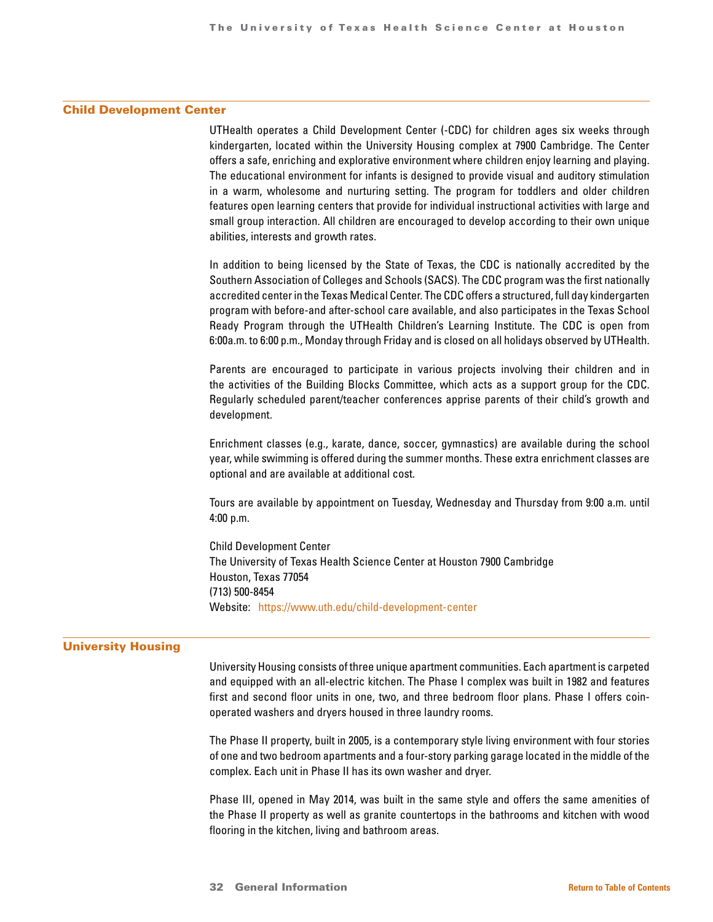## Child Development Center

UTHealth operates a Child Development Center (-CDC) for children ages six weeks through kindergarten, located within the University Housing complex at 7900 Cambridge. The Center offers a safe, enriching and explorative environment where children enjoy learning and playing. The educational environment for infants is designed to provide visual and auditory stimulation in a warm, wholesome and nurturing setting. The program for toddlers and older children features open learning centers that provide for individual instructional activities with large and small group interaction. All children are encouraged to develop according to their own unique abilities, interests and growth rates.

In addition to being licensed by the State of Texas, the CDC is nationally accredited by the Southern Association of Colleges and Schools (SACS). The CDC program was the first nationally accredited center in the Texas Medical Center. The CDC offers a structured, full day kindergarten program with before-and after-school care available, and also participates in the Texas School Ready Program through the UTHealth Children's Learning Institute. The CDC is open from 6:00a.m. to 6:00 p.m., Monday through Friday and is closed on all holidays observed by UTHealth.

Parents are encouraged to participate in various projects involving their children and in the activities of the Building Blocks Committee, which acts as a support group for the CDC. Regularly scheduled parent/teacher conferences apprise parents of their child's growth and development.

Enrichment classes (e.g., karate, dance, soccer, gymnastics) are available during the school year, while swimming is offered during the summer months. These extra enrichment classes are optional and are available at additional cost.

Tours are available by appointment on Tuesday, Wednesday and Thursday from 9:00 a.m. until 4:00 p.m.

Child Development Center
The University of Texas Health Science Center at Houston 7900 Cambridge
Houston, Texas 77054
(713) 500-8454
Website: https://www.uth.edu/child-development-center

## University Housing

University Housing consists of three unique apartment communities. Each apartment is carpeted and equipped with an all-electric kitchen. The Phase I complex was built in 1982 and features first and second floor units in one, two, and three bedroom floor plans. Phase I offers coin-operated washers and dryers housed in three laundry rooms.

The Phase II property, built in 2005, is a contemporary style living environment with four stories of one and two bedroom apartments and a four-story parking garage located in the middle of the complex. Each unit in Phase II has its own washer and dryer.

Phase III, opened in May 2014, was built in the same style and offers the same amenities of the Phase II property as well as granite countertops in the bathrooms and kitchen with wood flooring in the kitchen, living and bathroom areas.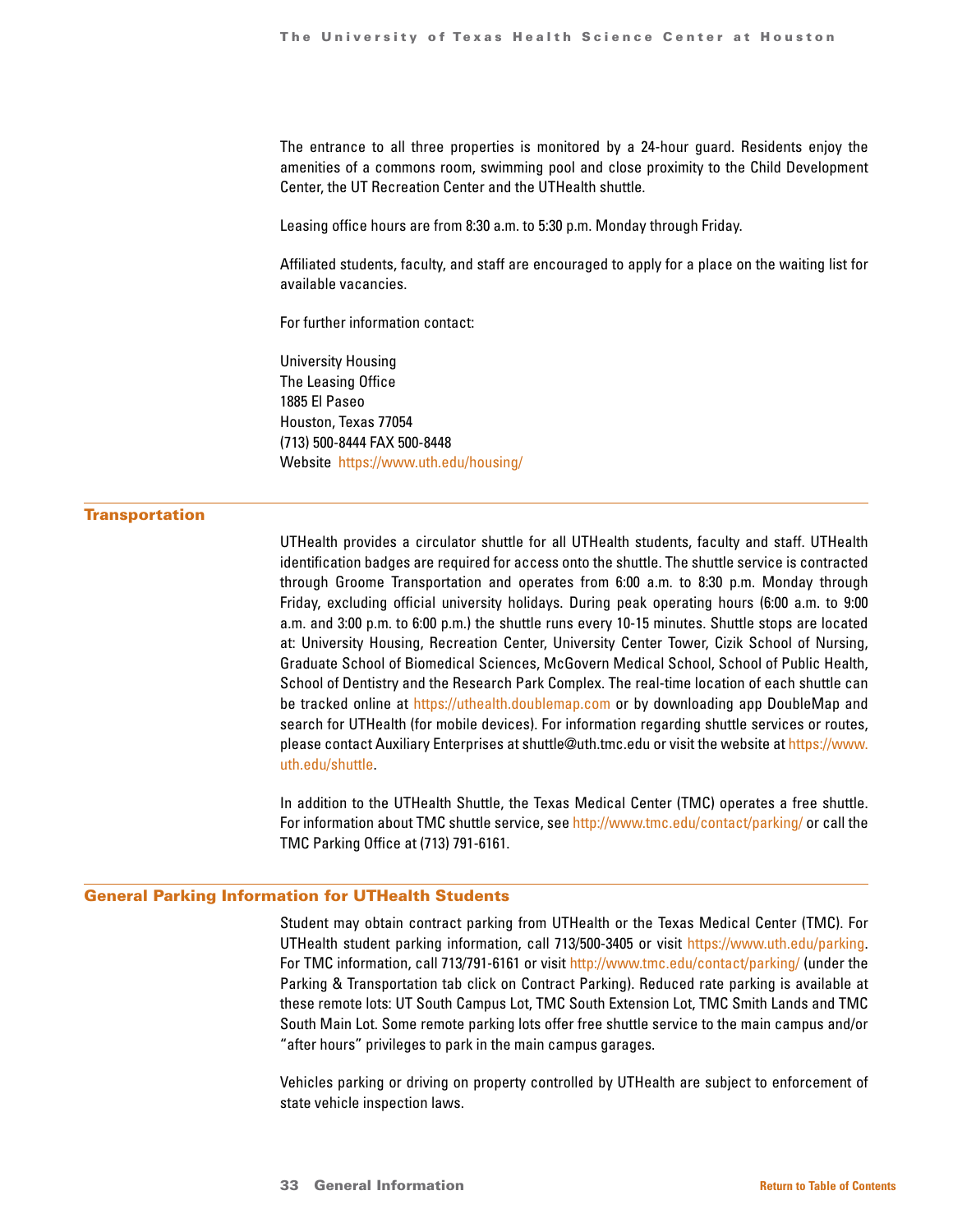The entrance to all three properties is monitored by a 24-hour guard. Residents enjoy the amenities of a commons room, swimming pool and close proximity to the Child Development Center, the UT Recreation Center and the UTHealth shuttle.

Leasing office hours are from 8:30 a.m. to 5:30 p.m. Monday through Friday.

Affiliated students, faculty, and staff are encouraged to apply for a place on the waiting list for available vacancies.

For further information contact:

University Housing  
The Leasing Office  
1885 El Paseo  
Houston, Texas 77054  
(713) 500-8444 FAX 500-8448  
Website https://www.uth.edu/housing/

## Transportation

UTHealth provides a circulator shuttle for all UTHealth students, faculty and staff. UTHealth identification badges are required for access onto the shuttle. The shuttle service is contracted through Groome Transportation and operates from 6:00 a.m. to 8:30 p.m. Monday through Friday, excluding official university holidays. During peak operating hours (6:00 a.m. to 9:00 a.m. and 3:00 p.m. to 6:00 p.m.) the shuttle runs every 10-15 minutes. Shuttle stops are located at: University Housing, Recreation Center, University Center Tower, Cizik School of Nursing, Graduate School of Biomedical Sciences, McGovern Medical School, School of Public Health, School of Dentistry and the Research Park Complex. The real-time location of each shuttle can be tracked online at https://uthealth.doublemap.com or by downloading app DoubleMap and search for UTHealth (for mobile devices). For information regarding shuttle services or routes, please contact Auxiliary Enterprises at shuttle@uth.tmc.edu or visit the website at https://www.uth.edu/shuttle.

In addition to the UTHealth Shuttle, the Texas Medical Center (TMC) operates a free shuttle. For information about TMC shuttle service, see http://www.tmc.edu/contact/parking/ or call the TMC Parking Office at (713) 791-6161.

## General Parking Information for UTHealth Students

Student may obtain contract parking from UTHealth or the Texas Medical Center (TMC). For UTHealth student parking information, call 713/500-3405 or visit https://www.uth.edu/parking. For TMC information, call 713/791-6161 or visit http://www.tmc.edu/contact/parking/ (under the Parking & Transportation tab click on Contract Parking). Reduced rate parking is available at these remote lots: UT South Campus Lot, TMC South Extension Lot, TMC Smith Lands and TMC South Main Lot. Some remote parking lots offer free shuttle service to the main campus and/or "after hours" privileges to park in the main campus garages.

Vehicles parking or driving on property controlled by UTHealth are subject to enforcement of state vehicle inspection laws.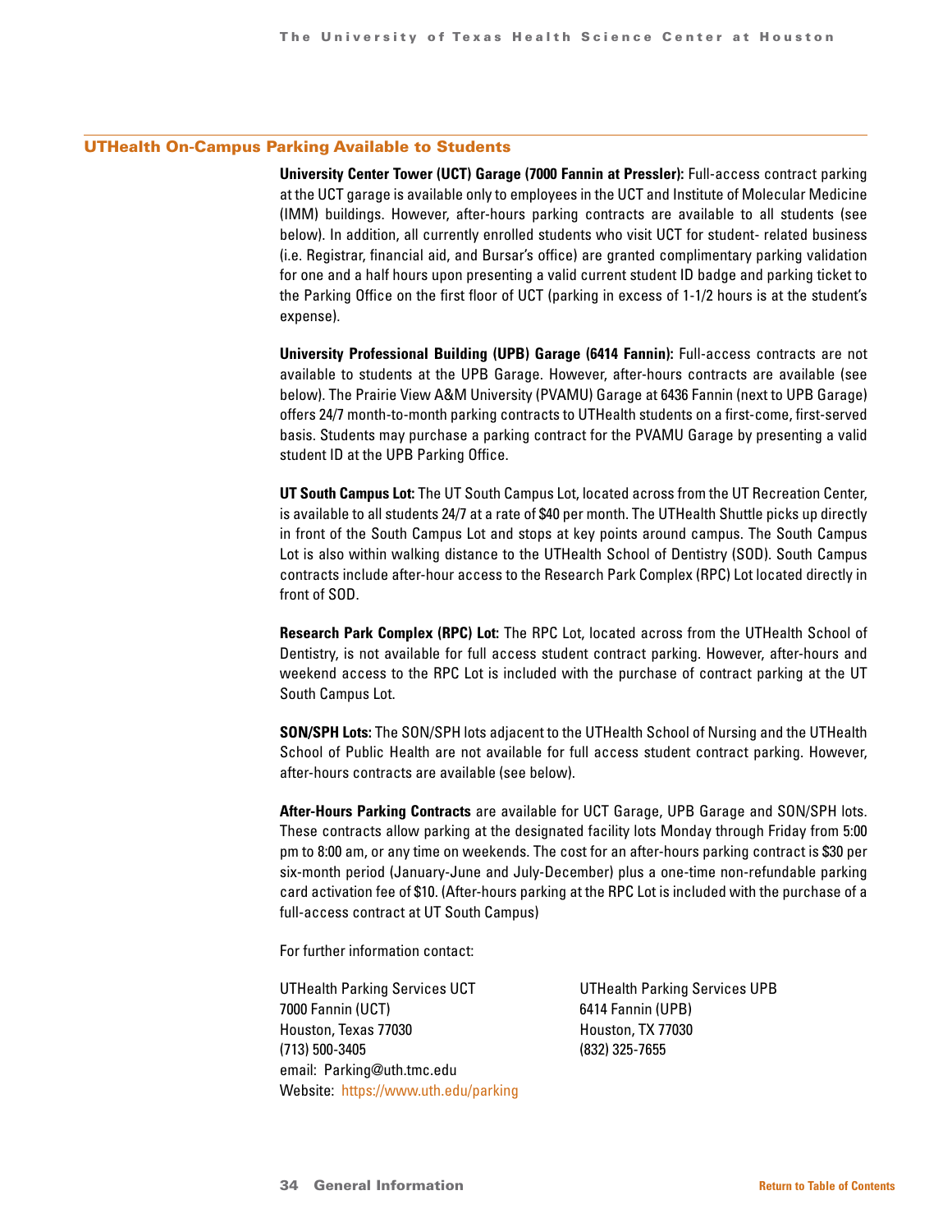## UTHealth On-Campus Parking Available to Students

**University Center Tower (UCT) Garage (7000 Fannin at Pressler):** Full-access contract parking at the UCT garage is available only to employees in the UCT and Institute of Molecular Medicine (IMM) buildings. However, after-hours parking contracts are available to all students (see below). In addition, all currently enrolled students who visit UCT for student- related business (i.e. Registrar, financial aid, and Bursar's office) are granted complimentary parking validation for one and a half hours upon presenting a valid current student ID badge and parking ticket to the Parking Office on the first floor of UCT (parking in excess of 1-1/2 hours is at the student's expense).

**University Professional Building (UPB) Garage (6414 Fannin):** Full-access contracts are not available to students at the UPB Garage. However, after-hours contracts are available (see below). The Prairie View A&M University (PVAMU) Garage at 6436 Fannin (next to UPB Garage) offers 24/7 month-to-month parking contracts to UTHealth students on a first-come, first-served basis. Students may purchase a parking contract for the PVAMU Garage by presenting a valid student ID at the UPB Parking Office.

**UT South Campus Lot:** The UT South Campus Lot, located across from the UT Recreation Center, is available to all students 24/7 at a rate of $40 per month. The UTHealth Shuttle picks up directly in front of the South Campus Lot and stops at key points around campus. The South Campus Lot is also within walking distance to the UTHealth School of Dentistry (SOD). South Campus contracts include after-hour access to the Research Park Complex (RPC) Lot located directly in front of SOD.

**Research Park Complex (RPC) Lot:** The RPC Lot, located across from the UTHealth School of Dentistry, is not available for full access student contract parking. However, after-hours and weekend access to the RPC Lot is included with the purchase of contract parking at the UT South Campus Lot.

**SON/SPH Lots:** The SON/SPH lots adjacent to the UTHealth School of Nursing and the UTHealth School of Public Health are not available for full access student contract parking. However, after-hours contracts are available (see below).

**After-Hours Parking Contracts** are available for UCT Garage, UPB Garage and SON/SPH lots. These contracts allow parking at the designated facility lots Monday through Friday from 5:00 pm to 8:00 am, or any time on weekends. The cost for an after-hours parking contract is $30 per six-month period (January-June and July-December) plus a one-time non-refundable parking card activation fee of $10. (After-hours parking at the RPC Lot is included with the purchase of a full-access contract at UT South Campus)

For further information contact:

UTHealth Parking Services UCT
7000 Fannin (UCT)
Houston, Texas 77030
(713) 500-3405
email: Parking@uth.tmc.edu
Website: https://www.uth.edu/parking

UTHealth Parking Services UPB
6414 Fannin (UPB)
Houston, TX 77030
(832) 325-7655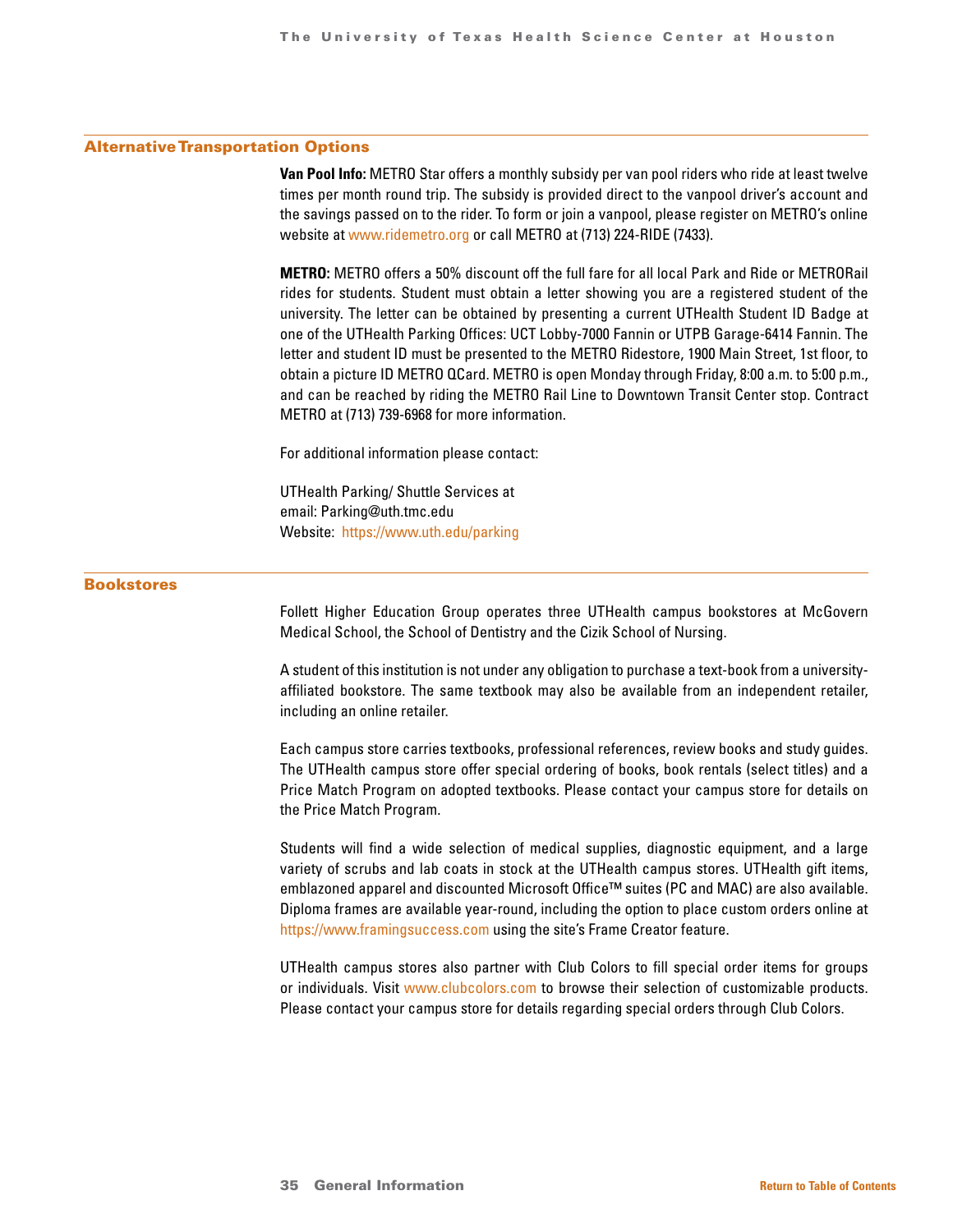## Alternative Transportation Options

**Van Pool Info:** METRO Star offers a monthly subsidy per van pool riders who ride at least twelve times per month round trip. The subsidy is provided direct to the vanpool driver's account and the savings passed on to the rider. To form or join a vanpool, please register on METRO's online website at www.ridemetro.org or call METRO at (713) 224-RIDE (7433).

**METRO:** METRO offers a 50% discount off the full fare for all local Park and Ride or METRORail rides for students. Student must obtain a letter showing you are a registered student of the university. The letter can be obtained by presenting a current UTHealth Student ID Badge at one of the UTHealth Parking Offices: UCT Lobby-7000 Fannin or UTPB Garage-6414 Fannin. The letter and student ID must be presented to the METRO Ridestore, 1900 Main Street, 1st floor, to obtain a picture ID METRO QCard. METRO is open Monday through Friday, 8:00 a.m. to 5:00 p.m., and can be reached by riding the METRO Rail Line to Downtown Transit Center stop. Contract METRO at (713) 739-6968 for more information.

For additional information please contact:

UTHealth Parking/ Shuttle Services at
email: Parking@uth.tmc.edu
Website: https://www.uth.edu/parking

## Bookstores

Follett Higher Education Group operates three UTHealth campus bookstores at McGovern Medical School, the School of Dentistry and the Cizik School of Nursing.

A student of this institution is not under any obligation to purchase a text-book from a university-affiliated bookstore. The same textbook may also be available from an independent retailer, including an online retailer.

Each campus store carries textbooks, professional references, review books and study guides. The UTHealth campus store offer special ordering of books, book rentals (select titles) and a Price Match Program on adopted textbooks. Please contact your campus store for details on the Price Match Program.

Students will find a wide selection of medical supplies, diagnostic equipment, and a large variety of scrubs and lab coats in stock at the UTHealth campus stores. UTHealth gift items, emblazoned apparel and discounted Microsoft Office™ suites (PC and MAC) are also available. Diploma frames are available year-round, including the option to place custom orders online at https://www.framingsuccess.com using the site's Frame Creator feature.

UTHealth campus stores also partner with Club Colors to fill special order items for groups or individuals. Visit www.clubcolors.com to browse their selection of customizable products. Please contact your campus store for details regarding special orders through Club Colors.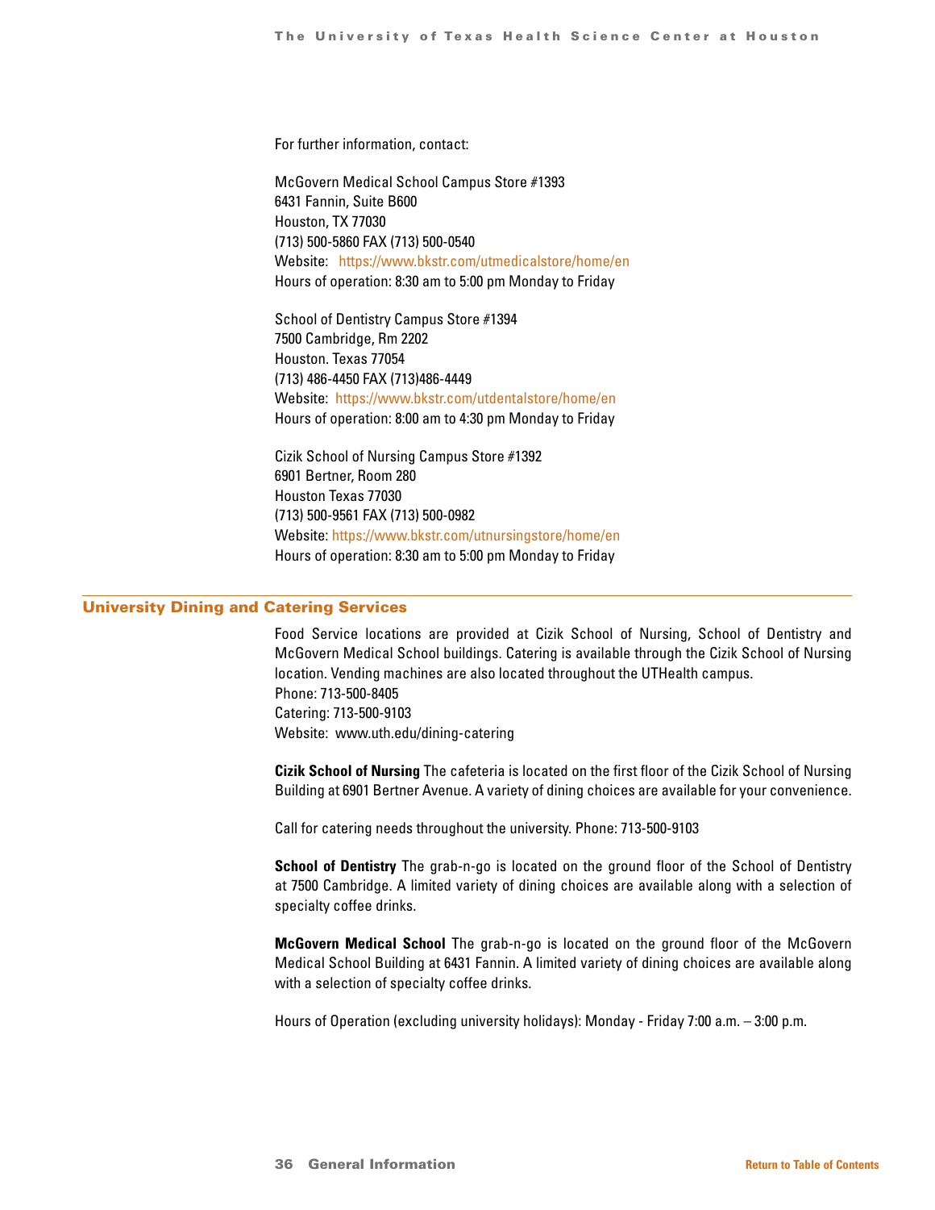For further information, contact:

McGovern Medical School Campus Store #1393
6431 Fannin, Suite B600
Houston, TX 77030
(713) 500-5860 FAX (713) 500-0540
Website: https://www.bkstr.com/utmedicalstore/home/en
Hours of operation: 8:30 am to 5:00 pm Monday to Friday

School of Dentistry Campus Store #1394
7500 Cambridge, Rm 2202
Houston. Texas 77054
(713) 486-4450 FAX (713)486-4449
Website: https://www.bkstr.com/utdentalstore/home/en
Hours of operation: 8:00 am to 4:30 pm Monday to Friday

Cizik School of Nursing Campus Store #1392
6901 Bertner, Room 280
Houston Texas 77030
(713) 500-9561 FAX (713) 500-0982
Website: https://www.bkstr.com/utnursingstore/home/en
Hours of operation: 8:30 am to 5:00 pm Monday to Friday

## University Dining and Catering Services

Food Service locations are provided at Cizik School of Nursing, School of Dentistry and McGovern Medical School buildings. Catering is available through the Cizik School of Nursing location. Vending machines are also located throughout the UTHealth campus.
Phone: 713-500-8405
Catering: 713-500-9103
Website: www.uth.edu/dining-catering

**Cizik School of Nursing** The cafeteria is located on the first floor of the Cizik School of Nursing Building at 6901 Bertner Avenue. A variety of dining choices are available for your convenience.

Call for catering needs throughout the university. Phone: 713-500-9103

**School of Dentistry** The grab-n-go is located on the ground floor of the School of Dentistry at 7500 Cambridge. A limited variety of dining choices are available along with a selection of specialty coffee drinks.

**McGovern Medical School** The grab-n-go is located on the ground floor of the McGovern Medical School Building at 6431 Fannin. A limited variety of dining choices are available along with a selection of specialty coffee drinks.

Hours of Operation (excluding university holidays): Monday - Friday 7:00 a.m. – 3:00 p.m.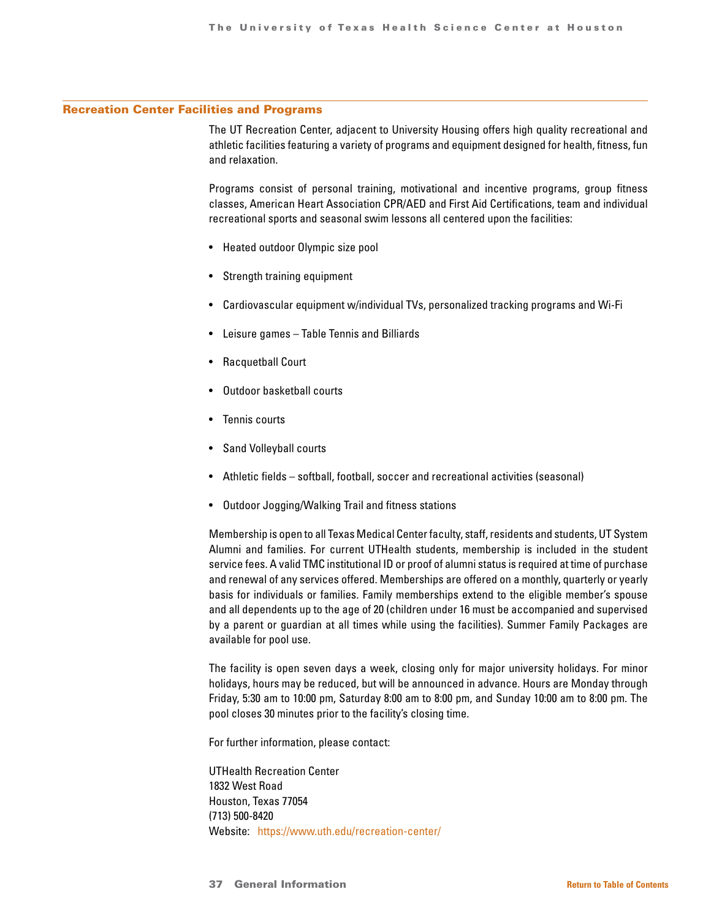## Recreation Center Facilities and Programs

The UT Recreation Center, adjacent to University Housing offers high quality recreational and athletic facilities featuring a variety of programs and equipment designed for health, fitness, fun and relaxation.

Programs consist of personal training, motivational and incentive programs, group fitness classes, American Heart Association CPR/AED and First Aid Certifications, team and individual recreational sports and seasonal swim lessons all centered upon the facilities:

- Heated outdoor Olympic size pool
- Strength training equipment
- Cardiovascular equipment w/individual TVs, personalized tracking programs and Wi-Fi
- Leisure games – Table Tennis and Billiards
- Racquetball Court
- Outdoor basketball courts
- Tennis courts
- Sand Volleyball courts
- Athletic fields – softball, football, soccer and recreational activities (seasonal)
- Outdoor Jogging/Walking Trail and fitness stations

Membership is open to all Texas Medical Center faculty, staff, residents and students, UT System Alumni and families. For current UTHealth students, membership is included in the student service fees. A valid TMC institutional ID or proof of alumni status is required at time of purchase and renewal of any services offered. Memberships are offered on a monthly, quarterly or yearly basis for individuals or families. Family memberships extend to the eligible member's spouse and all dependents up to the age of 20 (children under 16 must be accompanied and supervised by a parent or guardian at all times while using the facilities). Summer Family Packages are available for pool use.

The facility is open seven days a week, closing only for major university holidays. For minor holidays, hours may be reduced, but will be announced in advance. Hours are Monday through Friday, 5:30 am to 10:00 pm, Saturday 8:00 am to 8:00 pm, and Sunday 10:00 am to 8:00 pm. The pool closes 30 minutes prior to the facility's closing time.

For further information, please contact:

UTHealth Recreation Center
1832 West Road
Houston, Texas 77054
(713) 500-8420
Website: https://www.uth.edu/recreation-center/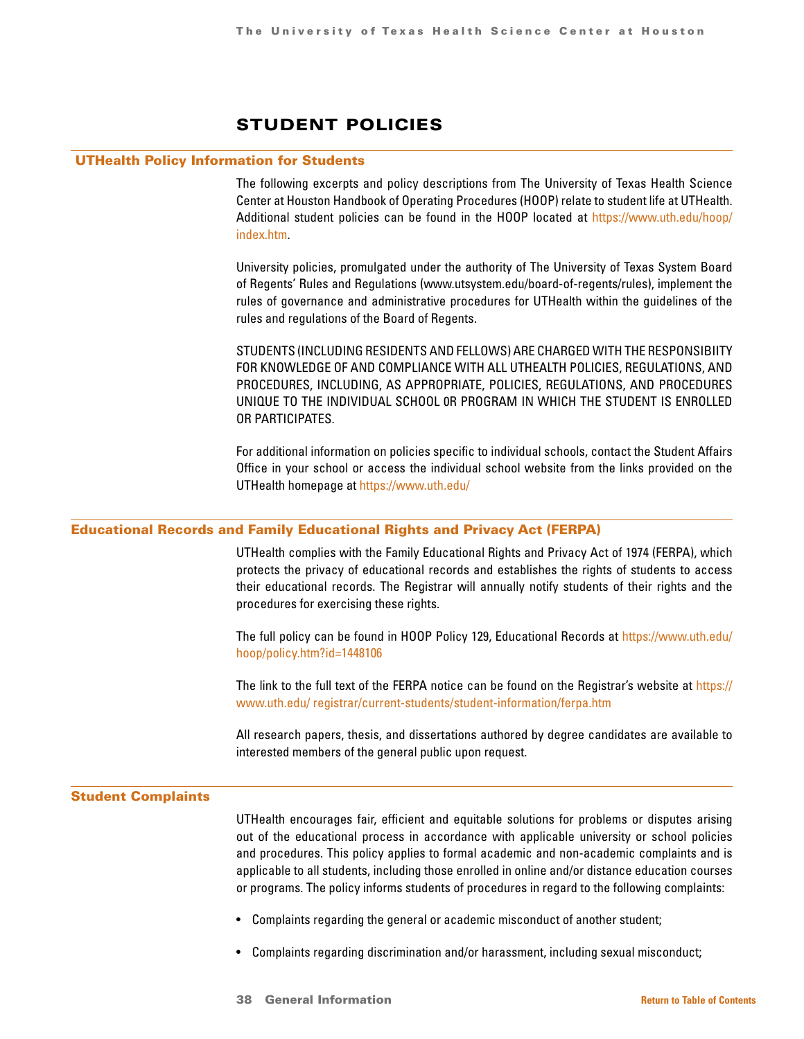# STUDENT POLICIES

## UTHealth Policy Information for Students

The following excerpts and policy descriptions from The University of Texas Health Science Center at Houston Handbook of Operating Procedures (HOOP) relate to student life at UTHealth. Additional student policies can be found in the HOOP located at https://www.uth.edu/hoop/index.htm.

University policies, promulgated under the authority of The University of Texas System Board of Regents' Rules and Regulations (www.utsystem.edu/board-of-regents/rules), implement the rules of governance and administrative procedures for UTHealth within the guidelines of the rules and regulations of the Board of Regents.

STUDENTS (INCLUDING RESIDENTS AND FELLOWS) ARE CHARGED WITH THE RESPONSIBIITY FOR KNOWLEDGE OF AND COMPLIANCE WITH ALL UTHEALTH POLICIES, REGULATIONS, AND PROCEDURES, INCLUDING, AS APPROPRIATE, POLICIES, REGULATIONS, AND PROCEDURES UNIQUE TO THE INDIVIDUAL SCHOOL 0R PROGRAM IN WHICH THE STUDENT IS ENROLLED OR PARTICIPATES.

For additional information on policies specific to individual schools, contact the Student Affairs Office in your school or access the individual school website from the links provided on the UTHealth homepage at https://www.uth.edu/

## Educational Records and Family Educational Rights and Privacy Act (FERPA)

UTHealth complies with the Family Educational Rights and Privacy Act of 1974 (FERPA), which protects the privacy of educational records and establishes the rights of students to access their educational records. The Registrar will annually notify students of their rights and the procedures for exercising these rights.

The full policy can be found in HOOP Policy 129, Educational Records at https://www.uth.edu/hoop/policy.htm?id=1448106

The link to the full text of the FERPA notice can be found on the Registrar's website at https://www.uth.edu/ registrar/current-students/student-information/ferpa.htm

All research papers, thesis, and dissertations authored by degree candidates are available to interested members of the general public upon request.

## Student Complaints

UTHealth encourages fair, efficient and equitable solutions for problems or disputes arising out of the educational process in accordance with applicable university or school policies and procedures. This policy applies to formal academic and non-academic complaints and is applicable to all students, including those enrolled in online and/or distance education courses or programs. The policy informs students of procedures in regard to the following complaints:

- Complaints regarding the general or academic misconduct of another student;
- Complaints regarding discrimination and/or harassment, including sexual misconduct;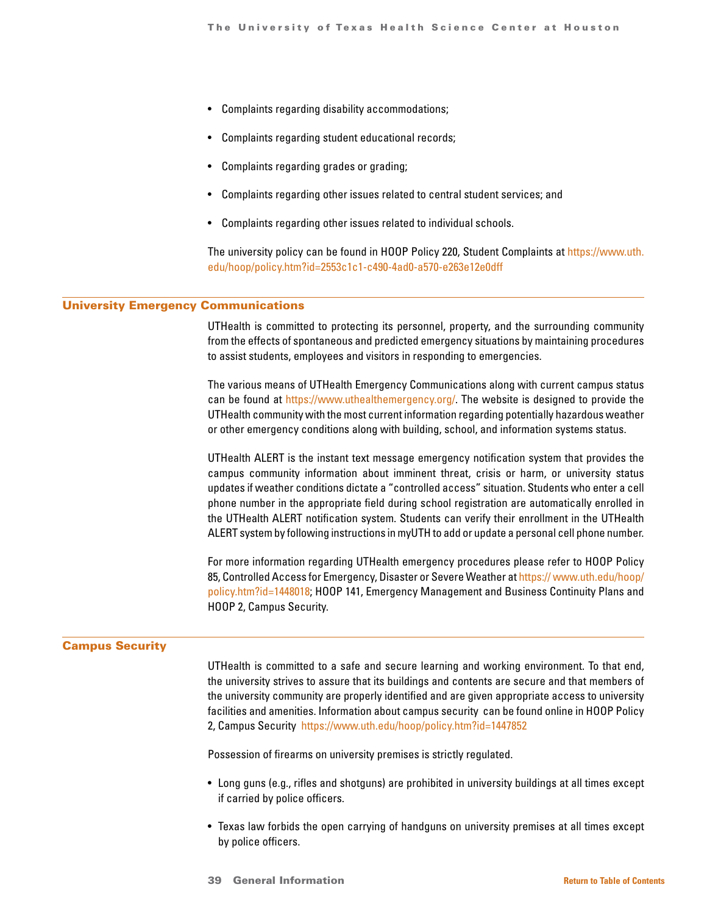- Complaints regarding disability accommodations;
- Complaints regarding student educational records;
- Complaints regarding grades or grading;
- Complaints regarding other issues related to central student services; and
- Complaints regarding other issues related to individual schools.

The university policy can be found in HOOP Policy 220, Student Complaints at https://www.uth.edu/hoop/policy.htm?id=2553c1c1-c490-4ad0-a570-e263e12e0dff

## University Emergency Communications

UTHealth is committed to protecting its personnel, property, and the surrounding community from the effects of spontaneous and predicted emergency situations by maintaining procedures to assist students, employees and visitors in responding to emergencies.

The various means of UTHealth Emergency Communications along with current campus status can be found at https://www.uthealthemergency.org/. The website is designed to provide the UTHealth community with the most current information regarding potentially hazardous weather or other emergency conditions along with building, school, and information systems status.

UTHealth ALERT is the instant text message emergency notification system that provides the campus community information about imminent threat, crisis or harm, or university status updates if weather conditions dictate a "controlled access" situation. Students who enter a cell phone number in the appropriate field during school registration are automatically enrolled in the UTHealth ALERT notification system. Students can verify their enrollment in the UTHealth ALERT system by following instructions in myUTH to add or update a personal cell phone number.

For more information regarding UTHealth emergency procedures please refer to HOOP Policy 85, Controlled Access for Emergency, Disaster or Severe Weather at https:// www.uth.edu/hoop/policy.htm?id=1448018; HOOP 141, Emergency Management and Business Continuity Plans and HOOP 2, Campus Security.

## Campus Security

UTHealth is committed to a safe and secure learning and working environment. To that end, the university strives to assure that its buildings and contents are secure and that members of the university community are properly identified and are given appropriate access to university facilities and amenities. Information about campus security can be found online in HOOP Policy 2, Campus Security https://www.uth.edu/hoop/policy.htm?id=1447852

Possession of firearms on university premises is strictly regulated.

- Long guns (e.g., rifles and shotguns) are prohibited in university buildings at all times except if carried by police officers.
- Texas law forbids the open carrying of handguns on university premises at all times except by police officers.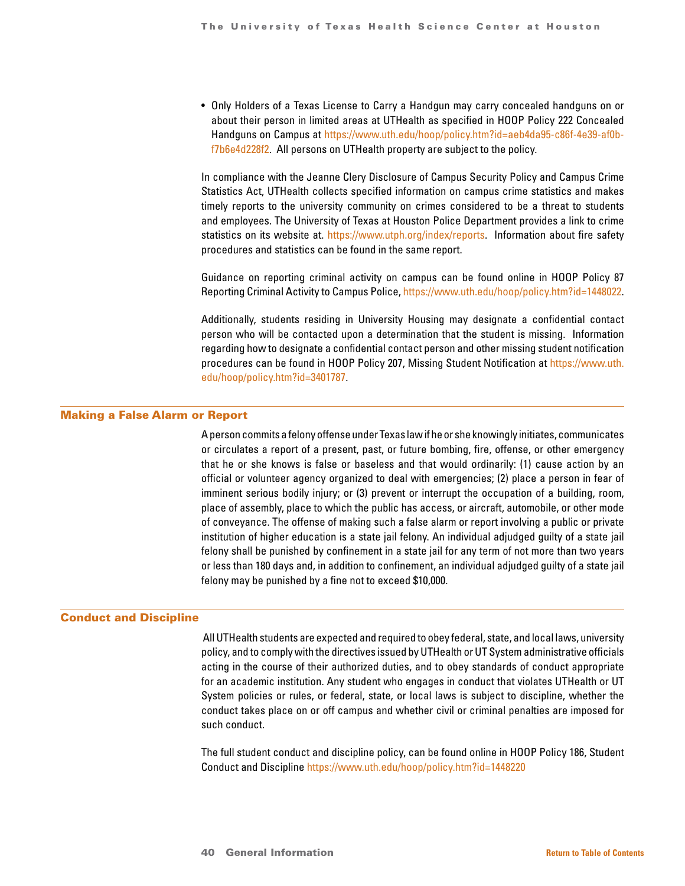- Only Holders of a Texas License to Carry a Handgun may carry concealed handguns on or about their person in limited areas at UTHealth as specified in HOOP Policy 222 Concealed Handguns on Campus at https://www.uth.edu/hoop/policy.htm?id=aeb4da95-c86f-4e39-af0b-f7b6e4d228f2. All persons on UTHealth property are subject to the policy.

In compliance with the Jeanne Clery Disclosure of Campus Security Policy and Campus Crime Statistics Act, UTHealth collects specified information on campus crime statistics and makes timely reports to the university community on crimes considered to be a threat to students and employees. The University of Texas at Houston Police Department provides a link to crime statistics on its website at. https://www.utph.org/index/reports. Information about fire safety procedures and statistics can be found in the same report.

Guidance on reporting criminal activity on campus can be found online in HOOP Policy 87 Reporting Criminal Activity to Campus Police, https://www.uth.edu/hoop/policy.htm?id=1448022.

Additionally, students residing in University Housing may designate a confidential contact person who will be contacted upon a determination that the student is missing. Information regarding how to designate a confidential contact person and other missing student notification procedures can be found in HOOP Policy 207, Missing Student Notification at https://www.uth.edu/hoop/policy.htm?id=3401787.

## Making a False Alarm or Report

A person commits a felony offense under Texas law if he or she knowingly initiates, communicates or circulates a report of a present, past, or future bombing, fire, offense, or other emergency that he or she knows is false or baseless and that would ordinarily: (1) cause action by an official or volunteer agency organized to deal with emergencies; (2) place a person in fear of imminent serious bodily injury; or (3) prevent or interrupt the occupation of a building, room, place of assembly, place to which the public has access, or aircraft, automobile, or other mode of conveyance. The offense of making such a false alarm or report involving a public or private institution of higher education is a state jail felony. An individual adjudged guilty of a state jail felony shall be punished by confinement in a state jail for any term of not more than two years or less than 180 days and, in addition to confinement, an individual adjudged guilty of a state jail felony may be punished by a fine not to exceed $10,000.

## Conduct and Discipline

All UTHealth students are expected and required to obey federal, state, and local laws, university policy, and to comply with the directives issued by UTHealth or UT System administrative officials acting in the course of their authorized duties, and to obey standards of conduct appropriate for an academic institution. Any student who engages in conduct that violates UTHealth or UT System policies or rules, or federal, state, or local laws is subject to discipline, whether the conduct takes place on or off campus and whether civil or criminal penalties are imposed for such conduct.

The full student conduct and discipline policy, can be found online in HOOP Policy 186, Student Conduct and Discipline https://www.uth.edu/hoop/policy.htm?id=1448220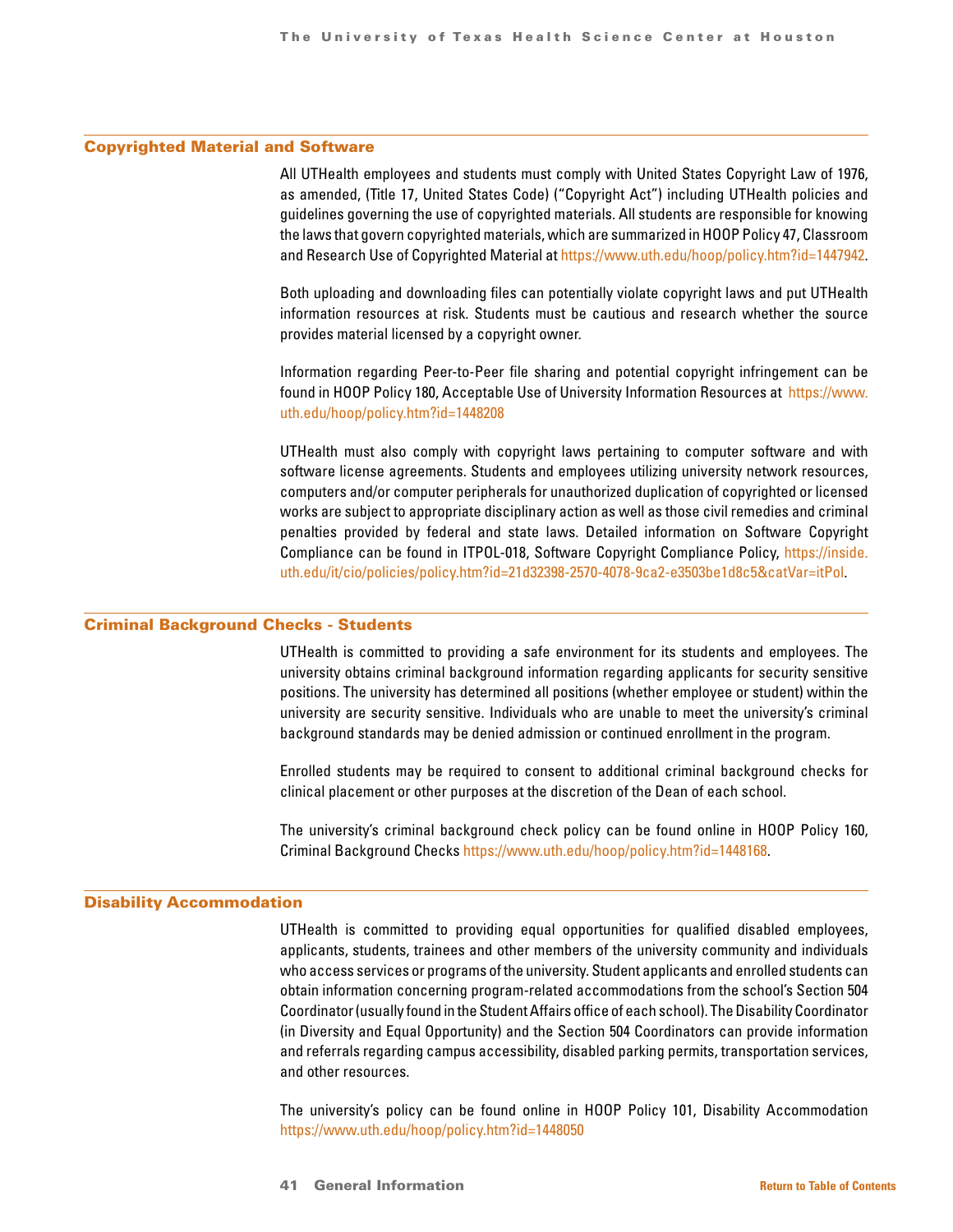## Copyrighted Material and Software

All UTHealth employees and students must comply with United States Copyright Law of 1976, as amended, (Title 17, United States Code) ("Copyright Act") including UTHealth policies and guidelines governing the use of copyrighted materials. All students are responsible for knowing the laws that govern copyrighted materials, which are summarized in HOOP Policy 47, Classroom and Research Use of Copyrighted Material at https://www.uth.edu/hoop/policy.htm?id=1447942.

Both uploading and downloading files can potentially violate copyright laws and put UTHealth information resources at risk. Students must be cautious and research whether the source provides material licensed by a copyright owner.

Information regarding Peer-to-Peer file sharing and potential copyright infringement can be found in HOOP Policy 180, Acceptable Use of University Information Resources at https://www.uth.edu/hoop/policy.htm?id=1448208

UTHealth must also comply with copyright laws pertaining to computer software and with software license agreements. Students and employees utilizing university network resources, computers and/or computer peripherals for unauthorized duplication of copyrighted or licensed works are subject to appropriate disciplinary action as well as those civil remedies and criminal penalties provided by federal and state laws. Detailed information on Software Copyright Compliance can be found in ITPOL-018, Software Copyright Compliance Policy, https://inside.uth.edu/it/cio/policies/policy.htm?id=21d32398-2570-4078-9ca2-e3503be1d8c5&catVar=itPol.

## Criminal Background Checks - Students

UTHealth is committed to providing a safe environment for its students and employees. The university obtains criminal background information regarding applicants for security sensitive positions. The university has determined all positions (whether employee or student) within the university are security sensitive. Individuals who are unable to meet the university's criminal background standards may be denied admission or continued enrollment in the program.

Enrolled students may be required to consent to additional criminal background checks for clinical placement or other purposes at the discretion of the Dean of each school.

The university's criminal background check policy can be found online in HOOP Policy 160, Criminal Background Checks https://www.uth.edu/hoop/policy.htm?id=1448168.

## Disability Accommodation

UTHealth is committed to providing equal opportunities for qualified disabled employees, applicants, students, trainees and other members of the university community and individuals who access services or programs of the university. Student applicants and enrolled students can obtain information concerning program-related accommodations from the school's Section 504 Coordinator (usually found in the Student Affairs office of each school). The Disability Coordinator (in Diversity and Equal Opportunity) and the Section 504 Coordinators can provide information and referrals regarding campus accessibility, disabled parking permits, transportation services, and other resources.

The university's policy can be found online in HOOP Policy 101, Disability Accommodation https://www.uth.edu/hoop/policy.htm?id=1448050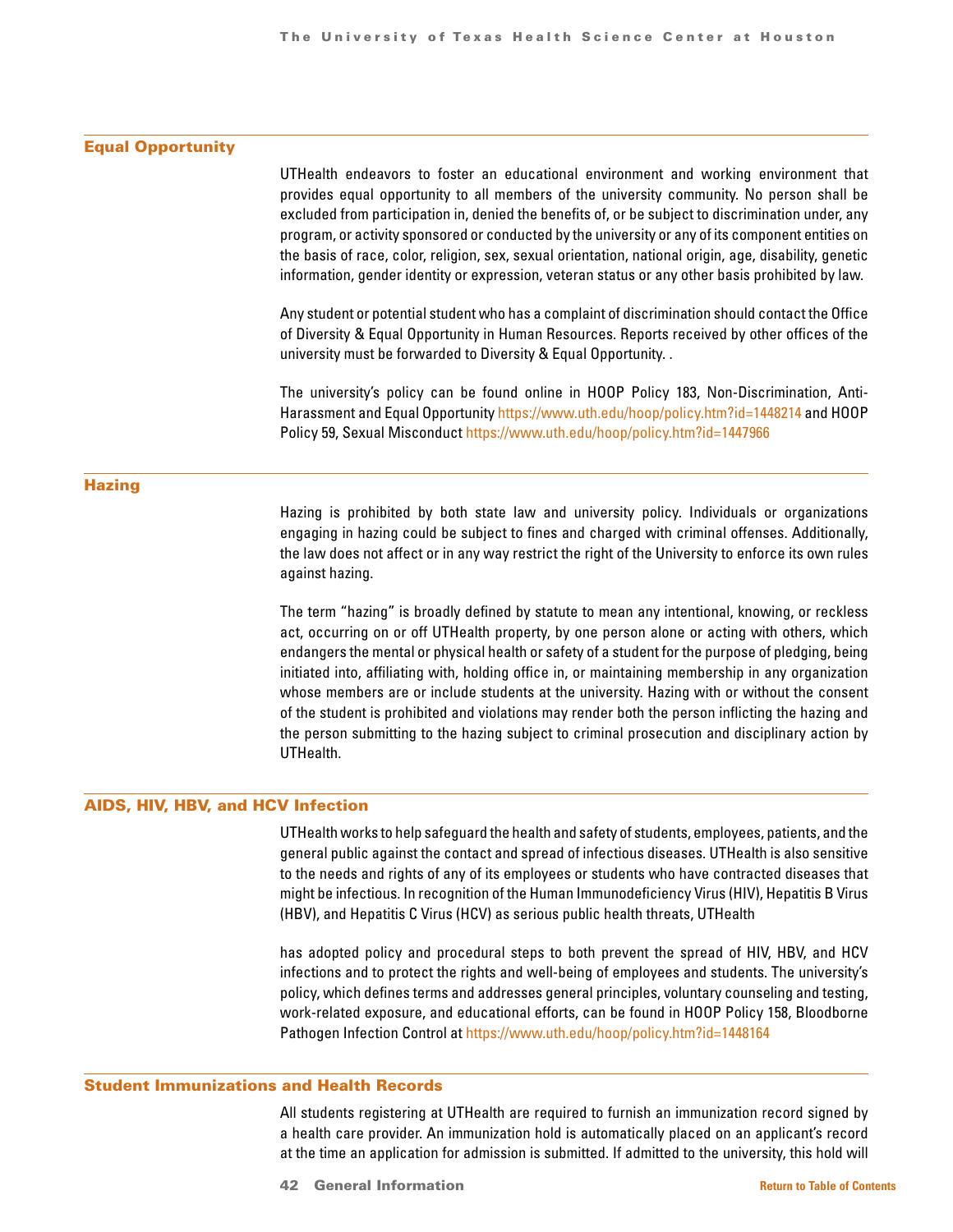## Equal Opportunity

UTHealth endeavors to foster an educational environment and working environment that provides equal opportunity to all members of the university community. No person shall be excluded from participation in, denied the benefits of, or be subject to discrimination under, any program, or activity sponsored or conducted by the university or any of its component entities on the basis of race, color, religion, sex, sexual orientation, national origin, age, disability, genetic information, gender identity or expression, veteran status or any other basis prohibited by law.

Any student or potential student who has a complaint of discrimination should contact the Office of Diversity & Equal Opportunity in Human Resources. Reports received by other offices of the university must be forwarded to Diversity & Equal Opportunity. .

The university's policy can be found online in HOOP Policy 183, Non-Discrimination, Anti-Harassment and Equal Opportunity https://www.uth.edu/hoop/policy.htm?id=1448214 and HOOP Policy 59, Sexual Misconduct https://www.uth.edu/hoop/policy.htm?id=1447966

## Hazing

Hazing is prohibited by both state law and university policy. Individuals or organizations engaging in hazing could be subject to fines and charged with criminal offenses. Additionally, the law does not affect or in any way restrict the right of the University to enforce its own rules against hazing.

The term "hazing" is broadly defined by statute to mean any intentional, knowing, or reckless act, occurring on or off UTHealth property, by one person alone or acting with others, which endangers the mental or physical health or safety of a student for the purpose of pledging, being initiated into, affiliating with, holding office in, or maintaining membership in any organization whose members are or include students at the university. Hazing with or without the consent of the student is prohibited and violations may render both the person inflicting the hazing and the person submitting to the hazing subject to criminal prosecution and disciplinary action by UTHealth.

## AIDS, HIV, HBV, and HCV Infection

UTHealth works to help safeguard the health and safety of students, employees, patients, and the general public against the contact and spread of infectious diseases. UTHealth is also sensitive to the needs and rights of any of its employees or students who have contracted diseases that might be infectious. In recognition of the Human Immunodeficiency Virus (HIV), Hepatitis B Virus (HBV), and Hepatitis C Virus (HCV) as serious public health threats, UTHealth

has adopted policy and procedural steps to both prevent the spread of HIV, HBV, and HCV infections and to protect the rights and well-being of employees and students. The university's policy, which defines terms and addresses general principles, voluntary counseling and testing, work-related exposure, and educational efforts, can be found in HOOP Policy 158, Bloodborne Pathogen Infection Control at https://www.uth.edu/hoop/policy.htm?id=1448164

## Student Immunizations and Health Records

All students registering at UTHealth are required to furnish an immunization record signed by a health care provider. An immunization hold is automatically placed on an applicant's record at the time an application for admission is submitted. If admitted to the university, this hold will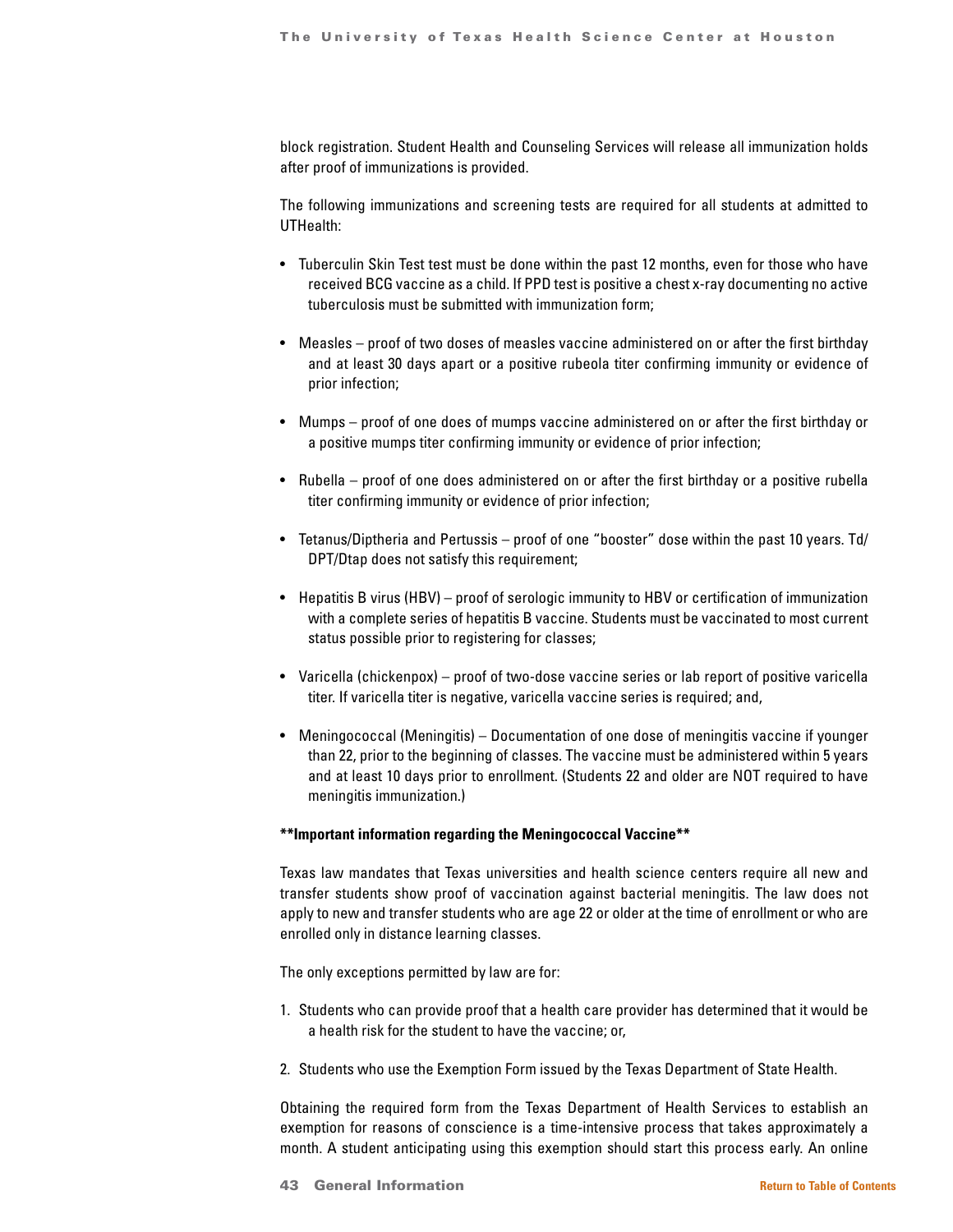block registration. Student Health and Counseling Services will release all immunization holds after proof of immunizations is provided.

The following immunizations and screening tests are required for all students at admitted to UTHealth:

- Tuberculin Skin Test test must be done within the past 12 months, even for those who have received BCG vaccine as a child. If PPD test is positive a chest x-ray documenting no active tuberculosis must be submitted with immunization form;
- Measles – proof of two doses of measles vaccine administered on or after the first birthday and at least 30 days apart or a positive rubeola titer confirming immunity or evidence of prior infection;
- Mumps – proof of one does of mumps vaccine administered on or after the first birthday or a positive mumps titer confirming immunity or evidence of prior infection;
- Rubella – proof of one does administered on or after the first birthday or a positive rubella titer confirming immunity or evidence of prior infection;
- Tetanus/Diptheria and Pertussis – proof of one "booster" dose within the past 10 years. Td/DPT/Dtap does not satisfy this requirement;
- Hepatitis B virus (HBV) – proof of serologic immunity to HBV or certification of immunization with a complete series of hepatitis B vaccine. Students must be vaccinated to most current status possible prior to registering for classes;
- Varicella (chickenpox) – proof of two-dose vaccine series or lab report of positive varicella titer. If varicella titer is negative, varicella vaccine series is required; and,
- Meningococcal (Meningitis) – Documentation of one dose of meningitis vaccine if younger than 22, prior to the beginning of classes. The vaccine must be administered within 5 years and at least 10 days prior to enrollment. (Students 22 and older are NOT required to have meningitis immunization.)

**\*\*Important information regarding the Meningococcal Vaccine\*\***

Texas law mandates that Texas universities and health science centers require all new and transfer students show proof of vaccination against bacterial meningitis. The law does not apply to new and transfer students who are age 22 or older at the time of enrollment or who are enrolled only in distance learning classes.

The only exceptions permitted by law are for:

1. Students who can provide proof that a health care provider has determined that it would be a health risk for the student to have the vaccine; or,
2. Students who use the Exemption Form issued by the Texas Department of State Health.

Obtaining the required form from the Texas Department of Health Services to establish an exemption for reasons of conscience is a time-intensive process that takes approximately a month. A student anticipating using this exemption should start this process early. An online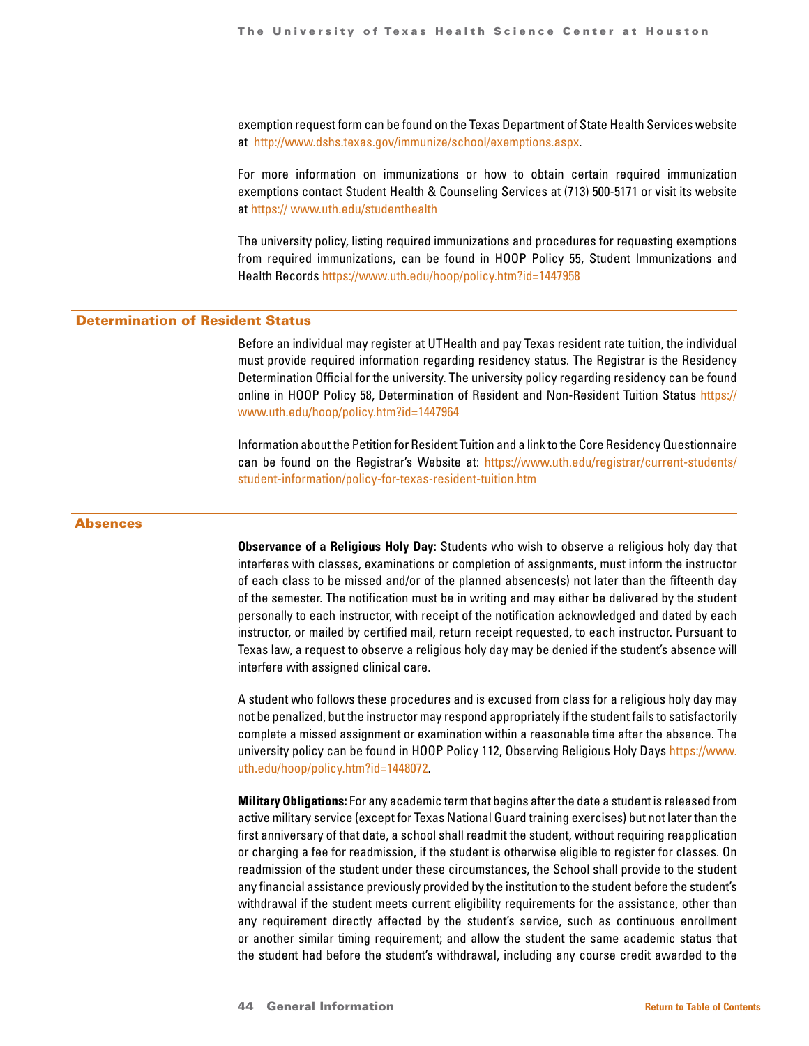exemption request form can be found on the Texas Department of State Health Services website at http://www.dshs.texas.gov/immunize/school/exemptions.aspx.

For more information on immunizations or how to obtain certain required immunization exemptions contact Student Health & Counseling Services at (713) 500-5171 or visit its website at https:// www.uth.edu/studenthealth

The university policy, listing required immunizations and procedures for requesting exemptions from required immunizations, can be found in HOOP Policy 55, Student Immunizations and Health Records https://www.uth.edu/hoop/policy.htm?id=1447958

## Determination of Resident Status

Before an individual may register at UTHealth and pay Texas resident rate tuition, the individual must provide required information regarding residency status. The Registrar is the Residency Determination Official for the university. The university policy regarding residency can be found online in HOOP Policy 58, Determination of Resident and Non-Resident Tuition Status https://www.uth.edu/hoop/policy.htm?id=1447964

Information about the Petition for Resident Tuition and a link to the Core Residency Questionnaire can be found on the Registrar's Website at: https://www.uth.edu/registrar/current-students/student-information/policy-for-texas-resident-tuition.htm

## Absences

**Observance of a Religious Holy Day:** Students who wish to observe a religious holy day that interferes with classes, examinations or completion of assignments, must inform the instructor of each class to be missed and/or of the planned absences(s) not later than the fifteenth day of the semester. The notification must be in writing and may either be delivered by the student personally to each instructor, with receipt of the notification acknowledged and dated by each instructor, or mailed by certified mail, return receipt requested, to each instructor. Pursuant to Texas law, a request to observe a religious holy day may be denied if the student's absence will interfere with assigned clinical care.

A student who follows these procedures and is excused from class for a religious holy day may not be penalized, but the instructor may respond appropriately if the student fails to satisfactorily complete a missed assignment or examination within a reasonable time after the absence. The university policy can be found in HOOP Policy 112, Observing Religious Holy Days https://www.uth.edu/hoop/policy.htm?id=1448072.

**Military Obligations:** For any academic term that begins after the date a student is released from active military service (except for Texas National Guard training exercises) but not later than the first anniversary of that date, a school shall readmit the student, without requiring reapplication or charging a fee for readmission, if the student is otherwise eligible to register for classes. On readmission of the student under these circumstances, the School shall provide to the student any financial assistance previously provided by the institution to the student before the student's withdrawal if the student meets current eligibility requirements for the assistance, other than any requirement directly affected by the student's service, such as continuous enrollment or another similar timing requirement; and allow the student the same academic status that the student had before the student's withdrawal, including any course credit awarded to the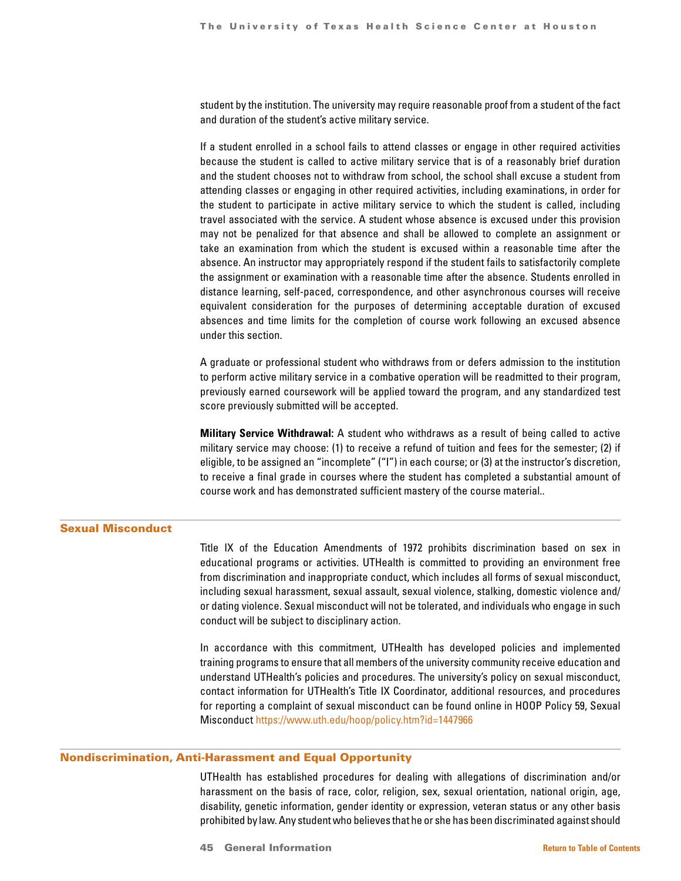student by the institution. The university may require reasonable proof from a student of the fact and duration of the student's active military service.

If a student enrolled in a school fails to attend classes or engage in other required activities because the student is called to active military service that is of a reasonably brief duration and the student chooses not to withdraw from school, the school shall excuse a student from attending classes or engaging in other required activities, including examinations, in order for the student to participate in active military service to which the student is called, including travel associated with the service. A student whose absence is excused under this provision may not be penalized for that absence and shall be allowed to complete an assignment or take an examination from which the student is excused within a reasonable time after the absence. An instructor may appropriately respond if the student fails to satisfactorily complete the assignment or examination with a reasonable time after the absence. Students enrolled in distance learning, self-paced, correspondence, and other asynchronous courses will receive equivalent consideration for the purposes of determining acceptable duration of excused absences and time limits for the completion of course work following an excused absence under this section.

A graduate or professional student who withdraws from or defers admission to the institution to perform active military service in a combative operation will be readmitted to their program, previously earned coursework will be applied toward the program, and any standardized test score previously submitted will be accepted.

**Military Service Withdrawal:** A student who withdraws as a result of being called to active military service may choose: (1) to receive a refund of tuition and fees for the semester; (2) if eligible, to be assigned an "incomplete" ("I") in each course; or (3) at the instructor's discretion, to receive a final grade in courses where the student has completed a substantial amount of course work and has demonstrated sufficient mastery of the course material..

## Sexual Misconduct

Title IX of the Education Amendments of 1972 prohibits discrimination based on sex in educational programs or activities. UTHealth is committed to providing an environment free from discrimination and inappropriate conduct, which includes all forms of sexual misconduct, including sexual harassment, sexual assault, sexual violence, stalking, domestic violence and/or dating violence. Sexual misconduct will not be tolerated, and individuals who engage in such conduct will be subject to disciplinary action.

In accordance with this commitment, UTHealth has developed policies and implemented training programs to ensure that all members of the university community receive education and understand UTHealth's policies and procedures. The university's policy on sexual misconduct, contact information for UTHealth's Title IX Coordinator, additional resources, and procedures for reporting a complaint of sexual misconduct can be found online in HOOP Policy 59, Sexual Misconduct https://www.uth.edu/hoop/policy.htm?id=1447966

## Nondiscrimination, Anti-Harassment and Equal Opportunity

UTHealth has established procedures for dealing with allegations of discrimination and/or harassment on the basis of race, color, religion, sex, sexual orientation, national origin, age, disability, genetic information, gender identity or expression, veteran status or any other basis prohibited by law. Any student who believes that he or she has been discriminated against should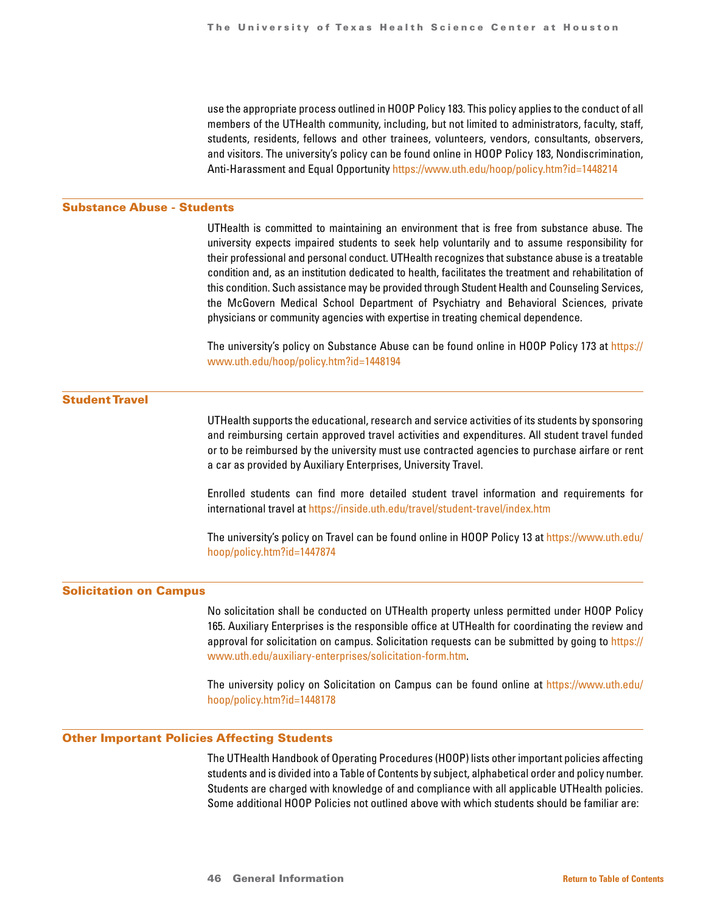use the appropriate process outlined in HOOP Policy 183. This policy applies to the conduct of all members of the UTHealth community, including, but not limited to administrators, faculty, staff, students, residents, fellows and other trainees, volunteers, vendors, consultants, observers, and visitors. The university's policy can be found online in HOOP Policy 183, Nondiscrimination, Anti-Harassment and Equal Opportunity https://www.uth.edu/hoop/policy.htm?id=1448214

## Substance Abuse - Students

UTHealth is committed to maintaining an environment that is free from substance abuse. The university expects impaired students to seek help voluntarily and to assume responsibility for their professional and personal conduct. UTHealth recognizes that substance abuse is a treatable condition and, as an institution dedicated to health, facilitates the treatment and rehabilitation of this condition. Such assistance may be provided through Student Health and Counseling Services, the McGovern Medical School Department of Psychiatry and Behavioral Sciences, private physicians or community agencies with expertise in treating chemical dependence.

The university's policy on Substance Abuse can be found online in HOOP Policy 173 at https://www.uth.edu/hoop/policy.htm?id=1448194

## Student Travel

UTHealth supports the educational, research and service activities of its students by sponsoring and reimbursing certain approved travel activities and expenditures. All student travel funded or to be reimbursed by the university must use contracted agencies to purchase airfare or rent a car as provided by Auxiliary Enterprises, University Travel.

Enrolled students can find more detailed student travel information and requirements for international travel at https://inside.uth.edu/travel/student-travel/index.htm

The university's policy on Travel can be found online in HOOP Policy 13 at https://www.uth.edu/hoop/policy.htm?id=1447874

## Solicitation on Campus

No solicitation shall be conducted on UTHealth property unless permitted under HOOP Policy 165. Auxiliary Enterprises is the responsible office at UTHealth for coordinating the review and approval for solicitation on campus. Solicitation requests can be submitted by going to https://www.uth.edu/auxiliary-enterprises/solicitation-form.htm.

The university policy on Solicitation on Campus can be found online at https://www.uth.edu/hoop/policy.htm?id=1448178

## Other Important Policies Affecting Students

The UTHealth Handbook of Operating Procedures (HOOP) lists other important policies affecting students and is divided into a Table of Contents by subject, alphabetical order and policy number. Students are charged with knowledge of and compliance with all applicable UTHealth policies. Some additional HOOP Policies not outlined above with which students should be familiar are: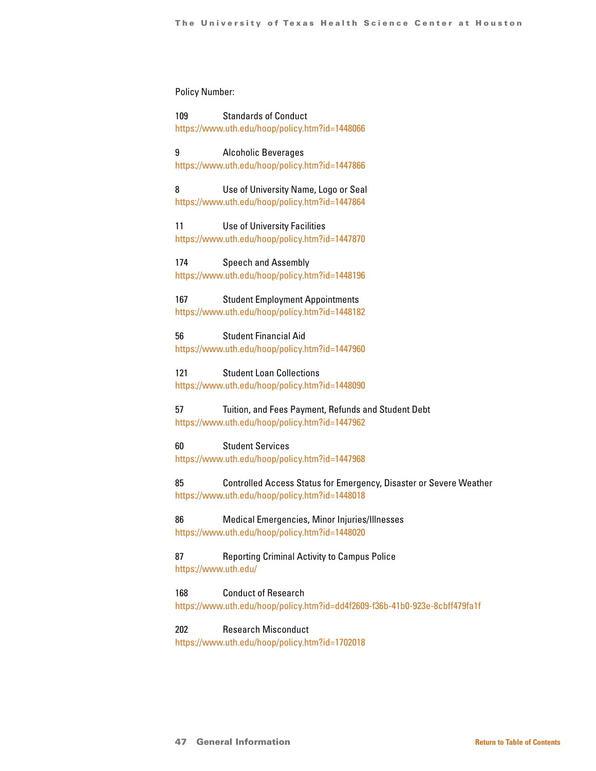Policy Number:

109 Standards of Conduct
https://www.uth.edu/hoop/policy.htm?id=1448066

9 Alcoholic Beverages
https://www.uth.edu/hoop/policy.htm?id=1447866

8 Use of University Name, Logo or Seal
https://www.uth.edu/hoop/policy.htm?id=1447864

11 Use of University Facilities
https://www.uth.edu/hoop/policy.htm?id=1447870

174 Speech and Assembly
https://www.uth.edu/hoop/policy.htm?id=1448196

167 Student Employment Appointments
https://www.uth.edu/hoop/policy.htm?id=1448182

56 Student Financial Aid
https://www.uth.edu/hoop/policy.htm?id=1447960

121 Student Loan Collections
https://www.uth.edu/hoop/policy.htm?id=1448090

57 Tuition, and Fees Payment, Refunds and Student Debt
https://www.uth.edu/hoop/policy.htm?id=1447962

60 Student Services
https://www.uth.edu/hoop/policy.htm?id=1447968

85 Controlled Access Status for Emergency, Disaster or Severe Weather
https://www.uth.edu/hoop/policy.htm?id=1448018

86 Medical Emergencies, Minor Injuries/Illnesses
https://www.uth.edu/hoop/policy.htm?id=1448020

87 Reporting Criminal Activity to Campus Police
https://www.uth.edu/

168 Conduct of Research
https://www.uth.edu/hoop/policy.htm?id=dd4f2609-f36b-41b0-923e-8cbff479fa1f

202 Research Misconduct
https://www.uth.edu/hoop/policy.htm?id=1702018